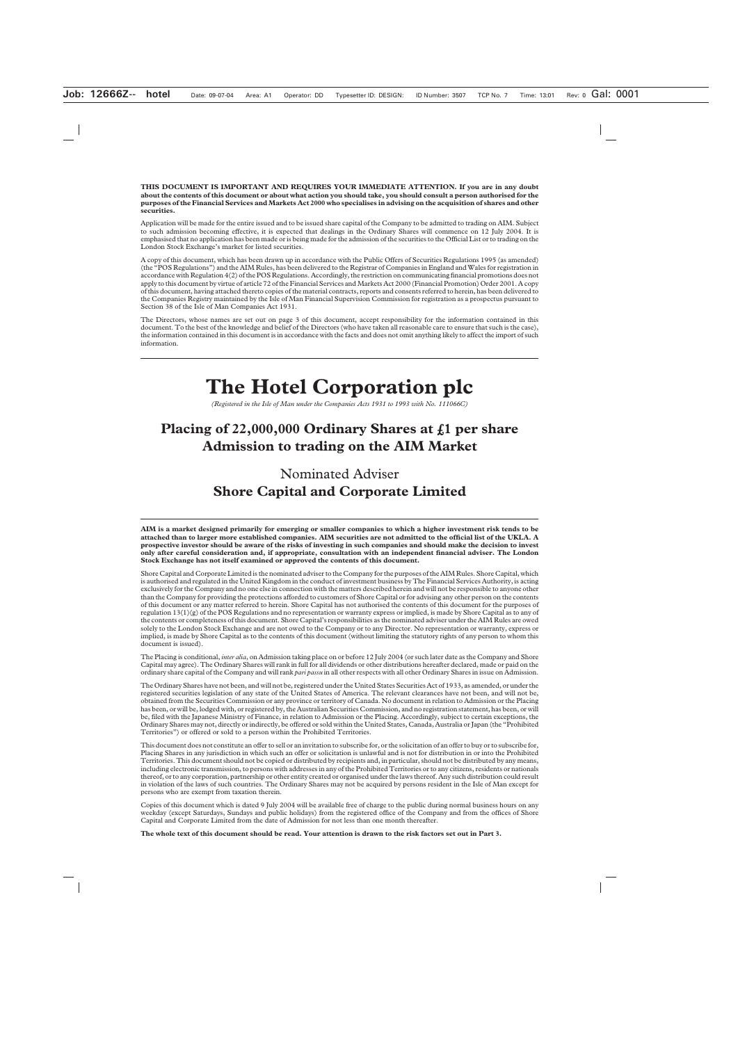**THIS DOCUMENT IS IMPORTANT AND REQUIRES YOUR IMMEDIATE ATTENTION. If you are in any doubt about the contents of this document or about what action you should take, you should consult a person authorised for the purposes of the Financial Services and Markets Act 2000 who specialises in advising on the acquisition of shares and other securities.**

Application will be made for the entire issued and to be issued share capital of the Company to be admitted to trading on AIM. Subject to such admission becoming effective, it is expected that dealings in the Ordinary Shares will commence on 12 July 2004. It is emphasised that no application has been made or is being made for the admission of the securities to the Official List or to trading on the London Stock Exchange's market for listed securities.

A copy of this document, which has been drawn up in accordance with the Public Offers of Securities Regulations 1995 (as amended) (the "POS Regulations") and the AIM Rules, has been delivered to the Registrar of Companies in England and Wales for registration in accordance with Regulation 4(2) of the POS Regulations. Accordingly, the restriction on communicating financial promotions does not apply to this document by virtue of article 72 of the Financial Services and Markets Act 2000 (Financial Promotion) Order 2001. A copy of this document, having attached thereto copies of the material contracts, reports and consents referred to herein, has been delivered to the Companies Registry maintained by the Isle of Man Financial Supervision Commission for registration as a prospectus pursuant to Section 38 of the Isle of Man Companies Act 1931.

The Directors, whose names are set out on page 3 of this document, accept responsibility for the information contained in this document. To the best of the knowledge and belief of the Directors (who have taken all reasonable care to ensure that such is the case), the information contained in this document is in accordance with the facts and does not omit anything likely to affect the import of such information.

---

# The Hotel Corporation plc

*(Registered in the Isle of Man under the Companies Acts 1931 to 1993 with No. 111066C)*

## Placing of 22,000,000 Ordinary Shares at £1 per share
## Admission to trading on the AIM Market

Nominated Adviser

**Shore Capital and Corporate Limited**

---

**AIM is a market designed primarily for emerging or smaller companies to which a higher investment risk tends to be attached than to larger more established companies. AIM securities are not admitted to the official list of the UKLA. A prospective investor should be aware of the risks of investing in such companies and should make the decision to invest only after careful consideration and, if appropriate, consultation with an independent financial adviser. The London Stock Exchange has not itself examined or approved the contents of this document.**

Shore Capital and Corporate Limited is the nominated adviser to the Company for the purposes of the AIM Rules. Shore Capital, which is authorised and regulated in the United Kingdom in the conduct of investment business by The Financial Services Authority, is acting exclusively for the Company and no one else in connection with the matters described herein and will not be responsible to anyone other than the Company for providing the protections afforded to customers of Shore Capital or for advising any other person on the contents of this document or any matter referred to herein. Shore Capital has not authorised the contents of this document for the purposes of regulation 13(1)(g) of the POS Regulations and no representation or warranty express or implied, is made by Shore Capital as to any of the contents or completeness of this document. Shore Capital's responsibilities as the nominated adviser under the AIM Rules are owed solely to the London Stock Exchange and are not owed to the Company or to any Director. No representation or warranty, express or implied, is made by Shore Capital as to the contents of this document (without limiting the statutory rights of any person to whom this document is issued).

The Placing is conditional, *inter alia*, on Admission taking place on or before 12 July 2004 (or such later date as the Company and Shore Capital may agree). The Ordinary Shares will rank in full for all dividends or other distributions hereafter declared, made or paid on the ordinary share capital of the Company and will rank *pari passu* in all other respects with all other Ordinary Shares in issue on Admission.

The Ordinary Shares have not been, and will not be, registered under the United States Securities Act of 1933, as amended, or under the registered securities legislation of any state of the United States of America. The relevant clearances have not been, and will not be, obtained from the Securities Commission or any province or territory of Canada. No document in relation to Admission or the Placing has been, or will be, lodged with, or registered by, the Australian Securities Commission, and no registration statement, has been, or will be, filed with the Japanese Ministry of Finance, in relation to Admission or the Placing. Accordingly, subject to certain exceptions, the Ordinary Shares may not, directly or indirectly, be offered or sold within the United States, Canada, Australia or Japan (the "Prohibited Territories") or offered or sold to a person within the Prohibited Territories.

This document does not constitute an offer to sell or an invitation to subscribe for, or the solicitation of an offer to buy or to subscribe for, Placing Shares in any jurisdiction in which such an offer or solicitation is unlawful and is not for distribution in or into the Prohibited Territories. This document should not be copied or distributed by recipients and, in particular, should not be distributed by any means, including electronic transmission, to persons with addresses in any of the Prohibited Territories or to any citizens, residents or nationals thereof, or to any corporation, partnership or other entity created or organised under the laws thereof. Any such distribution could result in violation of the laws of such countries. The Ordinary Shares may not be acquired by persons resident in the Isle of Man except for persons who are exempt from taxation therein.

Copies of this document which is dated 9 July 2004 will be available free of charge to the public during normal business hours on any weekday (except Saturdays, Sundays and public holidays) from the registered office of the Company and from the offices of Shore Capital and Corporate Limited from the date of Admission for not less than one month thereafter.

**The whole text of this document should be read. Your attention is drawn to the risk factors set out in Part 3.**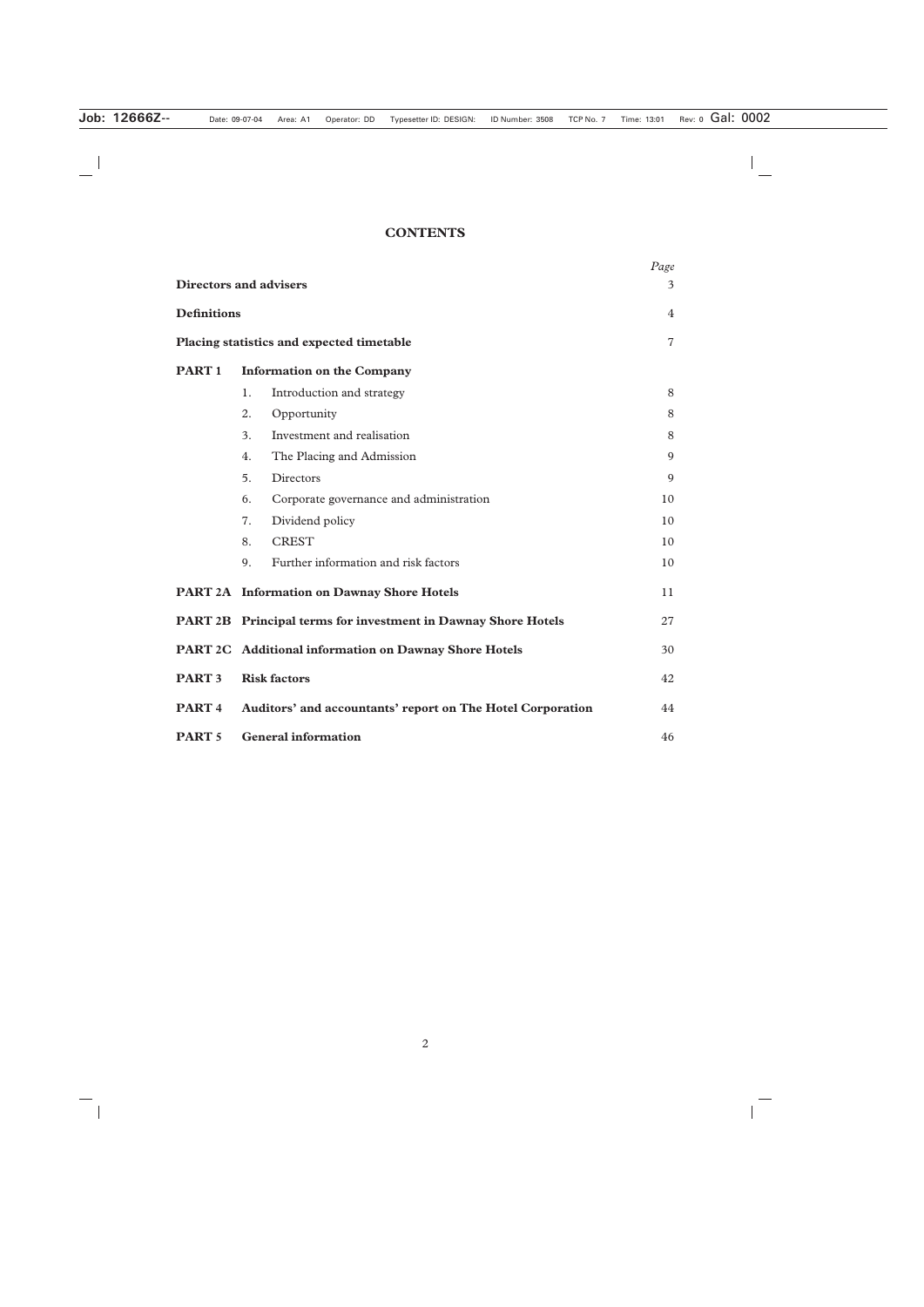# CONTENTS

| | | Page |
|---|---|---|
| **Directors and advisers** | | 3 |
| **Definitions** | | 4 |
| **Placing statistics and expected timetable** | | 7 |
| **PART 1** | **Information on the Company** | |
| | 1. Introduction and strategy | 8 |
| | 2. Opportunity | 8 |
| | 3. Investment and realisation | 8 |
| | 4. The Placing and Admission | 9 |
| | 5. Directors | 9 |
| | 6. Corporate governance and administration | 10 |
| | 7. Dividend policy | 10 |
| | 8. CREST | 10 |
| | 9. Further information and risk factors | 10 |
| **PART 2A** | **Information on Dawnay Shore Hotels** | 11 |
| **PART 2B** | **Principal terms for investment in Dawnay Shore Hotels** | 27 |
| **PART 2C** | **Additional information on Dawnay Shore Hotels** | 30 |
| **PART 3** | **Risk factors** | 42 |
| **PART 4** | **Auditors' and accountants' report on The Hotel Corporation** | 44 |
| **PART 5** | **General information** | 46 |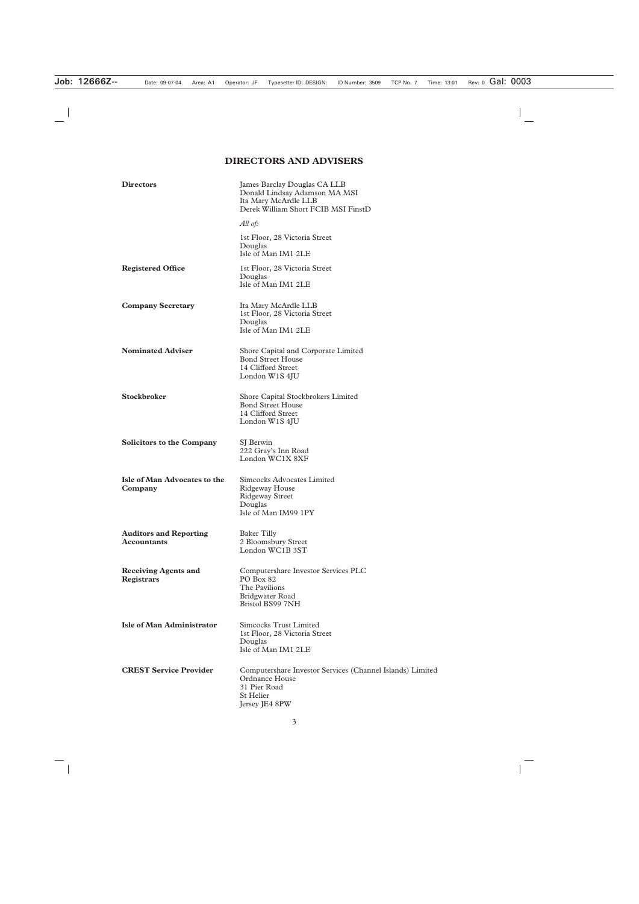# DIRECTORS AND ADVISERS

| | |
|---|---|
| **Directors** | James Barclay Douglas CA LLB<br>Donald Lindsay Adamson MA MSI<br>Ita Mary McArdle LLB<br>Derek William Short FCIB MSI FinstD<br><br>*All of:*<br><br>1st Floor, 28 Victoria Street<br>Douglas<br>Isle of Man IM1 2LE |
| **Registered Office** | 1st Floor, 28 Victoria Street<br>Douglas<br>Isle of Man IM1 2LE |
| **Company Secretary** | Ita Mary McArdle LLB<br>1st Floor, 28 Victoria Street<br>Douglas<br>Isle of Man IM1 2LE |
| **Nominated Adviser** | Shore Capital and Corporate Limited<br>Bond Street House<br>14 Clifford Street<br>London W1S 4JU |
| **Stockbroker** | Shore Capital Stockbrokers Limited<br>Bond Street House<br>14 Clifford Street<br>London W1S 4JU |
| **Solicitors to the Company** | SJ Berwin<br>222 Gray's Inn Road<br>London WC1X 8XF |
| **Isle of Man Advocates to the Company** | Simcocks Advocates Limited<br>Ridgeway House<br>Ridgeway Street<br>Douglas<br>Isle of Man IM99 1PY |
| **Auditors and Reporting Accountants** | Baker Tilly<br>2 Bloomsbury Street<br>London WC1B 3ST |
| **Receiving Agents and Registrars** | Computershare Investor Services PLC<br>PO Box 82<br>The Pavilions<br>Bridgwater Road<br>Bristol BS99 7NH |
| **Isle of Man Administrator** | Simcocks Trust Limited<br>1st Floor, 28 Victoria Street<br>Douglas<br>Isle of Man IM1 2LE |
| **CREST Service Provider** | Computershare Investor Services (Channel Islands) Limited<br>Ordnance House<br>31 Pier Road<br>St Helier<br>Jersey JE4 8PW |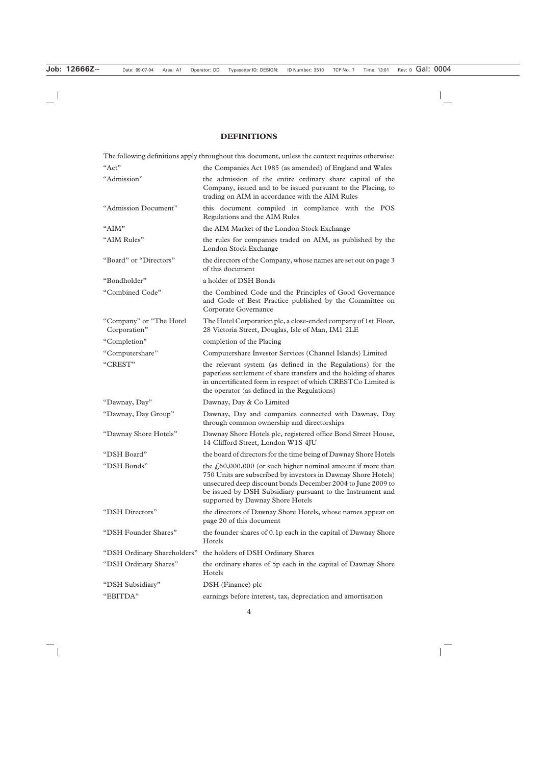# DEFINITIONS

The following definitions apply throughout this document, unless the context requires otherwise:

| | |
|---|---|
| "Act" | the Companies Act 1985 (as amended) of England and Wales |
| "Admission" | the admission of the entire ordinary share capital of the Company, issued and to be issued pursuant to the Placing, to trading on AIM in accordance with the AIM Rules |
| "Admission Document" | this document compiled in compliance with the POS Regulations and the AIM Rules |
| "AIM" | the AIM Market of the London Stock Exchange |
| "AIM Rules" | the rules for companies traded on AIM, as published by the London Stock Exchange |
| "Board" or "Directors" | the directors of the Company, whose names are set out on page 3 of this document |
| "Bondholder" | a holder of DSH Bonds |
| "Combined Code" | the Combined Code and the Principles of Good Governance and Code of Best Practice published by the Committee on Corporate Governance |
| "Company" or "The Hotel Corporation" | The Hotel Corporation plc, a close-ended company of 1st Floor, 28 Victoria Street, Douglas, Isle of Man, IM1 2LE |
| "Completion" | completion of the Placing |
| "Computershare" | Computershare Investor Services (Channel Islands) Limited |
| "CREST" | the relevant system (as defined in the Regulations) for the paperless settlement of share transfers and the holding of shares in uncertificated form in respect of which CRESTCo Limited is the operator (as defined in the Regulations) |
| "Dawnay, Day" | Dawnay, Day & Co Limited |
| "Dawnay, Day Group" | Dawnay, Day and companies connected with Dawnay, Day through common ownership and directorships |
| "Dawnay Shore Hotels" | Dawnay Shore Hotels plc, registered office Bond Street House, 14 Clifford Street, London W1S 4JU |
| "DSH Board" | the board of directors for the time being of Dawnay Shore Hotels |
| "DSH Bonds" | the £60,000,000 (or such higher nominal amount if more than 750 Units are subscribed by investors in Dawnay Shore Hotels) unsecured deep discount bonds December 2004 to June 2009 to be issued by DSH Subsidiary pursuant to the Instrument and supported by Dawnay Shore Hotels |
| "DSH Directors" | the directors of Dawnay Shore Hotels, whose names appear on page 20 of this document |
| "DSH Founder Shares" | the founder shares of 0.1p each in the capital of Dawnay Shore Hotels |
| "DSH Ordinary Shareholders" | the holders of DSH Ordinary Shares |
| "DSH Ordinary Shares" | the ordinary shares of 5p each in the capital of Dawnay Shore Hotels |
| "DSH Subsidiary" | DSH (Finance) plc |
| "EBITDA" | earnings before interest, tax, depreciation and amortisation |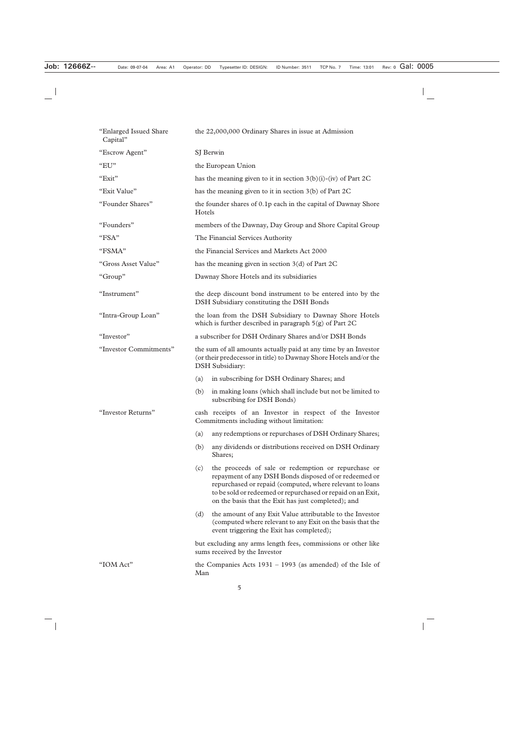| | |
|---|---|
| "Enlarged Issued Share Capital" | the 22,000,000 Ordinary Shares in issue at Admission |
| "Escrow Agent" | SJ Berwin |
| "EU" | the European Union |
| "Exit" | has the meaning given to it in section 3(b)(i)-(iv) of Part 2C |
| "Exit Value" | has the meaning given to it in section 3(b) of Part 2C |
| "Founder Shares" | the founder shares of 0.1p each in the capital of Dawnay Shore Hotels |
| "Founders" | members of the Dawnay, Day Group and Shore Capital Group |
| "FSA" | The Financial Services Authority |
| "FSMA" | the Financial Services and Markets Act 2000 |
| "Gross Asset Value" | has the meaning given in section 3(d) of Part 2C |
| "Group" | Dawnay Shore Hotels and its subsidiaries |
| "Instrument" | the deep discount bond instrument to be entered into by the DSH Subsidiary constituting the DSH Bonds |
| "Intra-Group Loan" | the loan from the DSH Subsidiary to Dawnay Shore Hotels which is further described in paragraph 5(g) of Part 2C |
| "Investor" | a subscriber for DSH Ordinary Shares and/or DSH Bonds |
| "Investor Commitments" | the sum of all amounts actually paid at any time by an Investor (or their predecessor in title) to Dawnay Shore Hotels and/or the DSH Subsidiary:<br>(a) in subscribing for DSH Ordinary Shares; and<br>(b) in making loans (which shall include but not be limited to subscribing for DSH Bonds) |
| "Investor Returns" | cash receipts of an Investor in respect of the Investor Commitments including without limitation:<br>(a) any redemptions or repurchases of DSH Ordinary Shares;<br>(b) any dividends or distributions received on DSH Ordinary Shares;<br>(c) the proceeds of sale or redemption or repurchase or repayment of any DSH Bonds disposed of or redeemed or repurchased or repaid (computed, where relevant to loans to be sold or redeemed or repurchased or repaid on an Exit, on the basis that the Exit has just completed); and<br>(d) the amount of any Exit Value attributable to the Investor (computed where relevant to any Exit on the basis that the event triggering the Exit has completed);<br>but excluding any arms length fees, commissions or other like sums received by the Investor |
| "IOM Act" | the Companies Acts 1931 – 1993 (as amended) of the Isle of Man |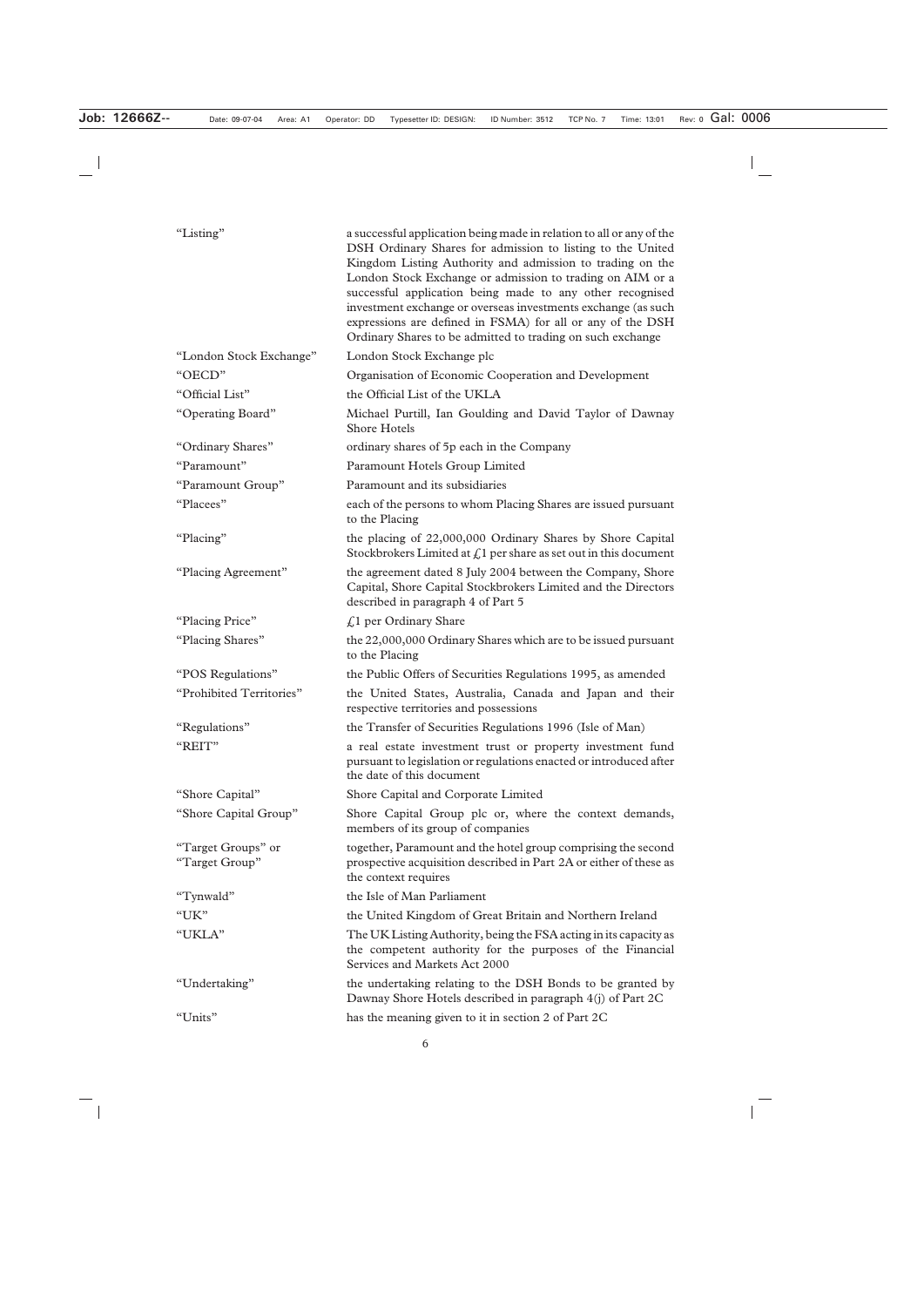| | |
|---|---|
| "Listing" | a successful application being made in relation to all or any of the DSH Ordinary Shares for admission to listing to the United Kingdom Listing Authority and admission to trading on the London Stock Exchange or admission to trading on AIM or a successful application being made to any other recognised investment exchange or overseas investments exchange (as such expressions are defined in FSMA) for all or any of the DSH Ordinary Shares to be admitted to trading on such exchange |
| "London Stock Exchange" | London Stock Exchange plc |
| "OECD" | Organisation of Economic Cooperation and Development |
| "Official List" | the Official List of the UKLA |
| "Operating Board" | Michael Purtill, Ian Goulding and David Taylor of Dawnay Shore Hotels |
| "Ordinary Shares" | ordinary shares of 5p each in the Company |
| "Paramount" | Paramount Hotels Group Limited |
| "Paramount Group" | Paramount and its subsidiaries |
| "Placees" | each of the persons to whom Placing Shares are issued pursuant to the Placing |
| "Placing" | the placing of 22,000,000 Ordinary Shares by Shore Capital Stockbrokers Limited at £1 per share as set out in this document |
| "Placing Agreement" | the agreement dated 8 July 2004 between the Company, Shore Capital, Shore Capital Stockbrokers Limited and the Directors described in paragraph 4 of Part 5 |
| "Placing Price" | £1 per Ordinary Share |
| "Placing Shares" | the 22,000,000 Ordinary Shares which are to be issued pursuant to the Placing |
| "POS Regulations" | the Public Offers of Securities Regulations 1995, as amended |
| "Prohibited Territories" | the United States, Australia, Canada and Japan and their respective territories and possessions |
| "Regulations" | the Transfer of Securities Regulations 1996 (Isle of Man) |
| "REIT" | a real estate investment trust or property investment fund pursuant to legislation or regulations enacted or introduced after the date of this document |
| "Shore Capital" | Shore Capital and Corporate Limited |
| "Shore Capital Group" | Shore Capital Group plc or, where the context demands, members of its group of companies |
| "Target Groups" or "Target Group" | together, Paramount and the hotel group comprising the second prospective acquisition described in Part 2A or either of these as the context requires |
| "Tynwald" | the Isle of Man Parliament |
| "UK" | the United Kingdom of Great Britain and Northern Ireland |
| "UKLA" | The UK Listing Authority, being the FSA acting in its capacity as the competent authority for the purposes of the Financial Services and Markets Act 2000 |
| "Undertaking" | the undertaking relating to the DSH Bonds to be granted by Dawnay Shore Hotels described in paragraph 4(j) of Part 2C |
| "Units" | has the meaning given to it in section 2 of Part 2C |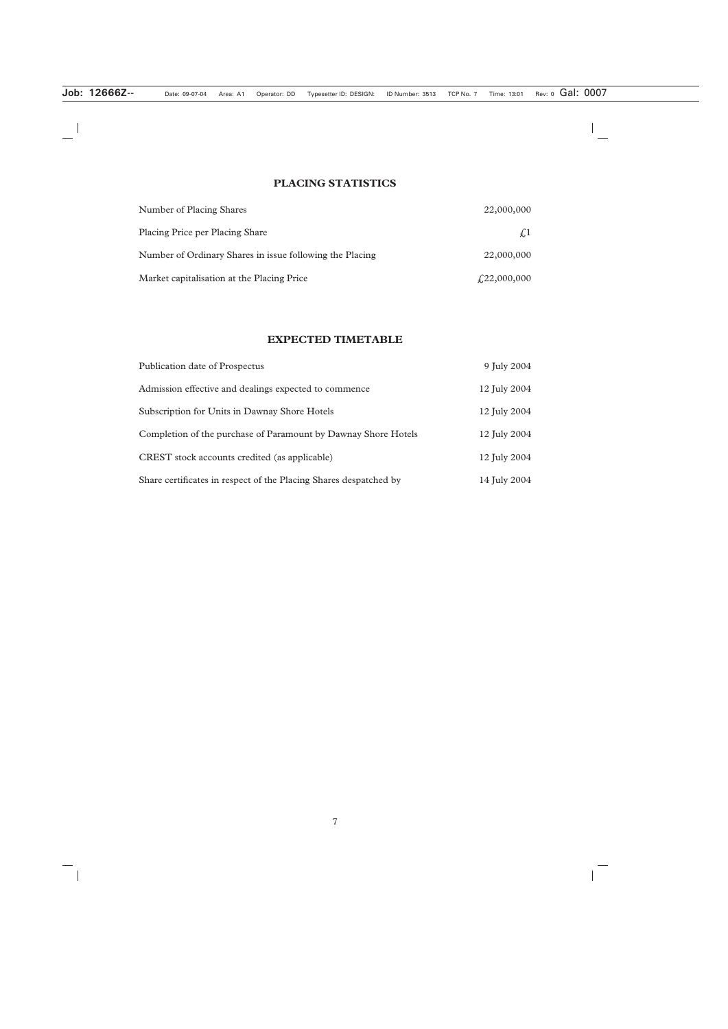## PLACING STATISTICS

| | |
|---|---|
| Number of Placing Shares | 22,000,000 |
| Placing Price per Placing Share | £1 |
| Number of Ordinary Shares in issue following the Placing | 22,000,000 |
| Market capitalisation at the Placing Price | £22,000,000 |

## EXPECTED TIMETABLE

| | |
|---|---|
| Publication date of Prospectus | 9 July 2004 |
| Admission effective and dealings expected to commence | 12 July 2004 |
| Subscription for Units in Dawnay Shore Hotels | 12 July 2004 |
| Completion of the purchase of Paramount by Dawnay Shore Hotels | 12 July 2004 |
| CREST stock accounts credited (as applicable) | 12 July 2004 |
| Share certificates in respect of the Placing Shares despatched by | 14 July 2004 |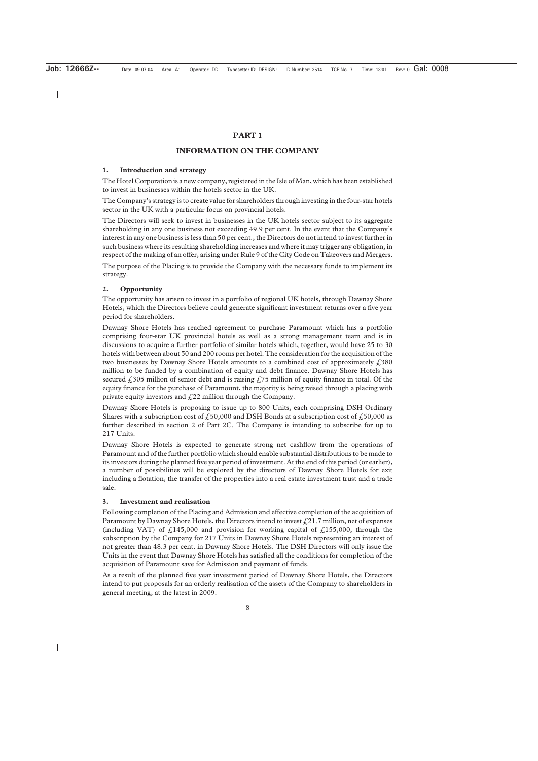# PART 1

## INFORMATION ON THE COMPANY

### 1. Introduction and strategy

The Hotel Corporation is a new company, registered in the Isle of Man, which has been established to invest in businesses within the hotels sector in the UK.

The Company's strategy is to create value for shareholders through investing in the four-star hotels sector in the UK with a particular focus on provincial hotels.

The Directors will seek to invest in businesses in the UK hotels sector subject to its aggregate shareholding in any one business not exceeding 49.9 per cent. In the event that the Company's interest in any one business is less than 50 per cent., the Directors do not intend to invest further in such business where its resulting shareholding increases and where it may trigger any obligation, in respect of the making of an offer, arising under Rule 9 of the City Code on Takeovers and Mergers.

The purpose of the Placing is to provide the Company with the necessary funds to implement its strategy.

### 2. Opportunity

The opportunity has arisen to invest in a portfolio of regional UK hotels, through Dawnay Shore Hotels, which the Directors believe could generate significant investment returns over a five year period for shareholders.

Dawnay Shore Hotels has reached agreement to purchase Paramount which has a portfolio comprising four-star UK provincial hotels as well as a strong management team and is in discussions to acquire a further portfolio of similar hotels which, together, would have 25 to 30 hotels with between about 50 and 200 rooms per hotel. The consideration for the acquisition of the two businesses by Dawnay Shore Hotels amounts to a combined cost of approximately £380 million to be funded by a combination of equity and debt finance. Dawnay Shore Hotels has secured £305 million of senior debt and is raising £75 million of equity finance in total. Of the equity finance for the purchase of Paramount, the majority is being raised through a placing with private equity investors and £22 million through the Company.

Dawnay Shore Hotels is proposing to issue up to 800 Units, each comprising DSH Ordinary Shares with a subscription cost of £50,000 and DSH Bonds at a subscription cost of £50,000 as further described in section 2 of Part 2C. The Company is intending to subscribe for up to 217 Units.

Dawnay Shore Hotels is expected to generate strong net cashflow from the operations of Paramount and of the further portfolio which should enable substantial distributions to be made to its investors during the planned five year period of investment. At the end of this period (or earlier), a number of possibilities will be explored by the directors of Dawnay Shore Hotels for exit including a flotation, the transfer of the properties into a real estate investment trust and a trade sale.

### 3. Investment and realisation

Following completion of the Placing and Admission and effective completion of the acquisition of Paramount by Dawnay Shore Hotels, the Directors intend to invest £21.7 million, net of expenses (including VAT) of £145,000 and provision for working capital of £155,000, through the subscription by the Company for 217 Units in Dawnay Shore Hotels representing an interest of not greater than 48.3 per cent. in Dawnay Shore Hotels. The DSH Directors will only issue the Units in the event that Dawnay Shore Hotels has satisfied all the conditions for completion of the acquisition of Paramount save for Admission and payment of funds.

As a result of the planned five year investment period of Dawnay Shore Hotels, the Directors intend to put proposals for an orderly realisation of the assets of the Company to shareholders in general meeting, at the latest in 2009.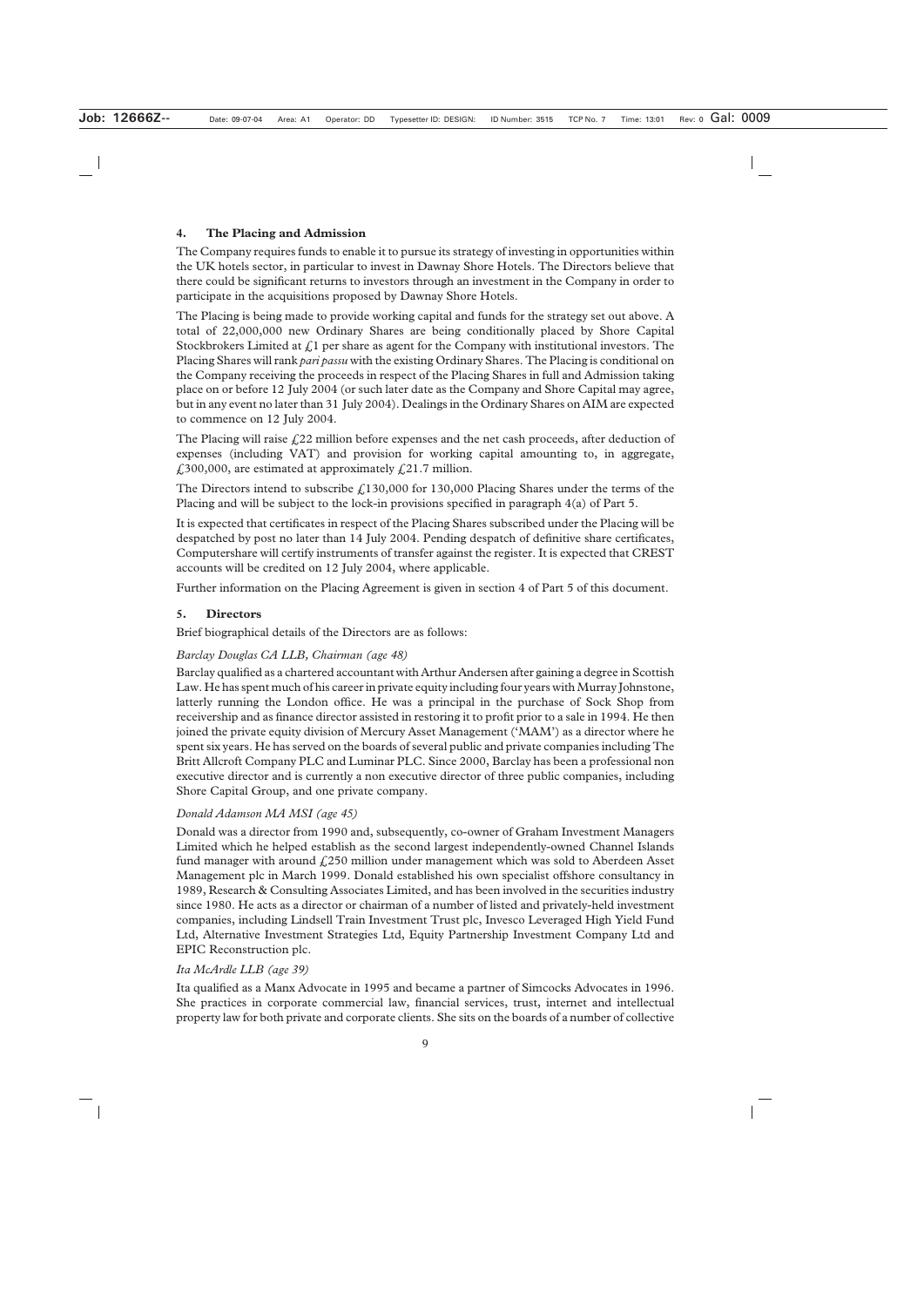## 4. The Placing and Admission

The Company requires funds to enable it to pursue its strategy of investing in opportunities within the UK hotels sector, in particular to invest in Dawnay Shore Hotels. The Directors believe that there could be significant returns to investors through an investment in the Company in order to participate in the acquisitions proposed by Dawnay Shore Hotels.

The Placing is being made to provide working capital and funds for the strategy set out above. A total of 22,000,000 new Ordinary Shares are being conditionally placed by Shore Capital Stockbrokers Limited at £1 per share as agent for the Company with institutional investors. The Placing Shares will rank *pari passu* with the existing Ordinary Shares. The Placing is conditional on the Company receiving the proceeds in respect of the Placing Shares in full and Admission taking place on or before 12 July 2004 (or such later date as the Company and Shore Capital may agree, but in any event no later than 31 July 2004). Dealings in the Ordinary Shares on AIM are expected to commence on 12 July 2004.

The Placing will raise £22 million before expenses and the net cash proceeds, after deduction of expenses (including VAT) and provision for working capital amounting to, in aggregate, £300,000, are estimated at approximately £21.7 million.

The Directors intend to subscribe £130,000 for 130,000 Placing Shares under the terms of the Placing and will be subject to the lock-in provisions specified in paragraph 4(a) of Part 5.

It is expected that certificates in respect of the Placing Shares subscribed under the Placing will be despatched by post no later than 14 July 2004. Pending despatch of definitive share certificates, Computershare will certify instruments of transfer against the register. It is expected that CREST accounts will be credited on 12 July 2004, where applicable.

Further information on the Placing Agreement is given in section 4 of Part 5 of this document.

## 5. Directors

Brief biographical details of the Directors are as follows:

*Barclay Douglas CA LLB, Chairman (age 48)*

Barclay qualified as a chartered accountant with Arthur Andersen after gaining a degree in Scottish Law. He has spent much of his career in private equity including four years with Murray Johnstone, latterly running the London office. He was a principal in the purchase of Sock Shop from receivership and as finance director assisted in restoring it to profit prior to a sale in 1994. He then joined the private equity division of Mercury Asset Management ('MAM') as a director where he spent six years. He has served on the boards of several public and private companies including The Britt Allcroft Company PLC and Luminar PLC. Since 2000, Barclay has been a professional non executive director and is currently a non executive director of three public companies, including Shore Capital Group, and one private company.

*Donald Adamson MA MSI (age 45)*

Donald was a director from 1990 and, subsequently, co-owner of Graham Investment Managers Limited which he helped establish as the second largest independently-owned Channel Islands fund manager with around £250 million under management which was sold to Aberdeen Asset Management plc in March 1999. Donald established his own specialist offshore consultancy in 1989, Research & Consulting Associates Limited, and has been involved in the securities industry since 1980. He acts as a director or chairman of a number of listed and privately-held investment companies, including Lindsell Train Investment Trust plc, Invesco Leveraged High Yield Fund Ltd, Alternative Investment Strategies Ltd, Equity Partnership Investment Company Ltd and EPIC Reconstruction plc.

*Ita McArdle LLB (age 39)*

Ita qualified as a Manx Advocate in 1995 and became a partner of Simcocks Advocates in 1996. She practices in corporate commercial law, financial services, trust, internet and intellectual property law for both private and corporate clients. She sits on the boards of a number of collective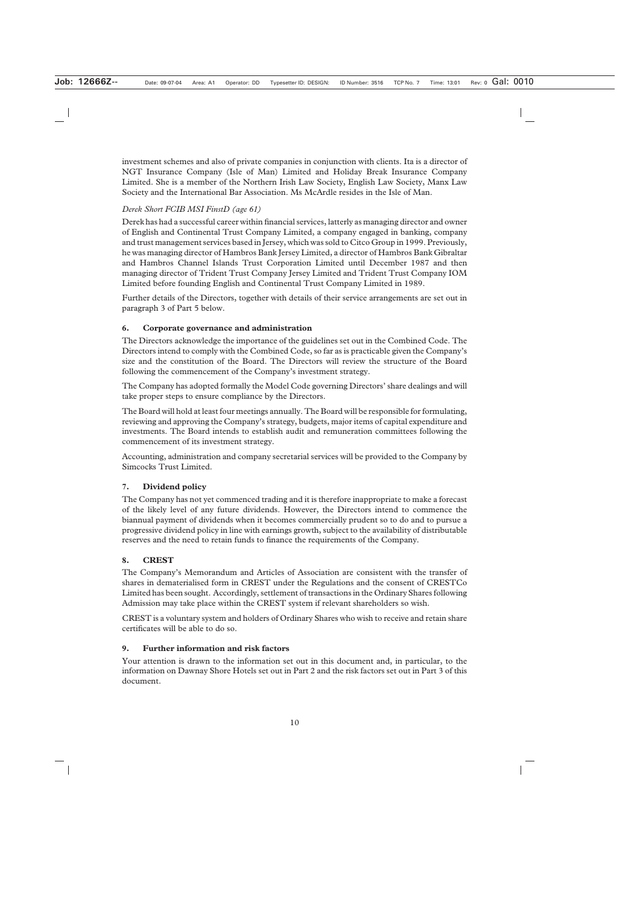investment schemes and also of private companies in conjunction with clients. Ita is a director of NGT Insurance Company (Isle of Man) Limited and Holiday Break Insurance Company Limited. She is a member of the Northern Irish Law Society, English Law Society, Manx Law Society and the International Bar Association. Ms McArdle resides in the Isle of Man.

*Derek Short FCIB MSI FinstD (age 61)*

Derek has had a successful career within financial services, latterly as managing director and owner of English and Continental Trust Company Limited, a company engaged in banking, company and trust management services based in Jersey, which was sold to Citco Group in 1999. Previously, he was managing director of Hambros Bank Jersey Limited, a director of Hambros Bank Gibraltar and Hambros Channel Islands Trust Corporation Limited until December 1987 and then managing director of Trident Trust Company Jersey Limited and Trident Trust Company IOM Limited before founding English and Continental Trust Company Limited in 1989.

Further details of the Directors, together with details of their service arrangements are set out in paragraph 3 of Part 5 below.

## 6. Corporate governance and administration

The Directors acknowledge the importance of the guidelines set out in the Combined Code. The Directors intend to comply with the Combined Code, so far as is practicable given the Company's size and the constitution of the Board. The Directors will review the structure of the Board following the commencement of the Company's investment strategy.

The Company has adopted formally the Model Code governing Directors' share dealings and will take proper steps to ensure compliance by the Directors.

The Board will hold at least four meetings annually. The Board will be responsible for formulating, reviewing and approving the Company's strategy, budgets, major items of capital expenditure and investments. The Board intends to establish audit and remuneration committees following the commencement of its investment strategy.

Accounting, administration and company secretarial services will be provided to the Company by Simcocks Trust Limited.

## 7. Dividend policy

The Company has not yet commenced trading and it is therefore inappropriate to make a forecast of the likely level of any future dividends. However, the Directors intend to commence the biannual payment of dividends when it becomes commercially prudent so to do and to pursue a progressive dividend policy in line with earnings growth, subject to the availability of distributable reserves and the need to retain funds to finance the requirements of the Company.

## 8. CREST

The Company's Memorandum and Articles of Association are consistent with the transfer of shares in dematerialised form in CREST under the Regulations and the consent of CRESTCo Limited has been sought. Accordingly, settlement of transactions in the Ordinary Shares following Admission may take place within the CREST system if relevant shareholders so wish.

CREST is a voluntary system and holders of Ordinary Shares who wish to receive and retain share certificates will be able to do so.

## 9. Further information and risk factors

Your attention is drawn to the information set out in this document and, in particular, to the information on Dawnay Shore Hotels set out in Part 2 and the risk factors set out in Part 3 of this document.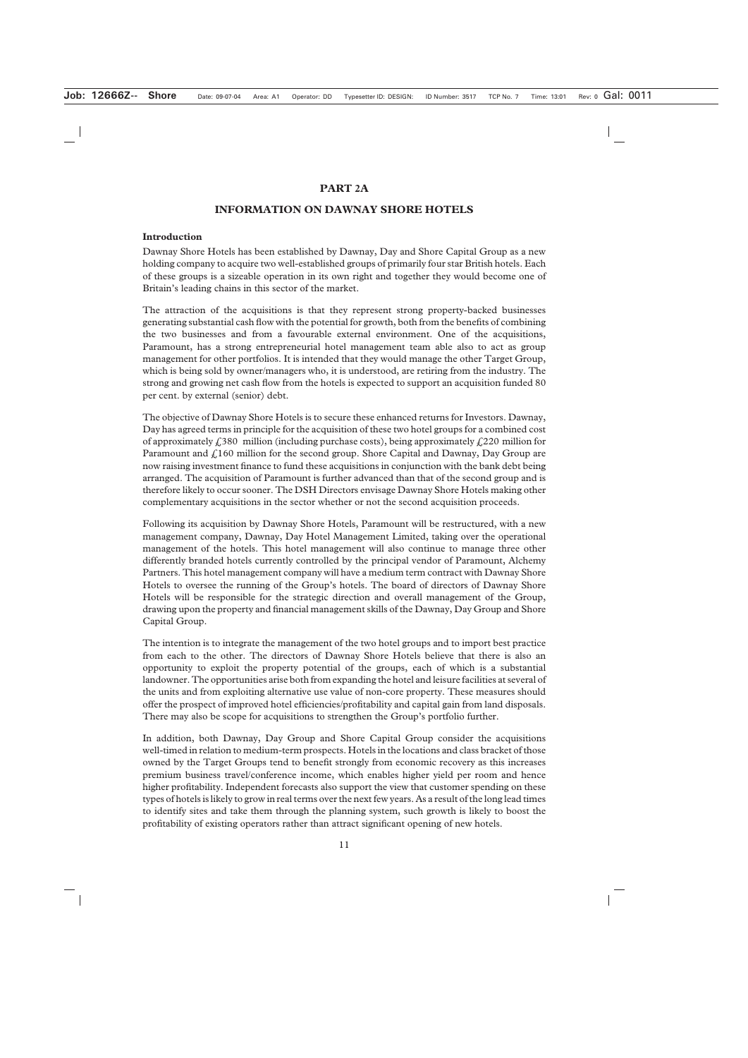# PART 2A

## INFORMATION ON DAWNAY SHORE HOTELS

### Introduction

Dawnay Shore Hotels has been established by Dawnay, Day and Shore Capital Group as a new holding company to acquire two well-established groups of primarily four star British hotels. Each of these groups is a sizeable operation in its own right and together they would become one of Britain's leading chains in this sector of the market.

The attraction of the acquisitions is that they represent strong property-backed businesses generating substantial cash flow with the potential for growth, both from the benefits of combining the two businesses and from a favourable external environment. One of the acquisitions, Paramount, has a strong entrepreneurial hotel management team able also to act as group management for other portfolios. It is intended that they would manage the other Target Group, which is being sold by owner/managers who, it is understood, are retiring from the industry. The strong and growing net cash flow from the hotels is expected to support an acquisition funded 80 per cent. by external (senior) debt.

The objective of Dawnay Shore Hotels is to secure these enhanced returns for Investors. Dawnay, Day has agreed terms in principle for the acquisition of these two hotel groups for a combined cost of approximately £380 million (including purchase costs), being approximately £220 million for Paramount and £160 million for the second group. Shore Capital and Dawnay, Day Group are now raising investment finance to fund these acquisitions in conjunction with the bank debt being arranged. The acquisition of Paramount is further advanced than that of the second group and is therefore likely to occur sooner. The DSH Directors envisage Dawnay Shore Hotels making other complementary acquisitions in the sector whether or not the second acquisition proceeds.

Following its acquisition by Dawnay Shore Hotels, Paramount will be restructured, with a new management company, Dawnay, Day Hotel Management Limited, taking over the operational management of the hotels. This hotel management will also continue to manage three other differently branded hotels currently controlled by the principal vendor of Paramount, Alchemy Partners. This hotel management company will have a medium term contract with Dawnay Shore Hotels to oversee the running of the Group's hotels. The board of directors of Dawnay Shore Hotels will be responsible for the strategic direction and overall management of the Group, drawing upon the property and financial management skills of the Dawnay, Day Group and Shore Capital Group.

The intention is to integrate the management of the two hotel groups and to import best practice from each to the other. The directors of Dawnay Shore Hotels believe that there is also an opportunity to exploit the property potential of the groups, each of which is a substantial landowner. The opportunities arise both from expanding the hotel and leisure facilities at several of the units and from exploiting alternative use value of non-core property. These measures should offer the prospect of improved hotel efficiencies/profitability and capital gain from land disposals. There may also be scope for acquisitions to strengthen the Group's portfolio further.

In addition, both Dawnay, Day Group and Shore Capital Group consider the acquisitions well-timed in relation to medium-term prospects. Hotels in the locations and class bracket of those owned by the Target Groups tend to benefit strongly from economic recovery as this increases premium business travel/conference income, which enables higher yield per room and hence higher profitability. Independent forecasts also support the view that customer spending on these types of hotels is likely to grow in real terms over the next few years. As a result of the long lead times to identify sites and take them through the planning system, such growth is likely to boost the profitability of existing operators rather than attract significant opening of new hotels.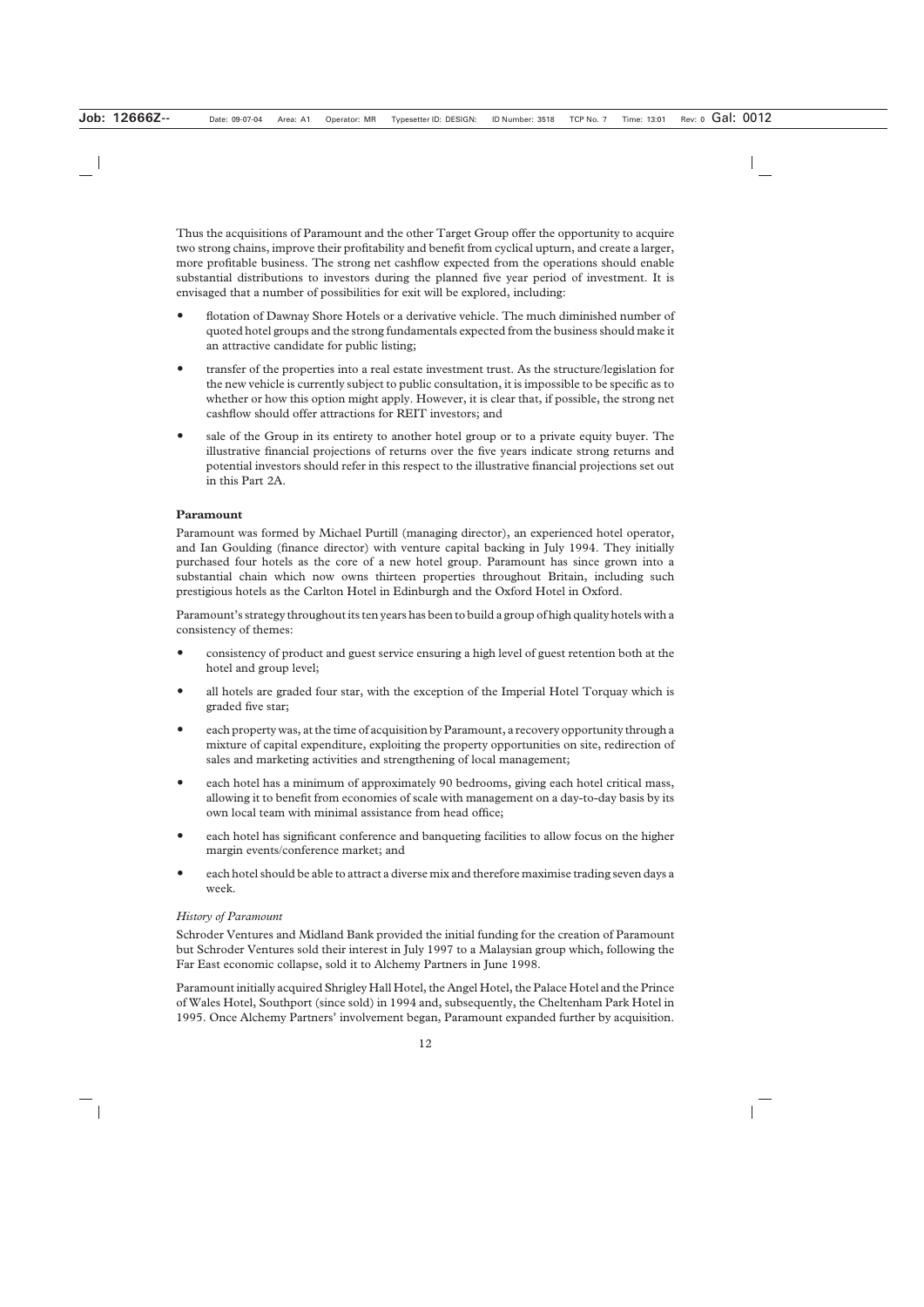Thus the acquisitions of Paramount and the other Target Group offer the opportunity to acquire two strong chains, improve their profitability and benefit from cyclical upturn, and create a larger, more profitable business. The strong net cashflow expected from the operations should enable substantial distributions to investors during the planned five year period of investment. It is envisaged that a number of possibilities for exit will be explored, including:

- flotation of Dawnay Shore Hotels or a derivative vehicle. The much diminished number of quoted hotel groups and the strong fundamentals expected from the business should make it an attractive candidate for public listing;
- transfer of the properties into a real estate investment trust. As the structure/legislation for the new vehicle is currently subject to public consultation, it is impossible to be specific as to whether or how this option might apply. However, it is clear that, if possible, the strong net cashflow should offer attractions for REIT investors; and
- sale of the Group in its entirety to another hotel group or to a private equity buyer. The illustrative financial projections of returns over the five years indicate strong returns and potential investors should refer in this respect to the illustrative financial projections set out in this Part 2A.

**Paramount**

Paramount was formed by Michael Purtill (managing director), an experienced hotel operator, and Ian Goulding (finance director) with venture capital backing in July 1994. They initially purchased four hotels as the core of a new hotel group. Paramount has since grown into a substantial chain which now owns thirteen properties throughout Britain, including such prestigious hotels as the Carlton Hotel in Edinburgh and the Oxford Hotel in Oxford.

Paramount's strategy throughout its ten years has been to build a group of high quality hotels with a consistency of themes:

- consistency of product and guest service ensuring a high level of guest retention both at the hotel and group level;
- all hotels are graded four star, with the exception of the Imperial Hotel Torquay which is graded five star;
- each property was, at the time of acquisition by Paramount, a recovery opportunity through a mixture of capital expenditure, exploiting the property opportunities on site, redirection of sales and marketing activities and strengthening of local management;
- each hotel has a minimum of approximately 90 bedrooms, giving each hotel critical mass, allowing it to benefit from economies of scale with management on a day-to-day basis by its own local team with minimal assistance from head office;
- each hotel has significant conference and banqueting facilities to allow focus on the higher margin events/conference market; and
- each hotel should be able to attract a diverse mix and therefore maximise trading seven days a week.

*History of Paramount*

Schroder Ventures and Midland Bank provided the initial funding for the creation of Paramount but Schroder Ventures sold their interest in July 1997 to a Malaysian group which, following the Far East economic collapse, sold it to Alchemy Partners in June 1998.

Paramount initially acquired Shrigley Hall Hotel, the Angel Hotel, the Palace Hotel and the Prince of Wales Hotel, Southport (since sold) in 1994 and, subsequently, the Cheltenham Park Hotel in 1995. Once Alchemy Partners' involvement began, Paramount expanded further by acquisition.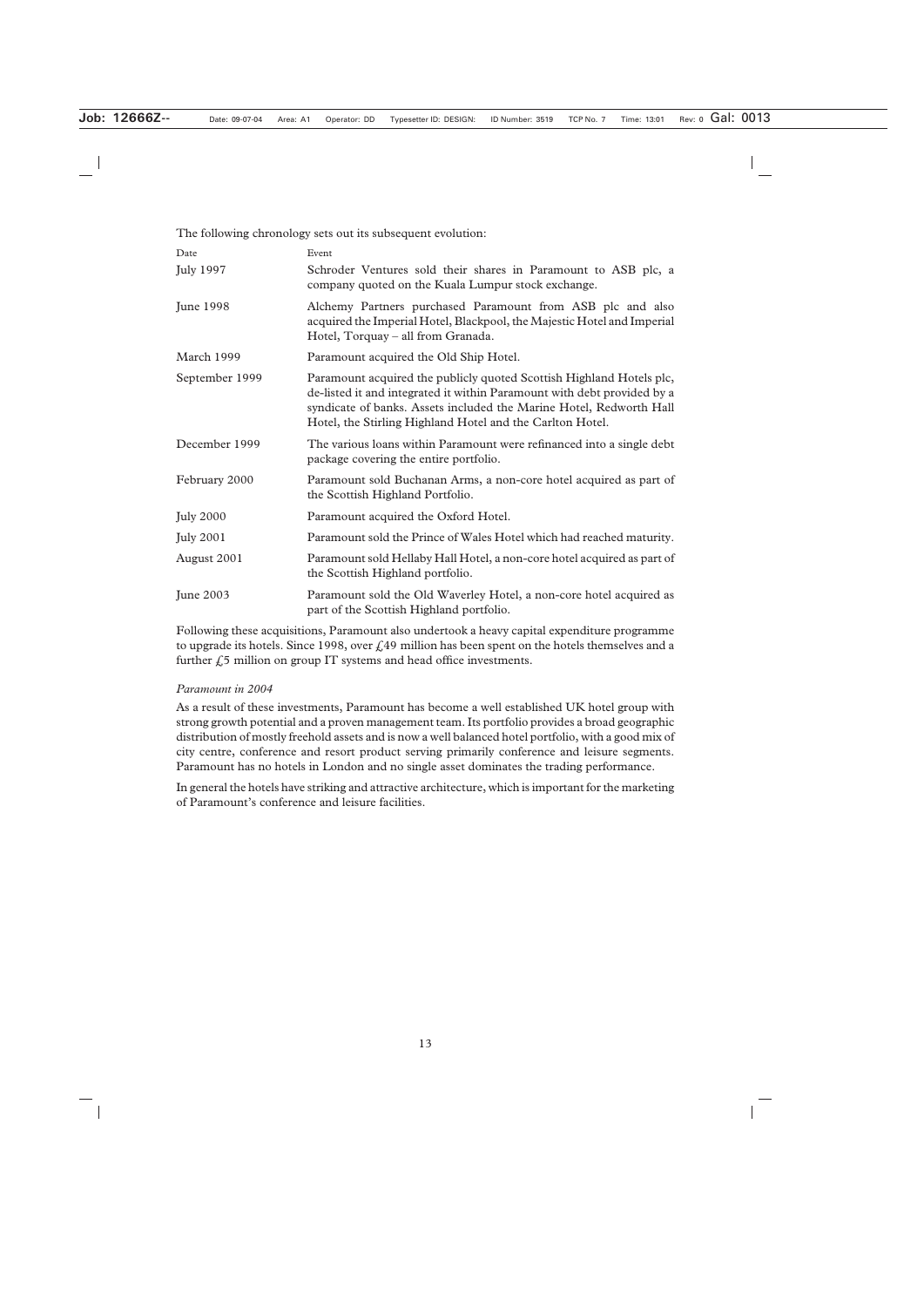The following chronology sets out its subsequent evolution:

| Date | Event |
|---|---|
| July 1997 | Schroder Ventures sold their shares in Paramount to ASB plc, a company quoted on the Kuala Lumpur stock exchange. |
| June 1998 | Alchemy Partners purchased Paramount from ASB plc and also acquired the Imperial Hotel, Blackpool, the Majestic Hotel and Imperial Hotel, Torquay – all from Granada. |
| March 1999 | Paramount acquired the Old Ship Hotel. |
| September 1999 | Paramount acquired the publicly quoted Scottish Highland Hotels plc, de-listed it and integrated it within Paramount with debt provided by a syndicate of banks. Assets included the Marine Hotel, Redworth Hall Hotel, the Stirling Highland Hotel and the Carlton Hotel. |
| December 1999 | The various loans within Paramount were refinanced into a single debt package covering the entire portfolio. |
| February 2000 | Paramount sold Buchanan Arms, a non-core hotel acquired as part of the Scottish Highland Portfolio. |
| July 2000 | Paramount acquired the Oxford Hotel. |
| July 2001 | Paramount sold the Prince of Wales Hotel which had reached maturity. |
| August 2001 | Paramount sold Hellaby Hall Hotel, a non-core hotel acquired as part of the Scottish Highland portfolio. |
| June 2003 | Paramount sold the Old Waverley Hotel, a non-core hotel acquired as part of the Scottish Highland portfolio. |

Following these acquisitions, Paramount also undertook a heavy capital expenditure programme to upgrade its hotels. Since 1998, over £49 million has been spent on the hotels themselves and a further £5 million on group IT systems and head office investments.

*Paramount in 2004*

As a result of these investments, Paramount has become a well established UK hotel group with strong growth potential and a proven management team. Its portfolio provides a broad geographic distribution of mostly freehold assets and is now a well balanced hotel portfolio, with a good mix of city centre, conference and resort product serving primarily conference and leisure segments. Paramount has no hotels in London and no single asset dominates the trading performance.

In general the hotels have striking and attractive architecture, which is important for the marketing of Paramount's conference and leisure facilities.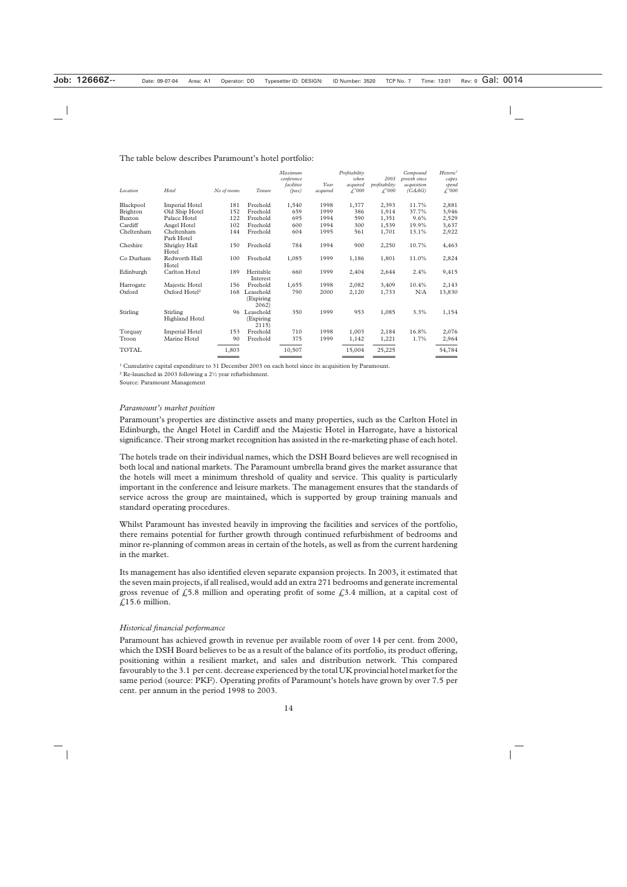The table below describes Paramount's hotel portfolio:

| *Location* | *Hotel* | *No of rooms* | *Tenure* | *Maximum conference facilities (pax)* | *Year acquired* | *Profitability when acquired £'000* | *2003 profitability £'000* | *Compound growth since acquisition (CAAG)* | *Historic[1] capex spend £'000* |
|---|---|---|---|---|---|---|---|---|---|
| Blackpool | Imperial Hotel | 181 | Freehold | 1,540 | 1998 | 1,377 | 2,393 | 11.7% | 2,881 |
| Brighton | Old Ship Hotel | 152 | Freehold | 659 | 1999 | 386 | 1,914 | 37.7% | 3,946 |
| Buxton | Palace Hotel | 122 | Freehold | 695 | 1994 | 590 | 1,351 | 9.6% | 2,529 |
| Cardiff | Angel Hotel | 102 | Freehold | 600 | 1994 | 300 | 1,539 | 19.9% | 3,637 |
| Cheltenham | Cheltenham Park Hotel | 144 | Freehold | 604 | 1995 | 561 | 1,701 | 13.1% | 2,922 |
| Cheshire | Shrigley Hall Hotel | 150 | Freehold | 784 | 1994 | 900 | 2,250 | 10.7% | 4,463 |
| Co Durham | Redworth Hall Hotel | 100 | Freehold | 1,085 | 1999 | 1,186 | 1,801 | 11.0% | 2,824 |
| Edinburgh | Carlton Hotel | 189 | Heritable Interest | 660 | 1999 | 2,404 | 2,644 | 2.4% | 9,415 |
| Harrogate | Majestic Hotel | 156 | Freehold | 1,655 | 1998 | 2,082 | 3,409 | 10.4% | 2,143 |
| Oxford | Oxford Hotel[2] | 168 | Leasehold (Expiring 2062) | 790 | 2000 | 2,120 | 1,733 | N/A | 13,830 |
| Stirling | Stirling Highland Hotel | 96 | Leasehold (Expiring 2115) | 350 | 1999 | 953 | 1,085 | 3.3% | 1,154 |
| Torquay | Imperial Hotel | 153 | Freehold | 710 | 1998 | 1,003 | 2,184 | 16.8% | 2,076 |
| Troon | Marine Hotel | 90 | Freehold | 375 | 1999 | 1,142 | 1,221 | 1.7% | 2,964 |
| TOTAL | | 1,803 | | 10,507 | | 15,004 | 25,225 | | 54,784 |

[1] Cumulative capital expenditure to 31 December 2003 on each hotel since its acquisition by Paramount.

[2] Re-launched in 2003 following a 2½ year refurbishment.

Source: Paramount Management

*Paramount's market position*

Paramount's properties are distinctive assets and many properties, such as the Carlton Hotel in Edinburgh, the Angel Hotel in Cardiff and the Majestic Hotel in Harrogate, have a historical significance. Their strong market recognition has assisted in the re-marketing phase of each hotel.

The hotels trade on their individual names, which the DSH Board believes are well recognised in both local and national markets. The Paramount umbrella brand gives the market assurance that the hotels will meet a minimum threshold of quality and service. This quality is particularly important in the conference and leisure markets. The management ensures that the standards of service across the group are maintained, which is supported by group training manuals and standard operating procedures.

Whilst Paramount has invested heavily in improving the facilities and services of the portfolio, there remains potential for further growth through continued refurbishment of bedrooms and minor re-planning of common areas in certain of the hotels, as well as from the current hardening in the market.

Its management has also identified eleven separate expansion projects. In 2003, it estimated that the seven main projects, if all realised, would add an extra 271 bedrooms and generate incremental gross revenue of £5.8 million and operating profit of some £3.4 million, at a capital cost of £15.6 million.

*Historical financial performance*

Paramount has achieved growth in revenue per available room of over 14 per cent. from 2000, which the DSH Board believes to be as a result of the balance of its portfolio, its product offering, positioning within a resilient market, and sales and distribution network. This compared favourably to the 3.1 per cent. decrease experienced by the total UK provincial hotel market for the same period (source: PKF). Operating profits of Paramount's hotels have grown by over 7.5 per cent. per annum in the period 1998 to 2003.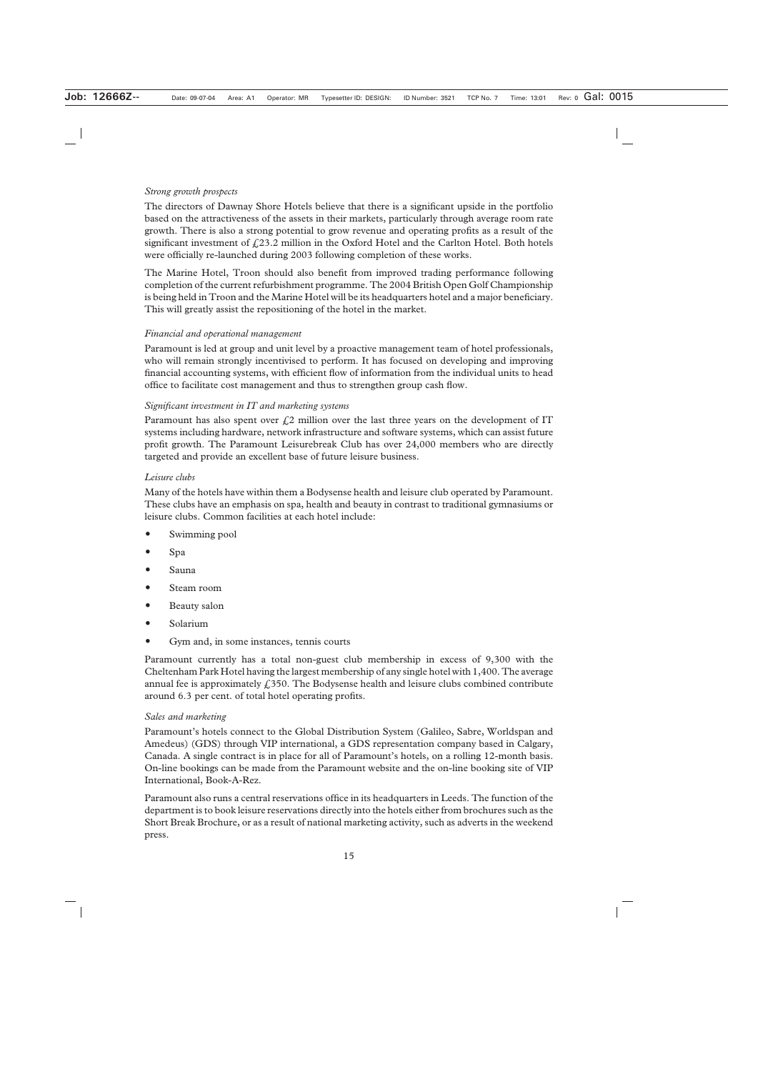*Strong growth prospects*

The directors of Dawnay Shore Hotels believe that there is a significant upside in the portfolio based on the attractiveness of the assets in their markets, particularly through average room rate growth. There is also a strong potential to grow revenue and operating profits as a result of the significant investment of £23.2 million in the Oxford Hotel and the Carlton Hotel. Both hotels were officially re-launched during 2003 following completion of these works.

The Marine Hotel, Troon should also benefit from improved trading performance following completion of the current refurbishment programme. The 2004 British Open Golf Championship is being held in Troon and the Marine Hotel will be its headquarters hotel and a major beneficiary. This will greatly assist the repositioning of the hotel in the market.

*Financial and operational management*

Paramount is led at group and unit level by a proactive management team of hotel professionals, who will remain strongly incentivised to perform. It has focused on developing and improving financial accounting systems, with efficient flow of information from the individual units to head office to facilitate cost management and thus to strengthen group cash flow.

*Significant investment in IT and marketing systems*

Paramount has also spent over £2 million over the last three years on the development of IT systems including hardware, network infrastructure and software systems, which can assist future profit growth. The Paramount Leisurebreak Club has over 24,000 members who are directly targeted and provide an excellent base of future leisure business.

*Leisure clubs*

Many of the hotels have within them a Bodysense health and leisure club operated by Paramount. These clubs have an emphasis on spa, health and beauty in contrast to traditional gymnasiums or leisure clubs. Common facilities at each hotel include:

- Swimming pool
- Spa
- Sauna
- Steam room
- Beauty salon
- Solarium
- Gym and, in some instances, tennis courts

Paramount currently has a total non-guest club membership in excess of 9,300 with the Cheltenham Park Hotel having the largest membership of any single hotel with 1,400. The average annual fee is approximately £350. The Bodysense health and leisure clubs combined contribute around 6.3 per cent. of total hotel operating profits.

*Sales and marketing*

Paramount's hotels connect to the Global Distribution System (Galileo, Sabre, Worldspan and Amedeus) (GDS) through VIP international, a GDS representation company based in Calgary, Canada. A single contract is in place for all of Paramount's hotels, on a rolling 12-month basis. On-line bookings can be made from the Paramount website and the on-line booking site of VIP International, Book-A-Rez.

Paramount also runs a central reservations office in its headquarters in Leeds. The function of the department is to book leisure reservations directly into the hotels either from brochures such as the Short Break Brochure, or as a result of national marketing activity, such as adverts in the weekend press.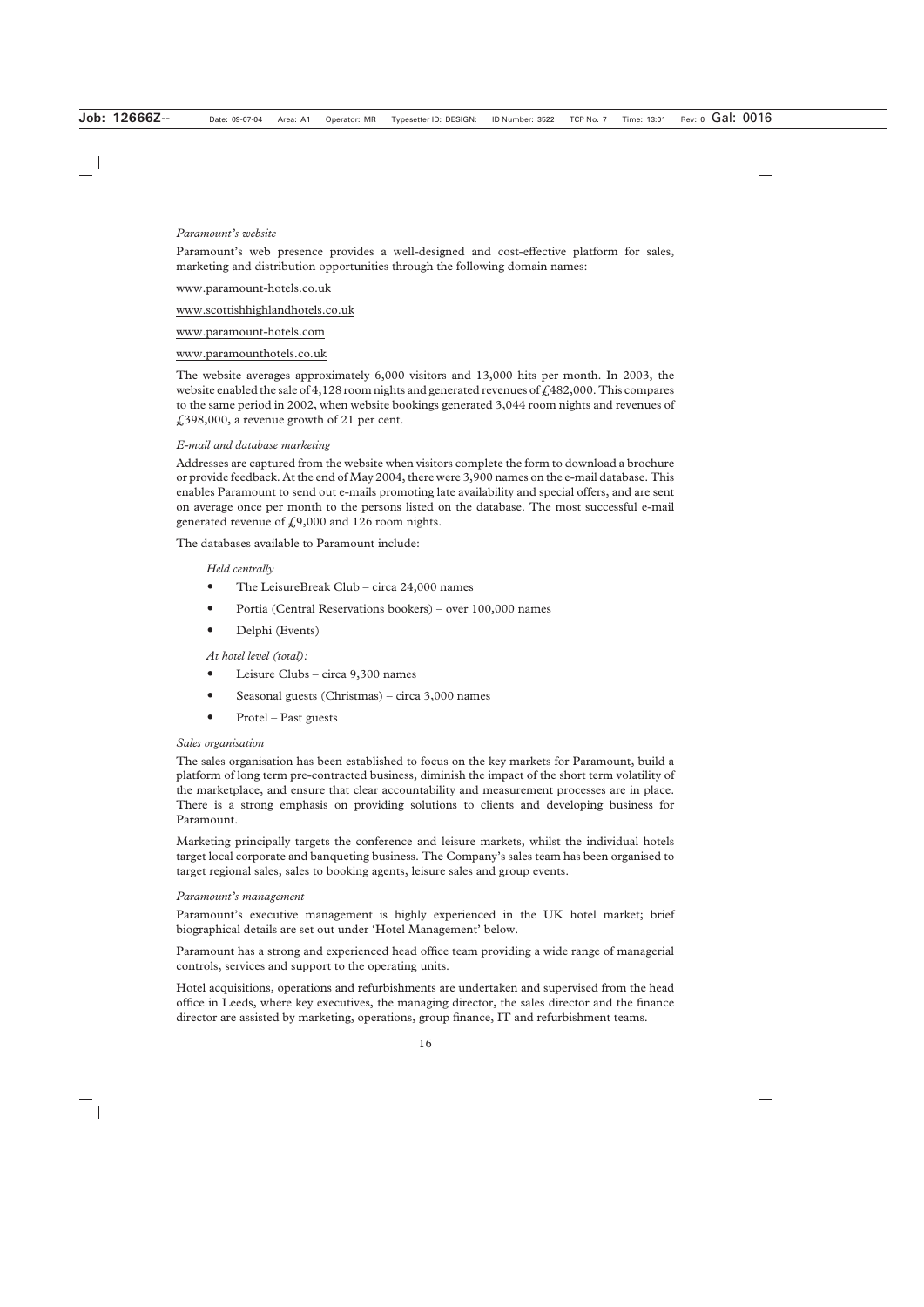*Paramount's website*

Paramount's web presence provides a well-designed and cost-effective platform for sales, marketing and distribution opportunities through the following domain names:

www.paramount-hotels.co.uk

www.scottishhighlandhotels.co.uk

www.paramount-hotels.com

www.paramounthotels.co.uk

The website averages approximately 6,000 visitors and 13,000 hits per month. In 2003, the website enabled the sale of 4,128 room nights and generated revenues of £482,000. This compares to the same period in 2002, when website bookings generated 3,044 room nights and revenues of £398,000, a revenue growth of 21 per cent.

*E-mail and database marketing*

Addresses are captured from the website when visitors complete the form to download a brochure or provide feedback. At the end of May 2004, there were 3,900 names on the e-mail database. This enables Paramount to send out e-mails promoting late availability and special offers, and are sent on average once per month to the persons listed on the database. The most successful e-mail generated revenue of £9,000 and 126 room nights.

The databases available to Paramount include:

*Held centrally*

- The LeisureBreak Club – circa 24,000 names
- Portia (Central Reservations bookers) – over 100,000 names
- Delphi (Events)

*At hotel level (total):*

- Leisure Clubs – circa 9,300 names
- Seasonal guests (Christmas) – circa 3,000 names
- Protel – Past guests

*Sales organisation*

The sales organisation has been established to focus on the key markets for Paramount, build a platform of long term pre-contracted business, diminish the impact of the short term volatility of the marketplace, and ensure that clear accountability and measurement processes are in place. There is a strong emphasis on providing solutions to clients and developing business for Paramount.

Marketing principally targets the conference and leisure markets, whilst the individual hotels target local corporate and banqueting business. The Company's sales team has been organised to target regional sales, sales to booking agents, leisure sales and group events.

*Paramount's management*

Paramount's executive management is highly experienced in the UK hotel market; brief biographical details are set out under 'Hotel Management' below.

Paramount has a strong and experienced head office team providing a wide range of managerial controls, services and support to the operating units.

Hotel acquisitions, operations and refurbishments are undertaken and supervised from the head office in Leeds, where key executives, the managing director, the sales director and the finance director are assisted by marketing, operations, group finance, IT and refurbishment teams.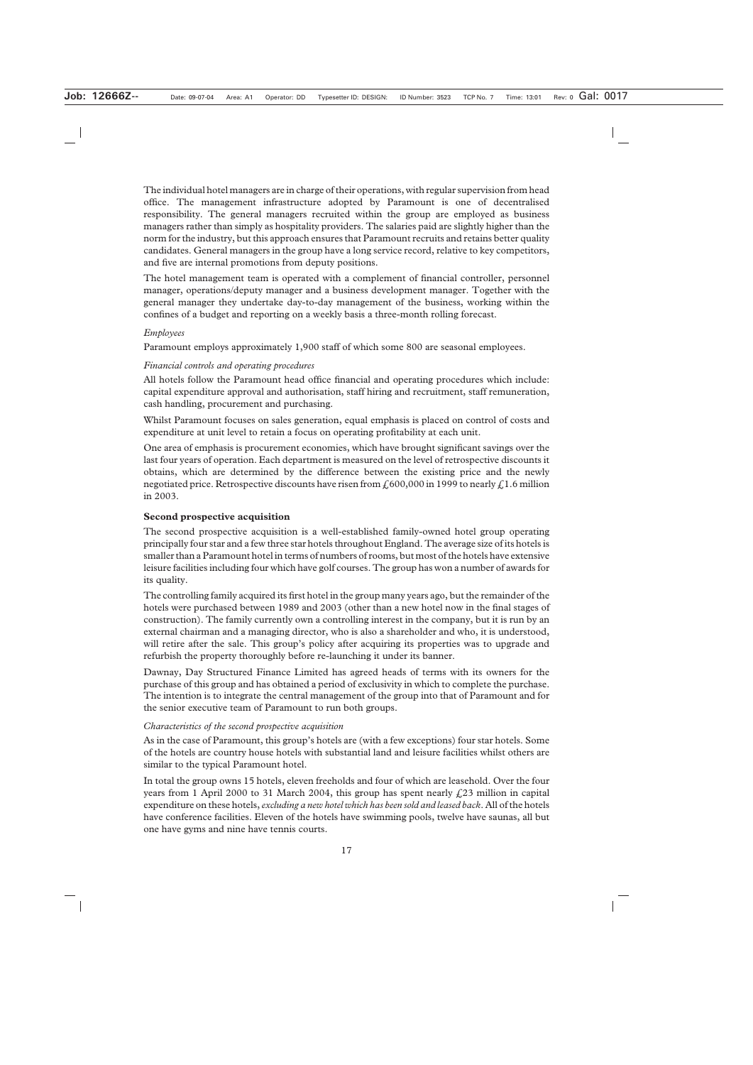The individual hotel managers are in charge of their operations, with regular supervision from head office. The management infrastructure adopted by Paramount is one of decentralised responsibility. The general managers recruited within the group are employed as business managers rather than simply as hospitality providers. The salaries paid are slightly higher than the norm for the industry, but this approach ensures that Paramount recruits and retains better quality candidates. General managers in the group have a long service record, relative to key competitors, and five are internal promotions from deputy positions.

The hotel management team is operated with a complement of financial controller, personnel manager, operations/deputy manager and a business development manager. Together with the general manager they undertake day-to-day management of the business, working within the confines of a budget and reporting on a weekly basis a three-month rolling forecast.

*Employees*

Paramount employs approximately 1,900 staff of which some 800 are seasonal employees.

*Financial controls and operating procedures*

All hotels follow the Paramount head office financial and operating procedures which include: capital expenditure approval and authorisation, staff hiring and recruitment, staff remuneration, cash handling, procurement and purchasing.

Whilst Paramount focuses on sales generation, equal emphasis is placed on control of costs and expenditure at unit level to retain a focus on operating profitability at each unit.

One area of emphasis is procurement economies, which have brought significant savings over the last four years of operation. Each department is measured on the level of retrospective discounts it obtains, which are determined by the difference between the existing price and the newly negotiated price. Retrospective discounts have risen from £600,000 in 1999 to nearly £1.6 million in 2003.

**Second prospective acquisition**

The second prospective acquisition is a well-established family-owned hotel group operating principally four star and a few three star hotels throughout England. The average size of its hotels is smaller than a Paramount hotel in terms of numbers of rooms, but most of the hotels have extensive leisure facilities including four which have golf courses. The group has won a number of awards for its quality.

The controlling family acquired its first hotel in the group many years ago, but the remainder of the hotels were purchased between 1989 and 2003 (other than a new hotel now in the final stages of construction). The family currently own a controlling interest in the company, but it is run by an external chairman and a managing director, who is also a shareholder and who, it is understood, will retire after the sale. This group's policy after acquiring its properties was to upgrade and refurbish the property thoroughly before re-launching it under its banner.

Dawnay, Day Structured Finance Limited has agreed heads of terms with its owners for the purchase of this group and has obtained a period of exclusivity in which to complete the purchase. The intention is to integrate the central management of the group into that of Paramount and for the senior executive team of Paramount to run both groups.

*Characteristics of the second prospective acquisition*

As in the case of Paramount, this group's hotels are (with a few exceptions) four star hotels. Some of the hotels are country house hotels with substantial land and leisure facilities whilst others are similar to the typical Paramount hotel.

In total the group owns 15 hotels, eleven freeholds and four of which are leasehold. Over the four years from 1 April 2000 to 31 March 2004, this group has spent nearly £23 million in capital expenditure on these hotels, *excluding a new hotel which has been sold and leased back*. All of the hotels have conference facilities. Eleven of the hotels have swimming pools, twelve have saunas, all but one have gyms and nine have tennis courts.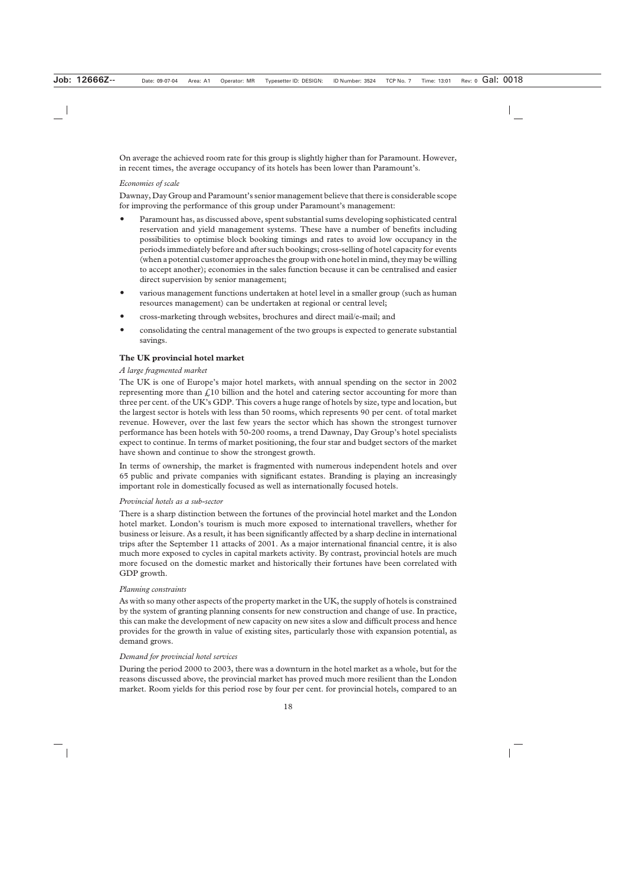On average the achieved room rate for this group is slightly higher than for Paramount. However, in recent times, the average occupancy of its hotels has been lower than Paramount's.

*Economies of scale*

Dawnay, Day Group and Paramount's senior management believe that there is considerable scope for improving the performance of this group under Paramount's management:

- Paramount has, as discussed above, spent substantial sums developing sophisticated central reservation and yield management systems. These have a number of benefits including possibilities to optimise block booking timings and rates to avoid low occupancy in the periods immediately before and after such bookings; cross-selling of hotel capacity for events (when a potential customer approaches the group with one hotel in mind, they may be willing to accept another); economies in the sales function because it can be centralised and easier direct supervision by senior management;
- various management functions undertaken at hotel level in a smaller group (such as human resources management) can be undertaken at regional or central level;
- cross-marketing through websites, brochures and direct mail/e-mail; and
- consolidating the central management of the two groups is expected to generate substantial savings.

**The UK provincial hotel market**

*A large fragmented market*

The UK is one of Europe's major hotel markets, with annual spending on the sector in 2002 representing more than £10 billion and the hotel and catering sector accounting for more than three per cent. of the UK's GDP. This covers a huge range of hotels by size, type and location, but the largest sector is hotels with less than 50 rooms, which represents 90 per cent. of total market revenue. However, over the last few years the sector which has shown the strongest turnover performance has been hotels with 50-200 rooms, a trend Dawnay, Day Group's hotel specialists expect to continue. In terms of market positioning, the four star and budget sectors of the market have shown and continue to show the strongest growth.

In terms of ownership, the market is fragmented with numerous independent hotels and over 65 public and private companies with significant estates. Branding is playing an increasingly important role in domestically focused as well as internationally focused hotels.

*Provincial hotels as a sub-sector*

There is a sharp distinction between the fortunes of the provincial hotel market and the London hotel market. London's tourism is much more exposed to international travellers, whether for business or leisure. As a result, it has been significantly affected by a sharp decline in international trips after the September 11 attacks of 2001. As a major international financial centre, it is also much more exposed to cycles in capital markets activity. By contrast, provincial hotels are much more focused on the domestic market and historically their fortunes have been correlated with GDP growth.

*Planning constraints*

As with so many other aspects of the property market in the UK, the supply of hotels is constrained by the system of granting planning consents for new construction and change of use. In practice, this can make the development of new capacity on new sites a slow and difficult process and hence provides for the growth in value of existing sites, particularly those with expansion potential, as demand grows.

*Demand for provincial hotel services*

During the period 2000 to 2003, there was a downturn in the hotel market as a whole, but for the reasons discussed above, the provincial market has proved much more resilient than the London market. Room yields for this period rose by four per cent. for provincial hotels, compared to an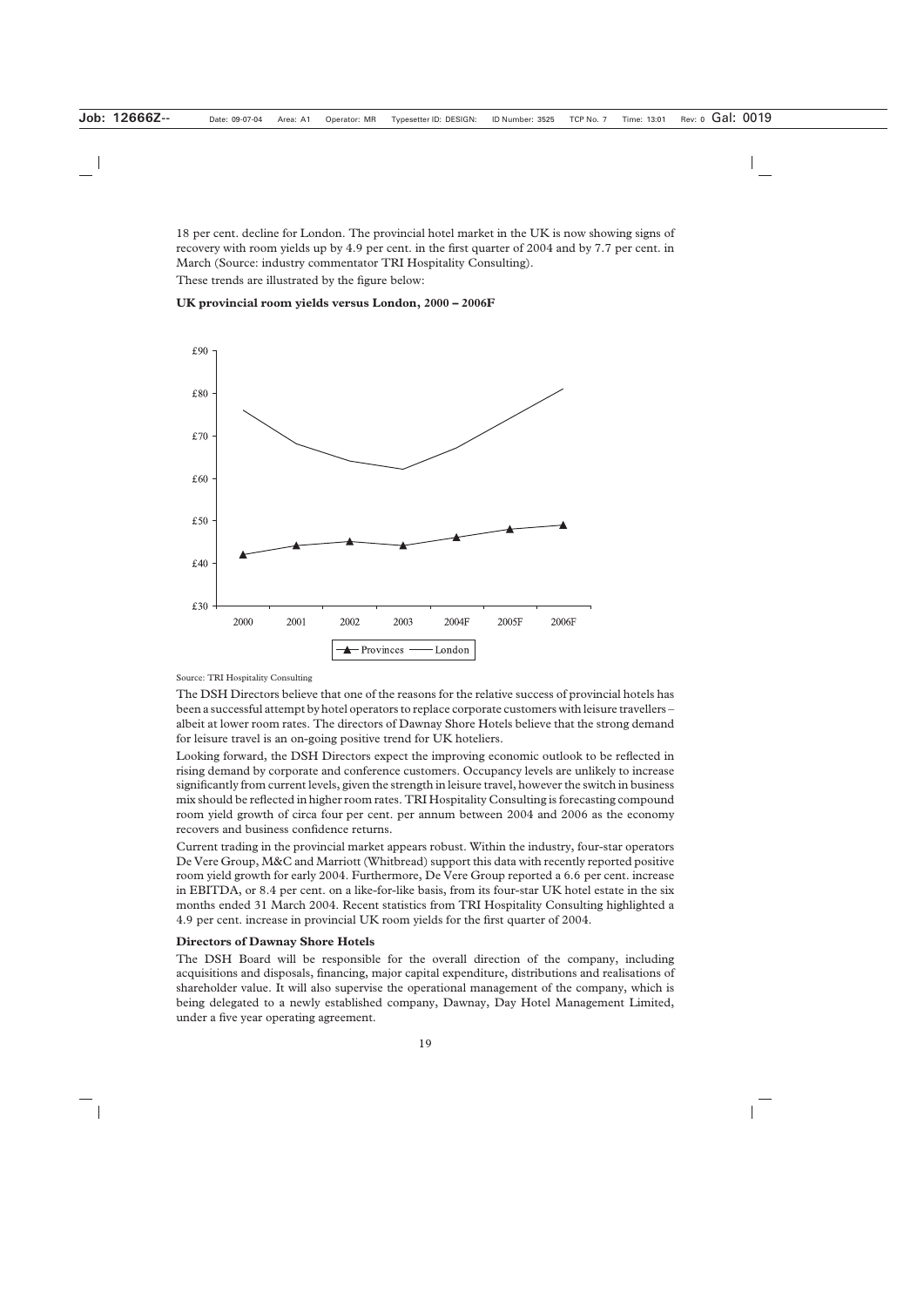18 per cent. decline for London. The provincial hotel market in the UK is now showing signs of recovery with room yields up by 4.9 per cent. in the first quarter of 2004 and by 7.7 per cent. in March (Source: industry commentator TRI Hospitality Consulting).

These trends are illustrated by the figure below:

**UK provincial room yields versus London, 2000 – 2006F**

Source: TRI Hospitality Consulting

The DSH Directors believe that one of the reasons for the relative success of provincial hotels has been a successful attempt by hotel operators to replace corporate customers with leisure travellers – albeit at lower room rates. The directors of Dawnay Shore Hotels believe that the strong demand for leisure travel is an on-going positive trend for UK hoteliers.

Looking forward, the DSH Directors expect the improving economic outlook to be reflected in rising demand by corporate and conference customers. Occupancy levels are unlikely to increase significantly from current levels, given the strength in leisure travel, however the switch in business mix should be reflected in higher room rates. TRI Hospitality Consulting is forecasting compound room yield growth of circa four per cent. per annum between 2004 and 2006 as the economy recovers and business confidence returns.

Current trading in the provincial market appears robust. Within the industry, four-star operators De Vere Group, M&C and Marriott (Whitbread) support this data with recently reported positive room yield growth for early 2004. Furthermore, De Vere Group reported a 6.6 per cent. increase in EBITDA, or 8.4 per cent. on a like-for-like basis, from its four-star UK hotel estate in the six months ended 31 March 2004. Recent statistics from TRI Hospitality Consulting highlighted a 4.9 per cent. increase in provincial UK room yields for the first quarter of 2004.

**Directors of Dawnay Shore Hotels**

The DSH Board will be responsible for the overall direction of the company, including acquisitions and disposals, financing, major capital expenditure, distributions and realisations of shareholder value. It will also supervise the operational management of the company, which is being delegated to a newly established company, Dawnay, Day Hotel Management Limited, under a five year operating agreement.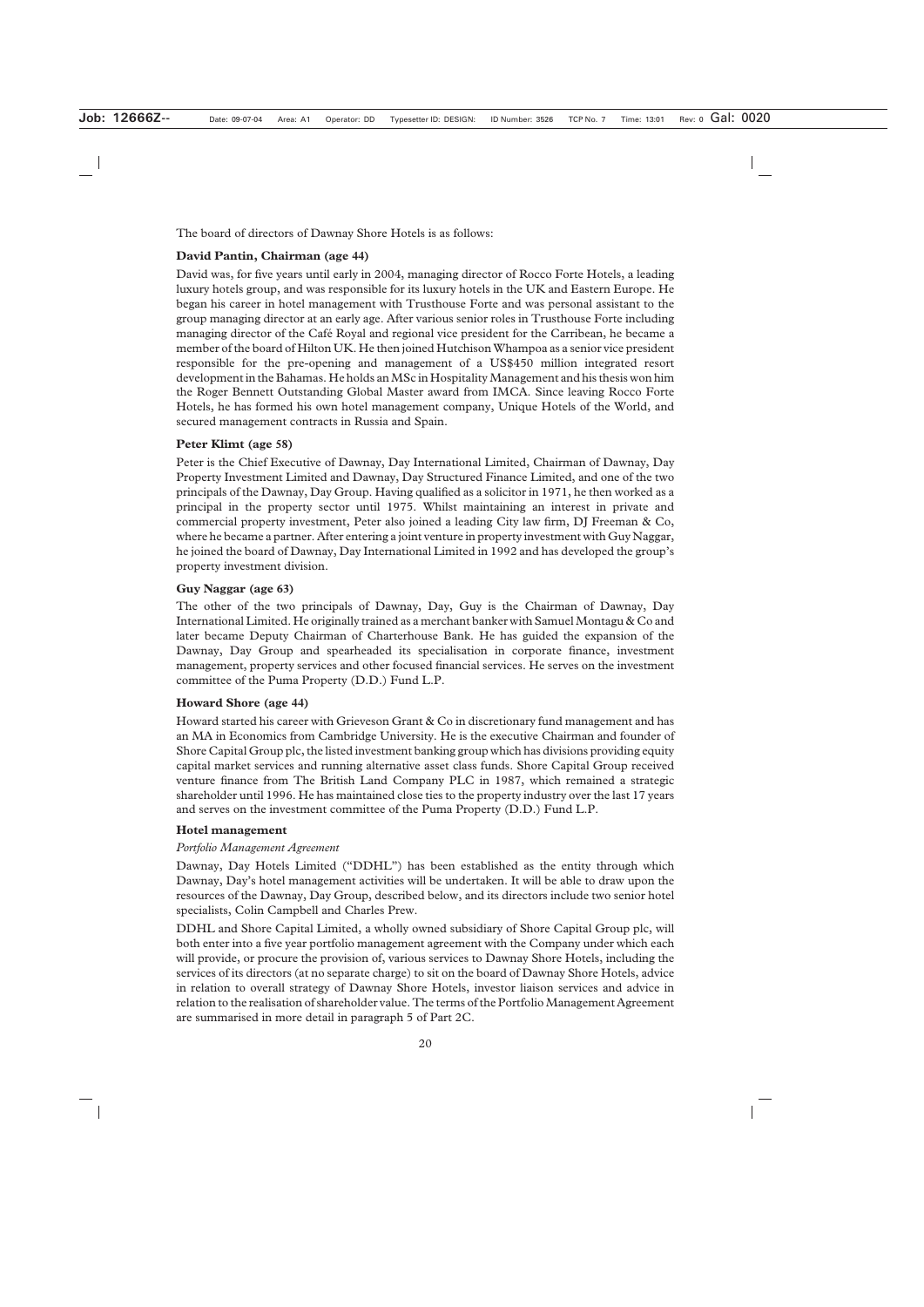The board of directors of Dawnay Shore Hotels is as follows:

**David Pantin, Chairman (age 44)**

David was, for five years until early in 2004, managing director of Rocco Forte Hotels, a leading luxury hotels group, and was responsible for its luxury hotels in the UK and Eastern Europe. He began his career in hotel management with Trusthouse Forte and was personal assistant to the group managing director at an early age. After various senior roles in Trusthouse Forte including managing director of the Café Royal and regional vice president for the Carribean, he became a member of the board of Hilton UK. He then joined Hutchison Whampoa as a senior vice president responsible for the pre-opening and management of a US$450 million integrated resort development in the Bahamas. He holds an MSc in Hospitality Management and his thesis won him the Roger Bennett Outstanding Global Master award from IMCA. Since leaving Rocco Forte Hotels, he has formed his own hotel management company, Unique Hotels of the World, and secured management contracts in Russia and Spain.

**Peter Klimt (age 58)**

Peter is the Chief Executive of Dawnay, Day International Limited, Chairman of Dawnay, Day Property Investment Limited and Dawnay, Day Structured Finance Limited, and one of the two principals of the Dawnay, Day Group. Having qualified as a solicitor in 1971, he then worked as a principal in the property sector until 1975. Whilst maintaining an interest in private and commercial property investment, Peter also joined a leading City law firm, DJ Freeman & Co, where he became a partner. After entering a joint venture in property investment with Guy Naggar, he joined the board of Dawnay, Day International Limited in 1992 and has developed the group's property investment division.

**Guy Naggar (age 63)**

The other of the two principals of Dawnay, Day, Guy is the Chairman of Dawnay, Day International Limited. He originally trained as a merchant banker with Samuel Montagu & Co and later became Deputy Chairman of Charterhouse Bank. He has guided the expansion of the Dawnay, Day Group and spearheaded its specialisation in corporate finance, investment management, property services and other focused financial services. He serves on the investment committee of the Puma Property (D.D.) Fund L.P.

**Howard Shore (age 44)**

Howard started his career with Grieveson Grant & Co in discretionary fund management and has an MA in Economics from Cambridge University. He is the executive Chairman and founder of Shore Capital Group plc, the listed investment banking group which has divisions providing equity capital market services and running alternative asset class funds. Shore Capital Group received venture finance from The British Land Company PLC in 1987, which remained a strategic shareholder until 1996. He has maintained close ties to the property industry over the last 17 years and serves on the investment committee of the Puma Property (D.D.) Fund L.P.

**Hotel management**

*Portfolio Management Agreement*

Dawnay, Day Hotels Limited ("DDHL") has been established as the entity through which Dawnay, Day's hotel management activities will be undertaken. It will be able to draw upon the resources of the Dawnay, Day Group, described below, and its directors include two senior hotel specialists, Colin Campbell and Charles Prew.

DDHL and Shore Capital Limited, a wholly owned subsidiary of Shore Capital Group plc, will both enter into a five year portfolio management agreement with the Company under which each will provide, or procure the provision of, various services to Dawnay Shore Hotels, including the services of its directors (at no separate charge) to sit on the board of Dawnay Shore Hotels, advice in relation to overall strategy of Dawnay Shore Hotels, investor liaison services and advice in relation to the realisation of shareholder value. The terms of the Portfolio Management Agreement are summarised in more detail in paragraph 5 of Part 2C.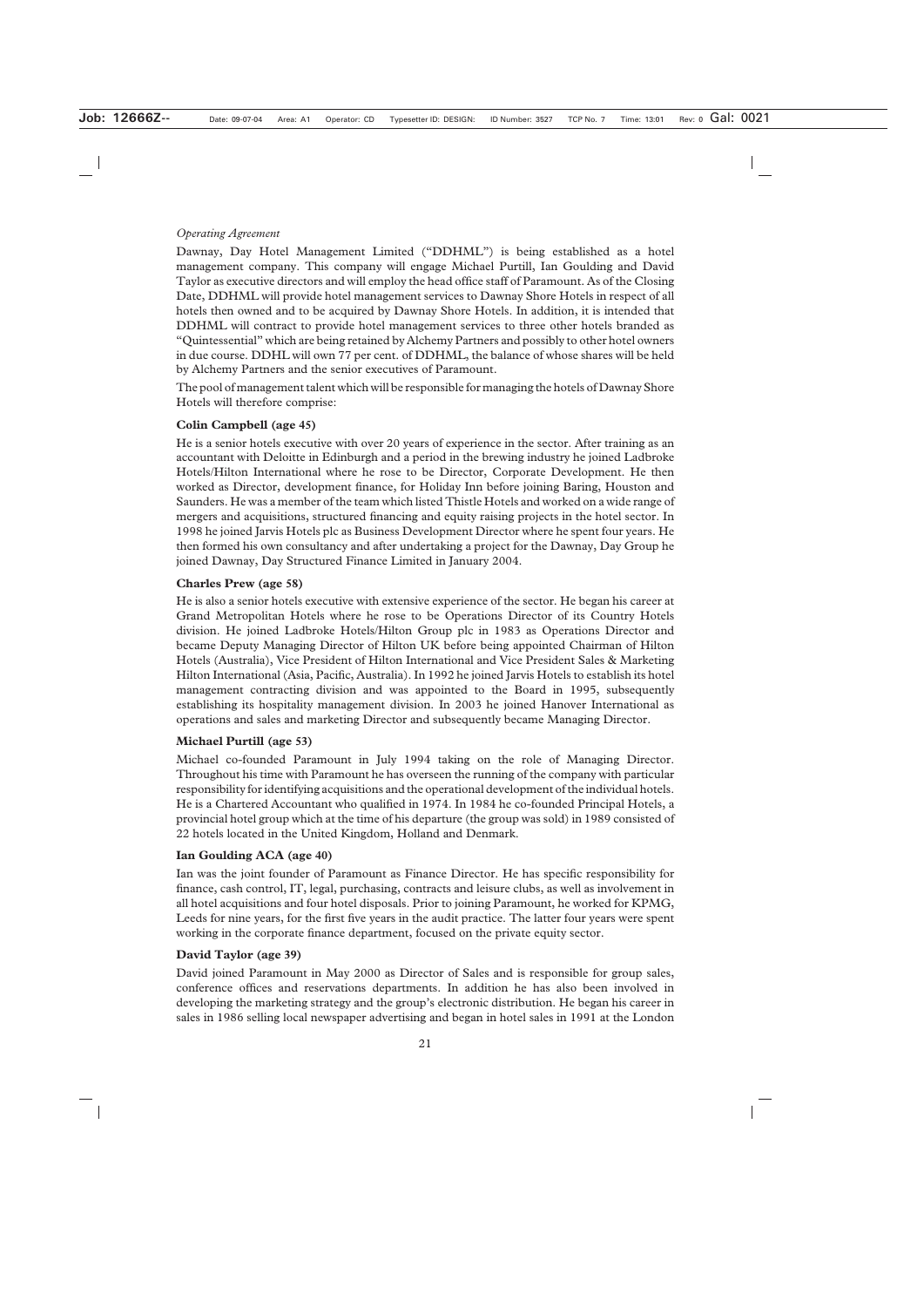*Operating Agreement*

Dawnay, Day Hotel Management Limited ("DDHML") is being established as a hotel management company. This company will engage Michael Purtill, Ian Goulding and David Taylor as executive directors and will employ the head office staff of Paramount. As of the Closing Date, DDHML will provide hotel management services to Dawnay Shore Hotels in respect of all hotels then owned and to be acquired by Dawnay Shore Hotels. In addition, it is intended that DDHML will contract to provide hotel management services to three other hotels branded as "Quintessential" which are being retained by Alchemy Partners and possibly to other hotel owners in due course. DDHL will own 77 per cent. of DDHML, the balance of whose shares will be held by Alchemy Partners and the senior executives of Paramount.

The pool of management talent which will be responsible for managing the hotels of Dawnay Shore Hotels will therefore comprise:

**Colin Campbell (age 45)**

He is a senior hotels executive with over 20 years of experience in the sector. After training as an accountant with Deloitte in Edinburgh and a period in the brewing industry he joined Ladbroke Hotels/Hilton International where he rose to be Director, Corporate Development. He then worked as Director, development finance, for Holiday Inn before joining Baring, Houston and Saunders. He was a member of the team which listed Thistle Hotels and worked on a wide range of mergers and acquisitions, structured financing and equity raising projects in the hotel sector. In 1998 he joined Jarvis Hotels plc as Business Development Director where he spent four years. He then formed his own consultancy and after undertaking a project for the Dawnay, Day Group he joined Dawnay, Day Structured Finance Limited in January 2004.

**Charles Prew (age 58)**

He is also a senior hotels executive with extensive experience of the sector. He began his career at Grand Metropolitan Hotels where he rose to be Operations Director of its Country Hotels division. He joined Ladbroke Hotels/Hilton Group plc in 1983 as Operations Director and became Deputy Managing Director of Hilton UK before being appointed Chairman of Hilton Hotels (Australia), Vice President of Hilton International and Vice President Sales & Marketing Hilton International (Asia, Pacific, Australia). In 1992 he joined Jarvis Hotels to establish its hotel management contracting division and was appointed to the Board in 1995, subsequently establishing its hospitality management division. In 2003 he joined Hanover International as operations and sales and marketing Director and subsequently became Managing Director.

**Michael Purtill (age 53)**

Michael co-founded Paramount in July 1994 taking on the role of Managing Director. Throughout his time with Paramount he has overseen the running of the company with particular responsibility for identifying acquisitions and the operational development of the individual hotels. He is a Chartered Accountant who qualified in 1974. In 1984 he co-founded Principal Hotels, a provincial hotel group which at the time of his departure (the group was sold) in 1989 consisted of 22 hotels located in the United Kingdom, Holland and Denmark.

**Ian Goulding ACA (age 40)**

Ian was the joint founder of Paramount as Finance Director. He has specific responsibility for finance, cash control, IT, legal, purchasing, contracts and leisure clubs, as well as involvement in all hotel acquisitions and four hotel disposals. Prior to joining Paramount, he worked for KPMG, Leeds for nine years, for the first five years in the audit practice. The latter four years were spent working in the corporate finance department, focused on the private equity sector.

**David Taylor (age 39)**

David joined Paramount in May 2000 as Director of Sales and is responsible for group sales, conference offices and reservations departments. In addition he has also been involved in developing the marketing strategy and the group's electronic distribution. He began his career in sales in 1986 selling local newspaper advertising and began in hotel sales in 1991 at the London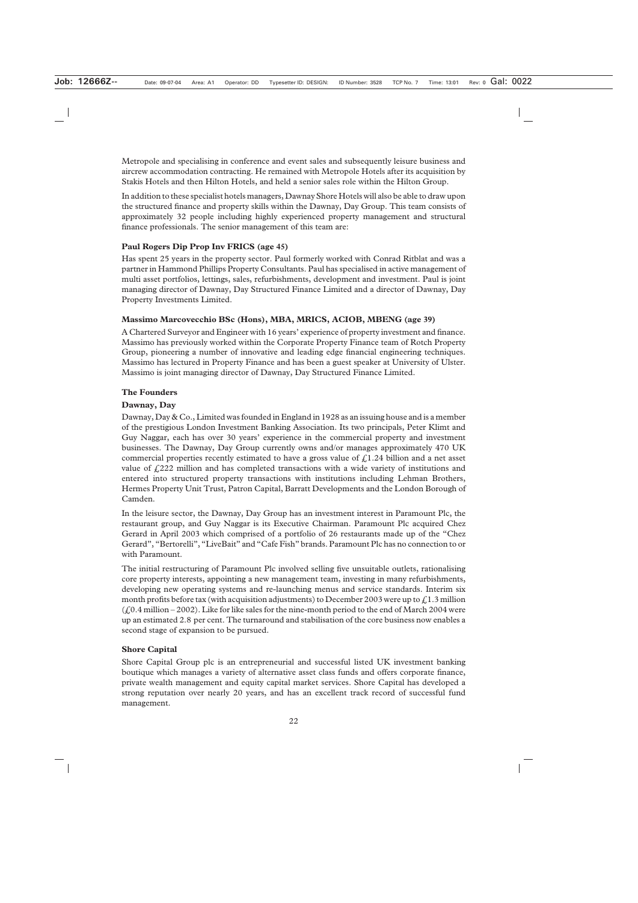Metropole and specialising in conference and event sales and subsequently leisure business and aircrew accommodation contracting. He remained with Metropole Hotels after its acquisition by Stakis Hotels and then Hilton Hotels, and held a senior sales role within the Hilton Group.

In addition to these specialist hotels managers, Dawnay Shore Hotels will also be able to draw upon the structured finance and property skills within the Dawnay, Day Group. This team consists of approximately 32 people including highly experienced property management and structural finance professionals. The senior management of this team are:

**Paul Rogers Dip Prop Inv FRICS (age 45)**

Has spent 25 years in the property sector. Paul formerly worked with Conrad Ritblat and was a partner in Hammond Phillips Property Consultants. Paul has specialised in active management of multi asset portfolios, lettings, sales, refurbishments, development and investment. Paul is joint managing director of Dawnay, Day Structured Finance Limited and a director of Dawnay, Day Property Investments Limited.

**Massimo Marcovecchio BSc (Hons), MBA, MRICS, ACIOB, MBENG (age 39)**

A Chartered Surveyor and Engineer with 16 years' experience of property investment and finance. Massimo has previously worked within the Corporate Property Finance team of Rotch Property Group, pioneering a number of innovative and leading edge financial engineering techniques. Massimo has lectured in Property Finance and has been a guest speaker at University of Ulster. Massimo is joint managing director of Dawnay, Day Structured Finance Limited.

**The Founders**

**Dawnay, Day**

Dawnay, Day & Co., Limited was founded in England in 1928 as an issuing house and is a member of the prestigious London Investment Banking Association. Its two principals, Peter Klimt and Guy Naggar, each has over 30 years' experience in the commercial property and investment businesses. The Dawnay, Day Group currently owns and/or manages approximately 470 UK commercial properties recently estimated to have a gross value of £1.24 billion and a net asset value of £222 million and has completed transactions with a wide variety of institutions and entered into structured property transactions with institutions including Lehman Brothers, Hermes Property Unit Trust, Patron Capital, Barratt Developments and the London Borough of Camden.

In the leisure sector, the Dawnay, Day Group has an investment interest in Paramount Plc, the restaurant group, and Guy Naggar is its Executive Chairman. Paramount Plc acquired Chez Gerard in April 2003 which comprised of a portfolio of 26 restaurants made up of the "Chez Gerard", "Bertorelli", "LiveBait" and "Cafe Fish" brands. Paramount Plc has no connection to or with Paramount.

The initial restructuring of Paramount Plc involved selling five unsuitable outlets, rationalising core property interests, appointing a new management team, investing in many refurbishments, developing new operating systems and re-launching menus and service standards. Interim six month profits before tax (with acquisition adjustments) to December 2003 were up to £1.3 million (£0.4 million – 2002). Like for like sales for the nine-month period to the end of March 2004 were up an estimated 2.8 per cent. The turnaround and stabilisation of the core business now enables a second stage of expansion to be pursued.

**Shore Capital**

Shore Capital Group plc is an entrepreneurial and successful listed UK investment banking boutique which manages a variety of alternative asset class funds and offers corporate finance, private wealth management and equity capital market services. Shore Capital has developed a strong reputation over nearly 20 years, and has an excellent track record of successful fund management.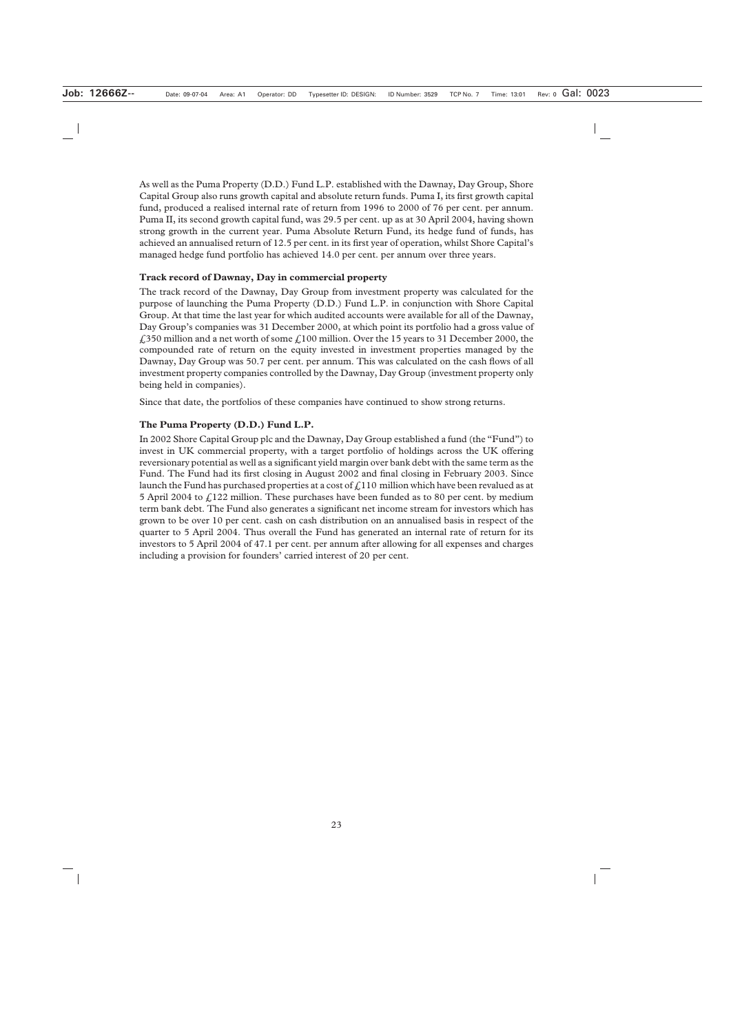As well as the Puma Property (D.D.) Fund L.P. established with the Dawnay, Day Group, Shore Capital Group also runs growth capital and absolute return funds. Puma I, its first growth capital fund, produced a realised internal rate of return from 1996 to 2000 of 76 per cent. per annum. Puma II, its second growth capital fund, was 29.5 per cent. up as at 30 April 2004, having shown strong growth in the current year. Puma Absolute Return Fund, its hedge fund of funds, has achieved an annualised return of 12.5 per cent. in its first year of operation, whilst Shore Capital's managed hedge fund portfolio has achieved 14.0 per cent. per annum over three years.

**Track record of Dawnay, Day in commercial property**

The track record of the Dawnay, Day Group from investment property was calculated for the purpose of launching the Puma Property (D.D.) Fund L.P. in conjunction with Shore Capital Group. At that time the last year for which audited accounts were available for all of the Dawnay, Day Group's companies was 31 December 2000, at which point its portfolio had a gross value of £350 million and a net worth of some £100 million. Over the 15 years to 31 December 2000, the compounded rate of return on the equity invested in investment properties managed by the Dawnay, Day Group was 50.7 per cent. per annum. This was calculated on the cash flows of all investment property companies controlled by the Dawnay, Day Group (investment property only being held in companies).

Since that date, the portfolios of these companies have continued to show strong returns.

**The Puma Property (D.D.) Fund L.P.**

In 2002 Shore Capital Group plc and the Dawnay, Day Group established a fund (the "Fund") to invest in UK commercial property, with a target portfolio of holdings across the UK offering reversionary potential as well as a significant yield margin over bank debt with the same term as the Fund. The Fund had its first closing in August 2002 and final closing in February 2003. Since launch the Fund has purchased properties at a cost of £110 million which have been revalued as at 5 April 2004 to £122 million. These purchases have been funded as to 80 per cent. by medium term bank debt. The Fund also generates a significant net income stream for investors which has grown to be over 10 per cent. cash on cash distribution on an annualised basis in respect of the quarter to 5 April 2004. Thus overall the Fund has generated an internal rate of return for its investors to 5 April 2004 of 47.1 per cent. per annum after allowing for all expenses and charges including a provision for founders' carried interest of 20 per cent.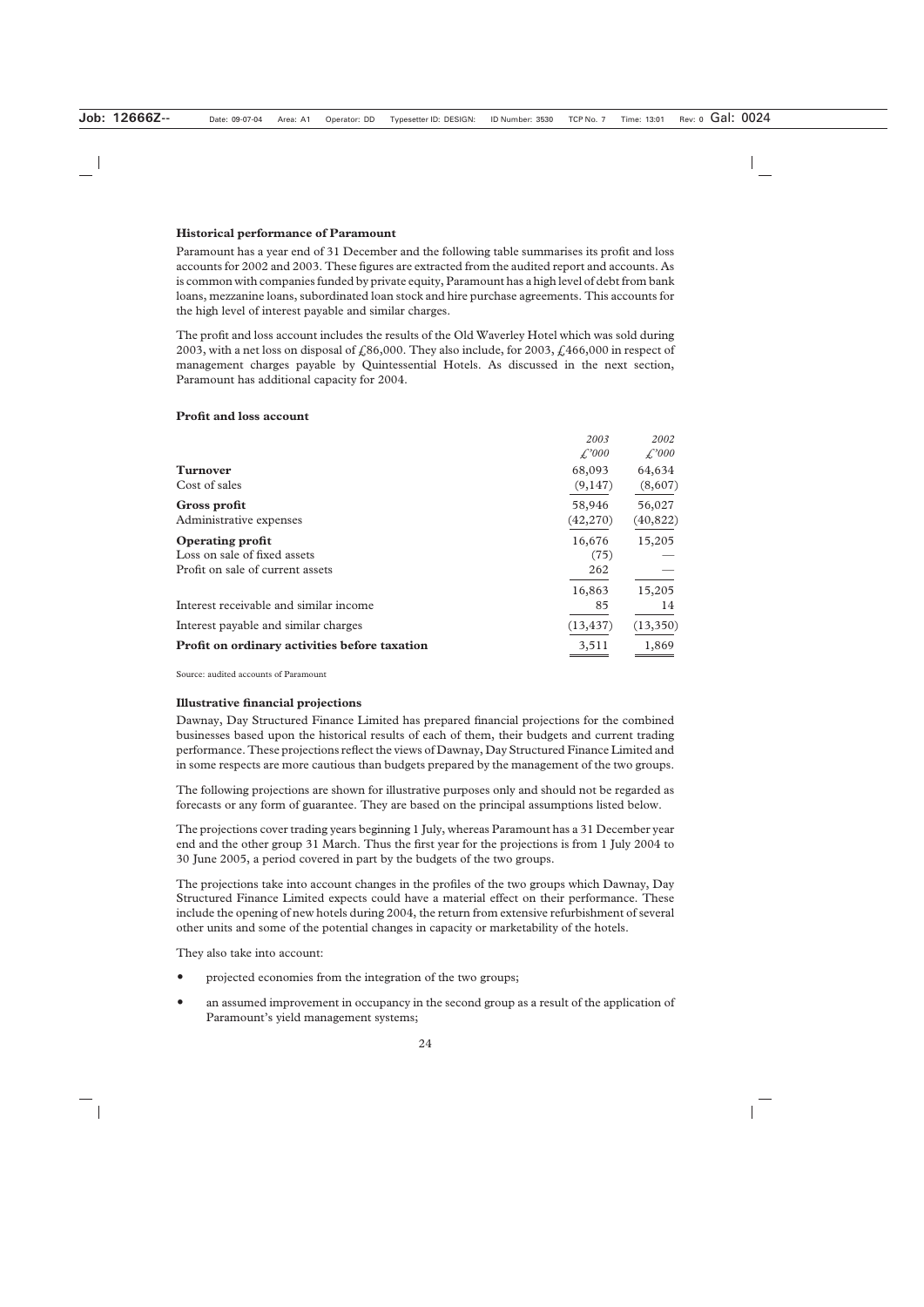### Historical performance of Paramount

Paramount has a year end of 31 December and the following table summarises its profit and loss accounts for 2002 and 2003. These figures are extracted from the audited report and accounts. As is common with companies funded by private equity, Paramount has a high level of debt from bank loans, mezzanine loans, subordinated loan stock and hire purchase agreements. This accounts for the high level of interest payable and similar charges.

The profit and loss account includes the results of the Old Waverley Hotel which was sold during 2003, with a net loss on disposal of £86,000. They also include, for 2003, £466,000 in respect of management charges payable by Quintessential Hotels. As discussed in the next section, Paramount has additional capacity for 2004.

### Profit and loss account

| | *2003* | *2002* |
|---|---|---|
| | *£'000* | *£'000* |
| **Turnover** | 68,093 | 64,634 |
| Cost of sales | (9,147) | (8,607) |
| **Gross profit** | 58,946 | 56,027 |
| Administrative expenses | (42,270) | (40,822) |
| **Operating profit** | 16,676 | 15,205 |
| Loss on sale of fixed assets | (75) | — |
| Profit on sale of current assets | 262 | — |
| | 16,863 | 15,205 |
| Interest receivable and similar income | 85 | 14 |
| Interest payable and similar charges | (13,437) | (13,350) |
| **Profit on ordinary activities before taxation** | 3,511 | 1,869 |

Source: audited accounts of Paramount

### Illustrative financial projections

Dawnay, Day Structured Finance Limited has prepared financial projections for the combined businesses based upon the historical results of each of them, their budgets and current trading performance. These projections reflect the views of Dawnay, Day Structured Finance Limited and in some respects are more cautious than budgets prepared by the management of the two groups.

The following projections are shown for illustrative purposes only and should not be regarded as forecasts or any form of guarantee. They are based on the principal assumptions listed below.

The projections cover trading years beginning 1 July, whereas Paramount has a 31 December year end and the other group 31 March. Thus the first year for the projections is from 1 July 2004 to 30 June 2005, a period covered in part by the budgets of the two groups.

The projections take into account changes in the profiles of the two groups which Dawnay, Day Structured Finance Limited expects could have a material effect on their performance. These include the opening of new hotels during 2004, the return from extensive refurbishment of several other units and some of the potential changes in capacity or marketability of the hotels.

They also take into account:

- projected economies from the integration of the two groups;
- an assumed improvement in occupancy in the second group as a result of the application of Paramount's yield management systems;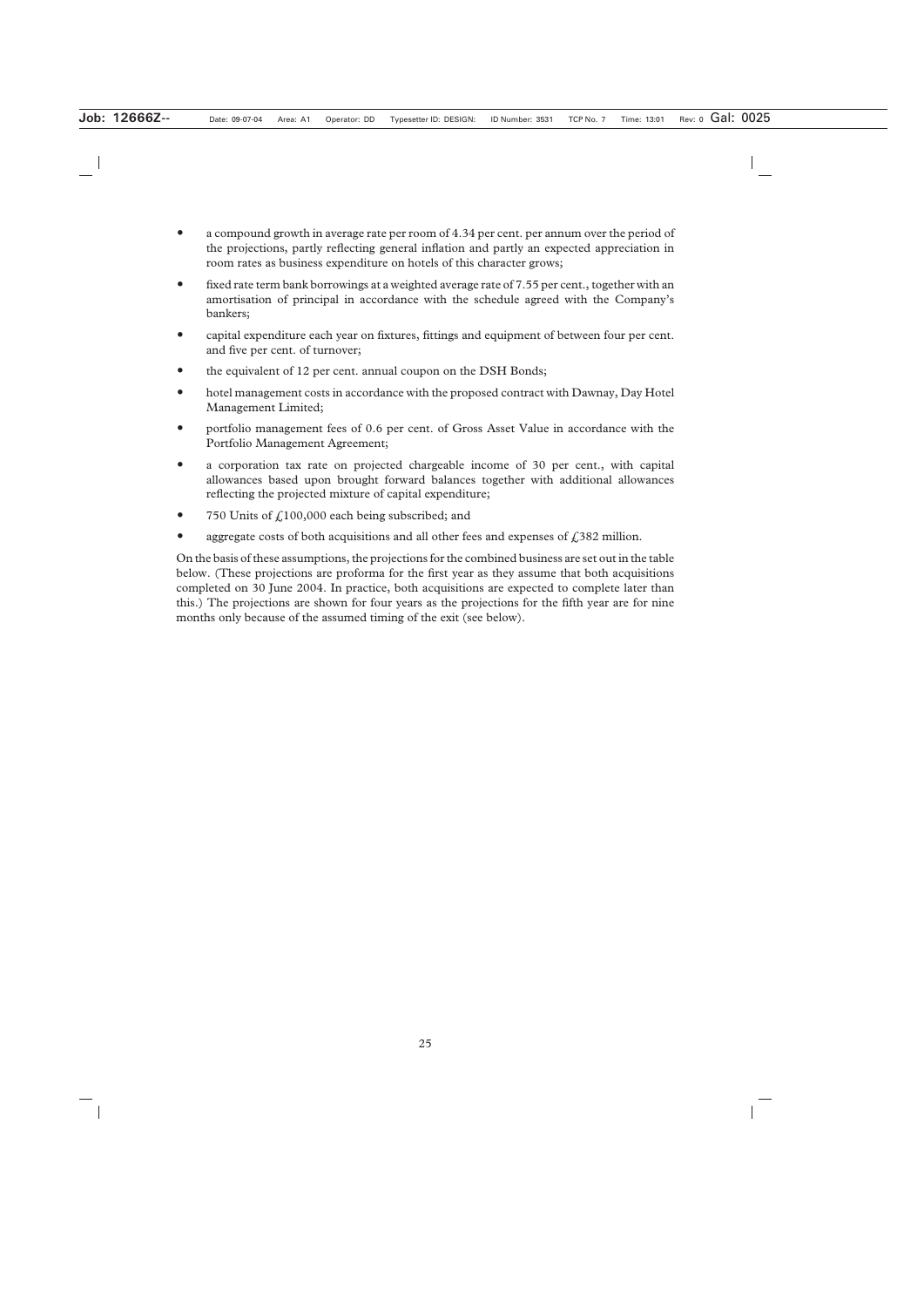- a compound growth in average rate per room of 4.34 per cent. per annum over the period of the projections, partly reflecting general inflation and partly an expected appreciation in room rates as business expenditure on hotels of this character grows;
- fixed rate term bank borrowings at a weighted average rate of 7.55 per cent., together with an amortisation of principal in accordance with the schedule agreed with the Company's bankers;
- capital expenditure each year on fixtures, fittings and equipment of between four per cent. and five per cent. of turnover;
- the equivalent of 12 per cent. annual coupon on the DSH Bonds;
- hotel management costs in accordance with the proposed contract with Dawnay, Day Hotel Management Limited;
- portfolio management fees of 0.6 per cent. of Gross Asset Value in accordance with the Portfolio Management Agreement;
- a corporation tax rate on projected chargeable income of 30 per cent., with capital allowances based upon brought forward balances together with additional allowances reflecting the projected mixture of capital expenditure;
- 750 Units of £100,000 each being subscribed; and
- aggregate costs of both acquisitions and all other fees and expenses of £382 million.

On the basis of these assumptions, the projections for the combined business are set out in the table below. (These projections are proforma for the first year as they assume that both acquisitions completed on 30 June 2004. In practice, both acquisitions are expected to complete later than this.) The projections are shown for four years as the projections for the fifth year are for nine months only because of the assumed timing of the exit (see below).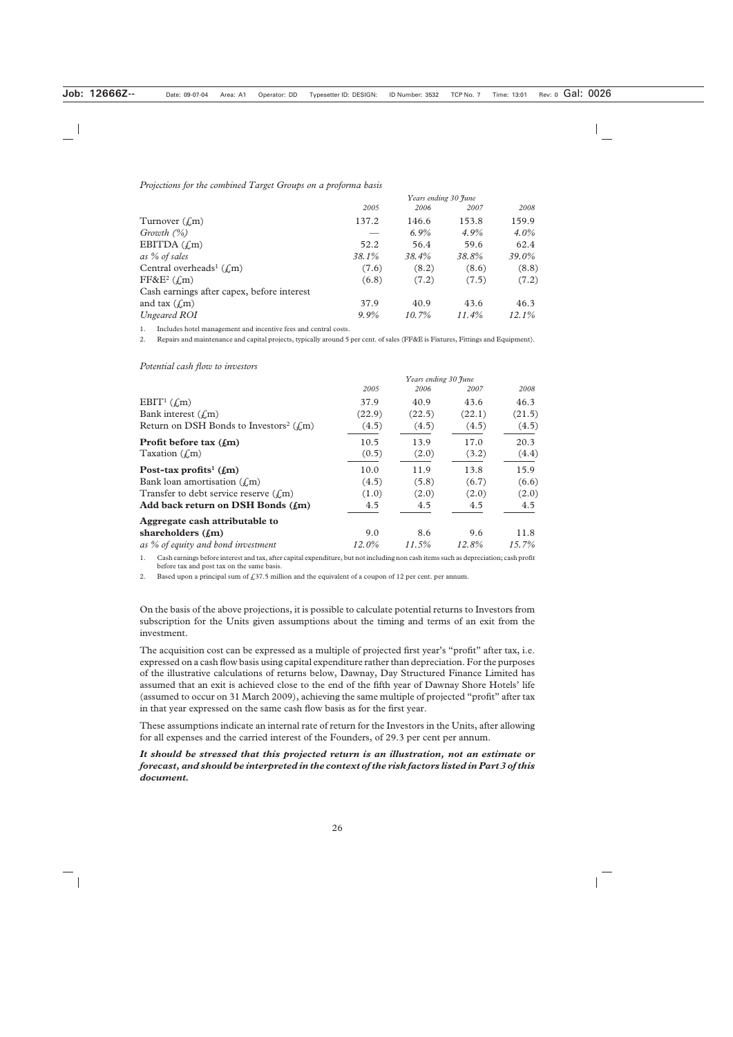*Projections for the combined Target Groups on a proforma basis*

| | *Years ending 30 June* | | | |
|---|---|---|---|---|
| | *2005* | *2006* | *2007* | *2008* |
| Turnover (£m) | 137.2 | 146.6 | 153.8 | 159.9 |
| *Growth (%)* | — | *6.9%* | *4.9%* | *4.0%* |
| EBITDA (£m) | 52.2 | 56.4 | 59.6 | 62.4 |
| *as % of sales* | *38.1%* | *38.4%* | *38.8%* | *39.0%* |
| Central overheads[1] (£m) | (7.6) | (8.2) | (8.6) | (8.8) |
| FF&E[2] (£m) | (6.8) | (7.2) | (7.5) | (7.2) |
| Cash earnings after capex, before interest and tax (£m) | 37.9 | 40.9 | 43.6 | 46.3 |
| *Ungeared ROI* | *9.9%* | *10.7%* | *11.4%* | *12.1%* |

1. Includes hotel management and incentive fees and central costs.
2. Repairs and maintenance and capital projects, typically around 5 per cent. of sales (FF&E is Fixtures, Fittings and Equipment).

*Potential cash flow to investors*

| | *Years ending 30 June* | | | |
|---|---|---|---|---|
| | *2005* | *2006* | *2007* | *2008* |
| EBIT[1] (£m) | 37.9 | 40.9 | 43.6 | 46.3 |
| Bank interest (£m) | (22.9) | (22.5) | (22.1) | (21.5) |
| Return on DSH Bonds to Investors[2] (£m) | (4.5) | (4.5) | (4.5) | (4.5) |
| **Profit before tax (£m)** | 10.5 | 13.9 | 17.0 | 20.3 |
| Taxation (£m) | (0.5) | (2.0) | (3.2) | (4.4) |
| **Post-tax profits[1] (£m)** | 10.0 | 11.9 | 13.8 | 15.9 |
| Bank loan amortisation (£m) | (4.5) | (5.8) | (6.7) | (6.6) |
| Transfer to debt service reserve (£m) | (1.0) | (2.0) | (2.0) | (2.0) |
| **Add back return on DSH Bonds (£m)** | 4.5 | 4.5 | 4.5 | 4.5 |
| **Aggregate cash attributable to shareholders (£m)** | 9.0 | 8.6 | 9.6 | 11.8 |
| *as % of equity and bond investment* | *12.0%* | *11.5%* | *12.8%* | *15.7%* |

1. Cash earnings before interest and tax, after capital expenditure, but not including non cash items such as depreciation; cash profit before tax and post tax on the same basis.
2. Based upon a principal sum of £37.5 million and the equivalent of a coupon of 12 per cent. per annum.

On the basis of the above projections, it is possible to calculate potential returns to Investors from subscription for the Units given assumptions about the timing and terms of an exit from the investment.

The acquisition cost can be expressed as a multiple of projected first year's "profit" after tax, i.e. expressed on a cash flow basis using capital expenditure rather than depreciation. For the purposes of the illustrative calculations of returns below, Dawnay, Day Structured Finance Limited has assumed that an exit is achieved close to the end of the fifth year of Dawnay Shore Hotels' life (assumed to occur on 31 March 2009), achieving the same multiple of projected "profit" after tax in that year expressed on the same cash flow basis as for the first year.

These assumptions indicate an internal rate of return for the Investors in the Units, after allowing for all expenses and the carried interest of the Founders, of 29.3 per cent per annum.

***It should be stressed that this projected return is an illustration, not an estimate or forecast, and should be interpreted in the context of the risk factors listed in Part 3 of this document.***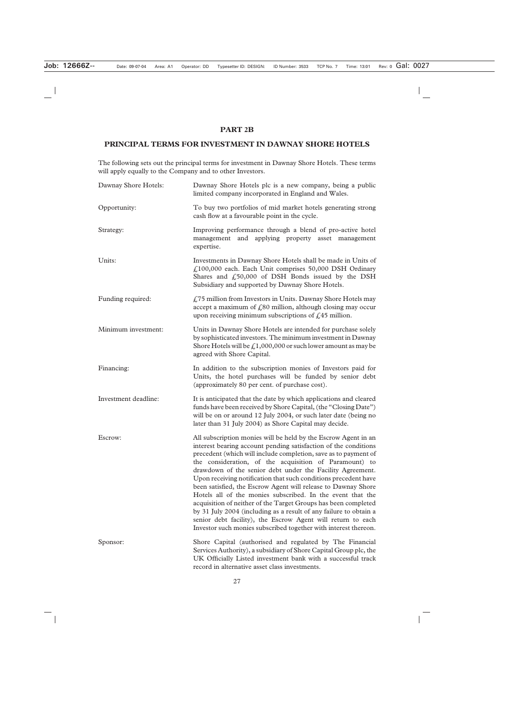## PART 2B

## PRINCIPAL TERMS FOR INVESTMENT IN DAWNAY SHORE HOTELS

The following sets out the principal terms for investment in Dawnay Shore Hotels. These terms will apply equally to the Company and to other Investors.

| | |
|---|---|
| Dawnay Shore Hotels: | Dawnay Shore Hotels plc is a new company, being a public limited company incorporated in England and Wales. |
| Opportunity: | To buy two portfolios of mid market hotels generating strong cash flow at a favourable point in the cycle. |
| Strategy: | Improving performance through a blend of pro-active hotel management and applying property asset management expertise. |
| Units: | Investments in Dawnay Shore Hotels shall be made in Units of £100,000 each. Each Unit comprises 50,000 DSH Ordinary Shares and £50,000 of DSH Bonds issued by the DSH Subsidiary and supported by Dawnay Shore Hotels. |
| Funding required: | £75 million from Investors in Units. Dawnay Shore Hotels may accept a maximum of £80 million, although closing may occur upon receiving minimum subscriptions of £45 million. |
| Minimum investment: | Units in Dawnay Shore Hotels are intended for purchase solely by sophisticated investors. The minimum investment in Dawnay Shore Hotels will be £1,000,000 or such lower amount as may be agreed with Shore Capital. |
| Financing: | In addition to the subscription monies of Investors paid for Units, the hotel purchases will be funded by senior debt (approximately 80 per cent. of purchase cost). |
| Investment deadline: | It is anticipated that the date by which applications and cleared funds have been received by Shore Capital, (the "Closing Date") will be on or around 12 July 2004, or such later date (being no later than 31 July 2004) as Shore Capital may decide. |
| Escrow: | All subscription monies will be held by the Escrow Agent in an interest bearing account pending satisfaction of the conditions precedent (which will include completion, save as to payment of the consideration, of the acquisition of Paramount) to drawdown of the senior debt under the Facility Agreement. Upon receiving notification that such conditions precedent have been satisfied, the Escrow Agent will release to Dawnay Shore Hotels all of the monies subscribed. In the event that the acquisition of neither of the Target Groups has been completed by 31 July 2004 (including as a result of any failure to obtain a senior debt facility), the Escrow Agent will return to each Investor such monies subscribed together with interest thereon. |
| Sponsor: | Shore Capital (authorised and regulated by The Financial Services Authority), a subsidiary of Shore Capital Group plc, the UK Officially Listed investment bank with a successful track record in alternative asset class investments. |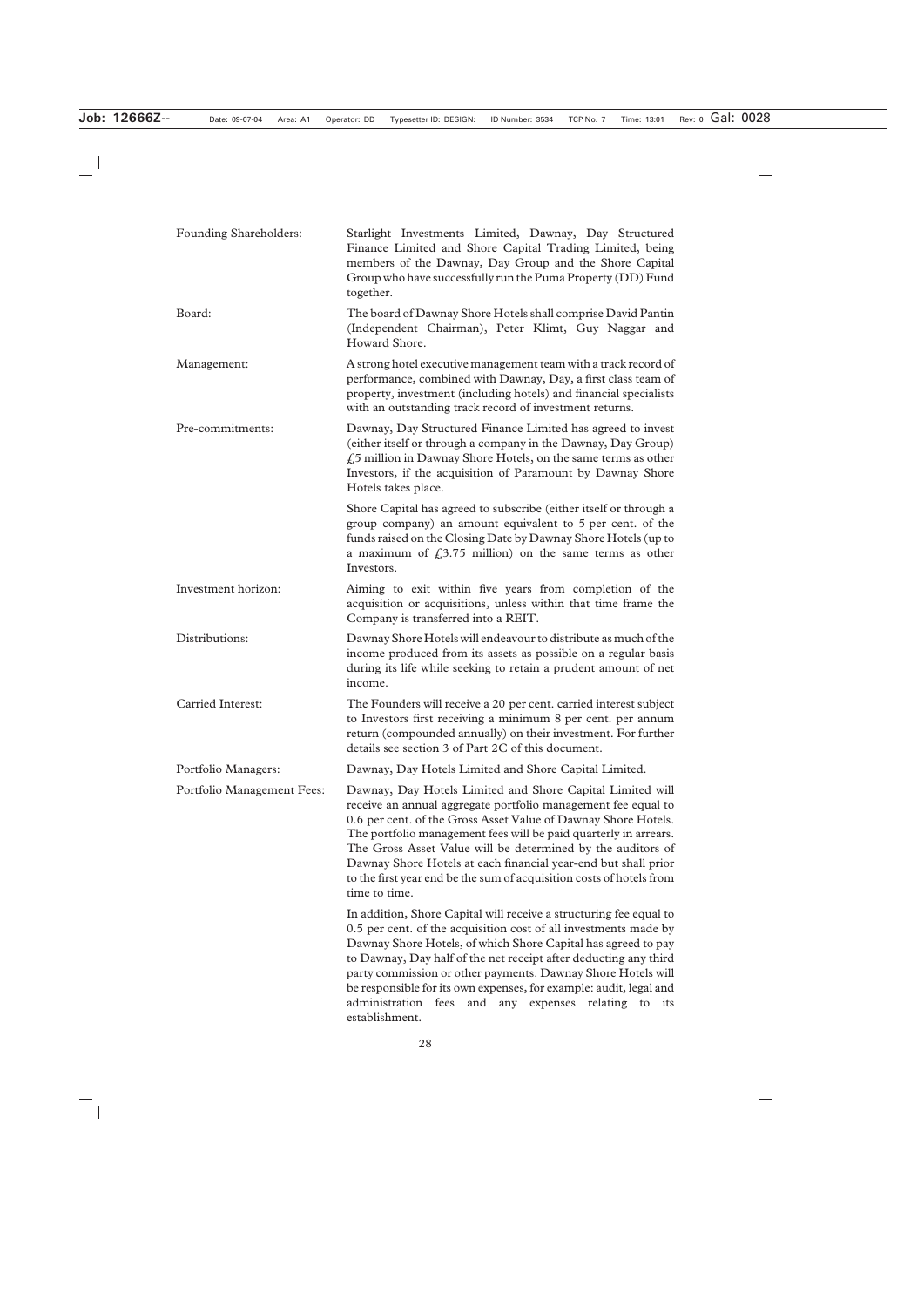| | |
|---|---|
| Founding Shareholders: | Starlight Investments Limited, Dawnay, Day Structured Finance Limited and Shore Capital Trading Limited, being members of the Dawnay, Day Group and the Shore Capital Group who have successfully run the Puma Property (DD) Fund together. |
| Board: | The board of Dawnay Shore Hotels shall comprise David Pantin (Independent Chairman), Peter Klimt, Guy Naggar and Howard Shore. |
| Management: | A strong hotel executive management team with a track record of performance, combined with Dawnay, Day, a first class team of property, investment (including hotels) and financial specialists with an outstanding track record of investment returns. |
| Pre-commitments: | Dawnay, Day Structured Finance Limited has agreed to invest (either itself or through a company in the Dawnay, Day Group) £5 million in Dawnay Shore Hotels, on the same terms as other Investors, if the acquisition of Paramount by Dawnay Shore Hotels takes place.<br><br>Shore Capital has agreed to subscribe (either itself or through a group company) an amount equivalent to 5 per cent. of the funds raised on the Closing Date by Dawnay Shore Hotels (up to a maximum of £3.75 million) on the same terms as other Investors. |
| Investment horizon: | Aiming to exit within five years from completion of the acquisition or acquisitions, unless within that time frame the Company is transferred into a REIT. |
| Distributions: | Dawnay Shore Hotels will endeavour to distribute as much of the income produced from its assets as possible on a regular basis during its life while seeking to retain a prudent amount of net income. |
| Carried Interest: | The Founders will receive a 20 per cent. carried interest subject to Investors first receiving a minimum 8 per cent. per annum return (compounded annually) on their investment. For further details see section 3 of Part 2C of this document. |
| Portfolio Managers: | Dawnay, Day Hotels Limited and Shore Capital Limited. |
| Portfolio Management Fees: | Dawnay, Day Hotels Limited and Shore Capital Limited will receive an annual aggregate portfolio management fee equal to 0.6 per cent. of the Gross Asset Value of Dawnay Shore Hotels. The portfolio management fees will be paid quarterly in arrears. The Gross Asset Value will be determined by the auditors of Dawnay Shore Hotels at each financial year-end but shall prior to the first year end be the sum of acquisition costs of hotels from time to time.<br><br>In addition, Shore Capital will receive a structuring fee equal to 0.5 per cent. of the acquisition cost of all investments made by Dawnay Shore Hotels, of which Shore Capital has agreed to pay to Dawnay, Day half of the net receipt after deducting any third party commission or other payments. Dawnay Shore Hotels will be responsible for its own expenses, for example: audit, legal and administration fees and any expenses relating to its establishment. |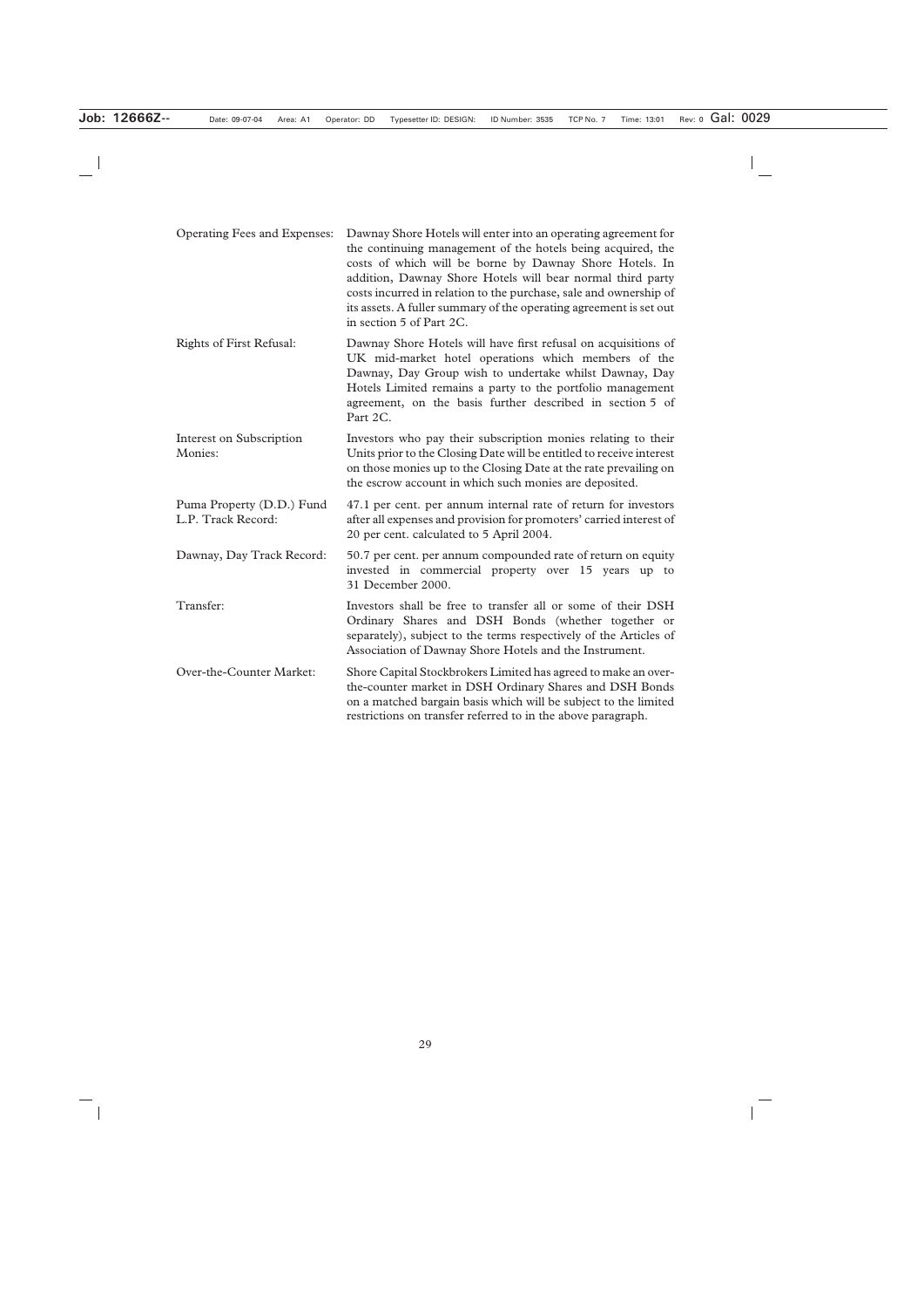| | |
|---|---|
| Operating Fees and Expenses: | Dawnay Shore Hotels will enter into an operating agreement for the continuing management of the hotels being acquired, the costs of which will be borne by Dawnay Shore Hotels. In addition, Dawnay Shore Hotels will bear normal third party costs incurred in relation to the purchase, sale and ownership of its assets. A fuller summary of the operating agreement is set out in section 5 of Part 2C. |
| Rights of First Refusal: | Dawnay Shore Hotels will have first refusal on acquisitions of UK mid-market hotel operations which members of the Dawnay, Day Group wish to undertake whilst Dawnay, Day Hotels Limited remains a party to the portfolio management agreement, on the basis further described in section 5 of Part 2C. |
| Interest on Subscription Monies: | Investors who pay their subscription monies relating to their Units prior to the Closing Date will be entitled to receive interest on those monies up to the Closing Date at the rate prevailing on the escrow account in which such monies are deposited. |
| Puma Property (D.D.) Fund L.P. Track Record: | 47.1 per cent. per annum internal rate of return for investors after all expenses and provision for promoters' carried interest of 20 per cent. calculated to 5 April 2004. |
| Dawnay, Day Track Record: | 50.7 per cent. per annum compounded rate of return on equity invested in commercial property over 15 years up to 31 December 2000. |
| Transfer: | Investors shall be free to transfer all or some of their DSH Ordinary Shares and DSH Bonds (whether together or separately), subject to the terms respectively of the Articles of Association of Dawnay Shore Hotels and the Instrument. |
| Over-the-Counter Market: | Shore Capital Stockbrokers Limited has agreed to make an over-the-counter market in DSH Ordinary Shares and DSH Bonds on a matched bargain basis which will be subject to the limited restrictions on transfer referred to in the above paragraph. |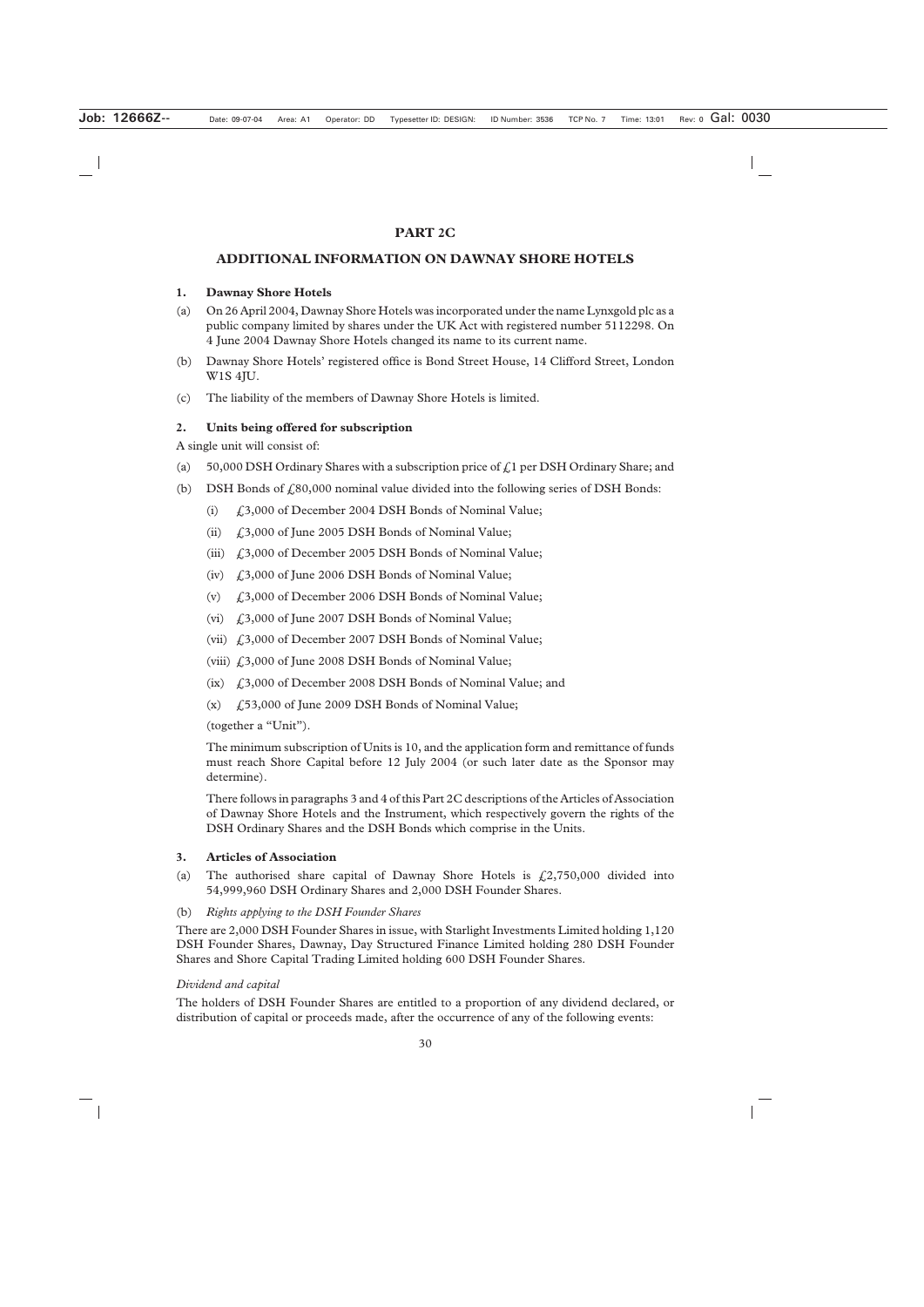# PART 2C

## ADDITIONAL INFORMATION ON DAWNAY SHORE HOTELS

### 1. Dawnay Shore Hotels

(a) On 26 April 2004, Dawnay Shore Hotels was incorporated under the name Lynxgold plc as a public company limited by shares under the UK Act with registered number 5112298. On 4 June 2004 Dawnay Shore Hotels changed its name to its current name.

(b) Dawnay Shore Hotels' registered office is Bond Street House, 14 Clifford Street, London W1S 4JU.

(c) The liability of the members of Dawnay Shore Hotels is limited.

### 2. Units being offered for subscription

A single unit will consist of:

(a) 50,000 DSH Ordinary Shares with a subscription price of £1 per DSH Ordinary Share; and

(b) DSH Bonds of £80,000 nominal value divided into the following series of DSH Bonds:

  (i) £3,000 of December 2004 DSH Bonds of Nominal Value;

  (ii) £3,000 of June 2005 DSH Bonds of Nominal Value;

  (iii) £3,000 of December 2005 DSH Bonds of Nominal Value;

  (iv) £3,000 of June 2006 DSH Bonds of Nominal Value;

  (v) £3,000 of December 2006 DSH Bonds of Nominal Value;

  (vi) £3,000 of June 2007 DSH Bonds of Nominal Value;

  (vii) £3,000 of December 2007 DSH Bonds of Nominal Value;

  (viii) £3,000 of June 2008 DSH Bonds of Nominal Value;

  (ix) £3,000 of December 2008 DSH Bonds of Nominal Value; and

  (x) £53,000 of June 2009 DSH Bonds of Nominal Value;

  (together a "Unit").

  The minimum subscription of Units is 10, and the application form and remittance of funds must reach Shore Capital before 12 July 2004 (or such later date as the Sponsor may determine).

  There follows in paragraphs 3 and 4 of this Part 2C descriptions of the Articles of Association of Dawnay Shore Hotels and the Instrument, which respectively govern the rights of the DSH Ordinary Shares and the DSH Bonds which comprise in the Units.

### 3. Articles of Association

(a) The authorised share capital of Dawnay Shore Hotels is £2,750,000 divided into 54,999,960 DSH Ordinary Shares and 2,000 DSH Founder Shares.

(b) *Rights applying to the DSH Founder Shares*

There are 2,000 DSH Founder Shares in issue, with Starlight Investments Limited holding 1,120 DSH Founder Shares, Dawnay, Day Structured Finance Limited holding 280 DSH Founder Shares and Shore Capital Trading Limited holding 600 DSH Founder Shares.

*Dividend and capital*

The holders of DSH Founder Shares are entitled to a proportion of any dividend declared, or distribution of capital or proceeds made, after the occurrence of any of the following events: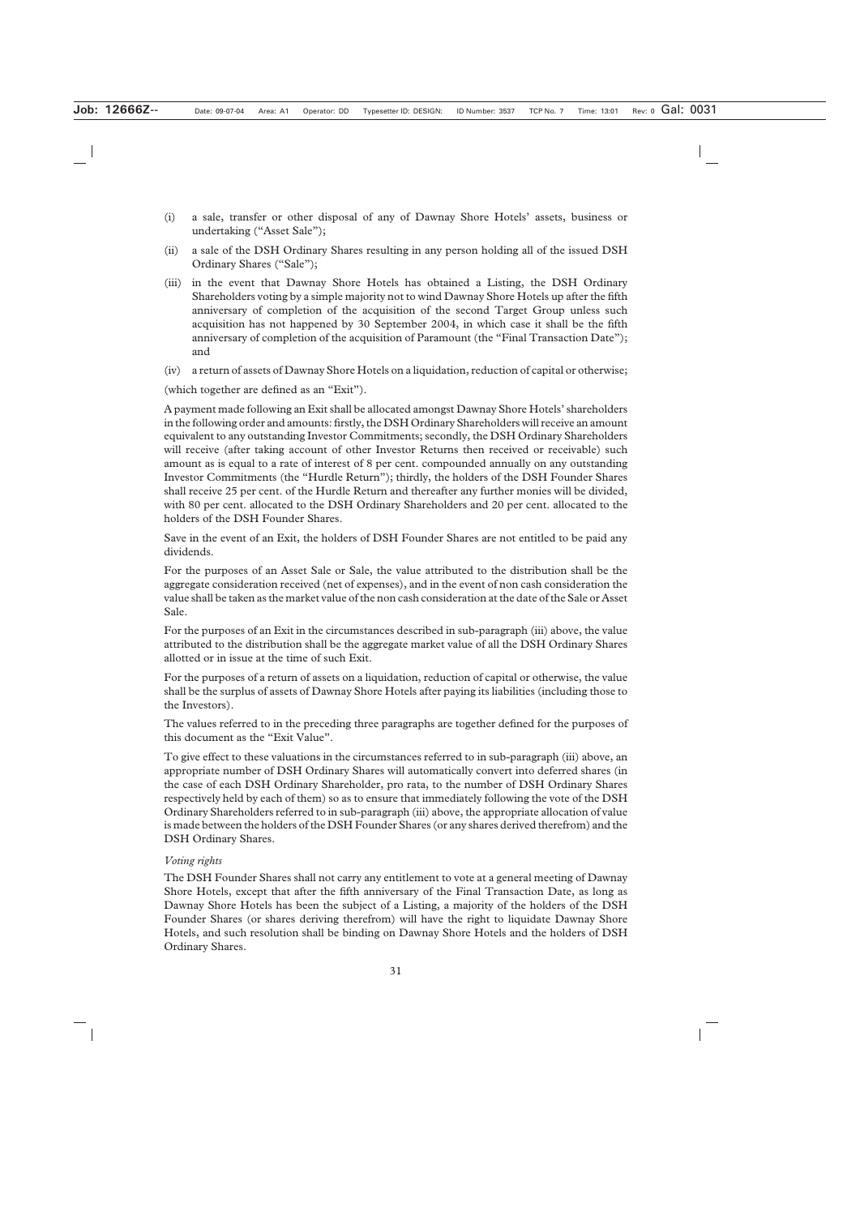(i) a sale, transfer or other disposal of any of Dawnay Shore Hotels' assets, business or undertaking ("Asset Sale");

(ii) a sale of the DSH Ordinary Shares resulting in any person holding all of the issued DSH Ordinary Shares ("Sale");

(iii) in the event that Dawnay Shore Hotels has obtained a Listing, the DSH Ordinary Shareholders voting by a simple majority not to wind Dawnay Shore Hotels up after the fifth anniversary of completion of the acquisition of the second Target Group unless such acquisition has not happened by 30 September 2004, in which case it shall be the fifth anniversary of completion of the acquisition of Paramount (the "Final Transaction Date"); and

(iv) a return of assets of Dawnay Shore Hotels on a liquidation, reduction of capital or otherwise;

(which together are defined as an "Exit").

A payment made following an Exit shall be allocated amongst Dawnay Shore Hotels' shareholders in the following order and amounts: firstly, the DSH Ordinary Shareholders will receive an amount equivalent to any outstanding Investor Commitments; secondly, the DSH Ordinary Shareholders will receive (after taking account of other Investor Returns then received or receivable) such amount as is equal to a rate of interest of 8 per cent. compounded annually on any outstanding Investor Commitments (the "Hurdle Return"); thirdly, the holders of the DSH Founder Shares shall receive 25 per cent. of the Hurdle Return and thereafter any further monies will be divided, with 80 per cent. allocated to the DSH Ordinary Shareholders and 20 per cent. allocated to the holders of the DSH Founder Shares.

Save in the event of an Exit, the holders of DSH Founder Shares are not entitled to be paid any dividends.

For the purposes of an Asset Sale or Sale, the value attributed to the distribution shall be the aggregate consideration received (net of expenses), and in the event of non cash consideration the value shall be taken as the market value of the non cash consideration at the date of the Sale or Asset Sale.

For the purposes of an Exit in the circumstances described in sub-paragraph (iii) above, the value attributed to the distribution shall be the aggregate market value of all the DSH Ordinary Shares allotted or in issue at the time of such Exit.

For the purposes of a return of assets on a liquidation, reduction of capital or otherwise, the value shall be the surplus of assets of Dawnay Shore Hotels after paying its liabilities (including those to the Investors).

The values referred to in the preceding three paragraphs are together defined for the purposes of this document as the "Exit Value".

To give effect to these valuations in the circumstances referred to in sub-paragraph (iii) above, an appropriate number of DSH Ordinary Shares will automatically convert into deferred shares (in the case of each DSH Ordinary Shareholder, pro rata, to the number of DSH Ordinary Shares respectively held by each of them) so as to ensure that immediately following the vote of the DSH Ordinary Shareholders referred to in sub-paragraph (iii) above, the appropriate allocation of value is made between the holders of the DSH Founder Shares (or any shares derived therefrom) and the DSH Ordinary Shares.

*Voting rights*

The DSH Founder Shares shall not carry any entitlement to vote at a general meeting of Dawnay Shore Hotels, except that after the fifth anniversary of the Final Transaction Date, as long as Dawnay Shore Hotels has been the subject of a Listing, a majority of the holders of the DSH Founder Shares (or shares deriving therefrom) will have the right to liquidate Dawnay Shore Hotels, and such resolution shall be binding on Dawnay Shore Hotels and the holders of DSH Ordinary Shares.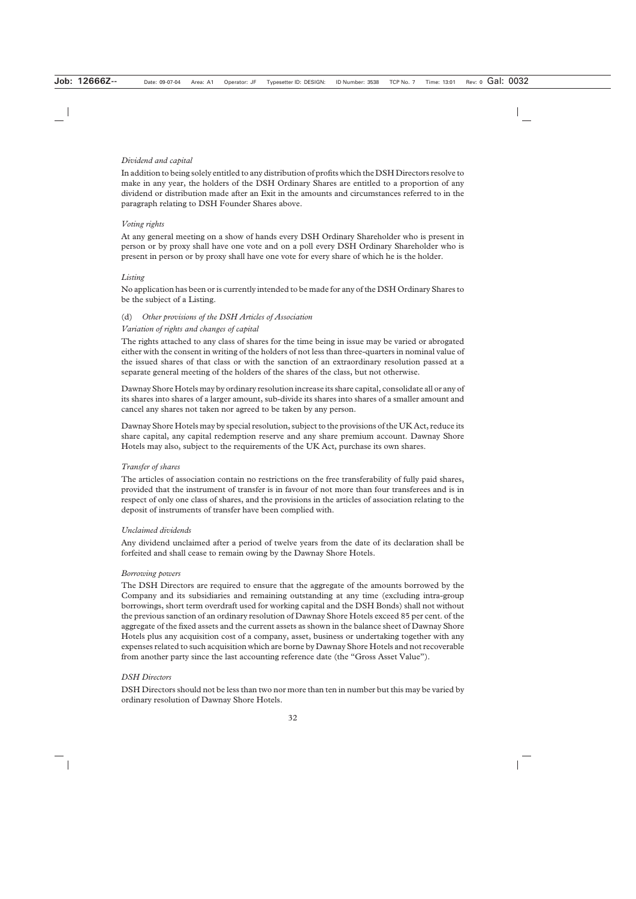*Dividend and capital*

In addition to being solely entitled to any distribution of profits which the DSH Directors resolve to make in any year, the holders of the DSH Ordinary Shares are entitled to a proportion of any dividend or distribution made after an Exit in the amounts and circumstances referred to in the paragraph relating to DSH Founder Shares above.

*Voting rights*

At any general meeting on a show of hands every DSH Ordinary Shareholder who is present in person or by proxy shall have one vote and on a poll every DSH Ordinary Shareholder who is present in person or by proxy shall have one vote for every share of which he is the holder.

*Listing*

No application has been or is currently intended to be made for any of the DSH Ordinary Shares to be the subject of a Listing.

(d) *Other provisions of the DSH Articles of Association*

*Variation of rights and changes of capital*

The rights attached to any class of shares for the time being in issue may be varied or abrogated either with the consent in writing of the holders of not less than three-quarters in nominal value of the issued shares of that class or with the sanction of an extraordinary resolution passed at a separate general meeting of the holders of the shares of the class, but not otherwise.

Dawnay Shore Hotels may by ordinary resolution increase its share capital, consolidate all or any of its shares into shares of a larger amount, sub-divide its shares into shares of a smaller amount and cancel any shares not taken nor agreed to be taken by any person.

Dawnay Shore Hotels may by special resolution, subject to the provisions of the UK Act, reduce its share capital, any capital redemption reserve and any share premium account. Dawnay Shore Hotels may also, subject to the requirements of the UK Act, purchase its own shares.

*Transfer of shares*

The articles of association contain no restrictions on the free transferability of fully paid shares, provided that the instrument of transfer is in favour of not more than four transferees and is in respect of only one class of shares, and the provisions in the articles of association relating to the deposit of instruments of transfer have been complied with.

*Unclaimed dividends*

Any dividend unclaimed after a period of twelve years from the date of its declaration shall be forfeited and shall cease to remain owing by the Dawnay Shore Hotels.

*Borrowing powers*

The DSH Directors are required to ensure that the aggregate of the amounts borrowed by the Company and its subsidiaries and remaining outstanding at any time (excluding intra-group borrowings, short term overdraft used for working capital and the DSH Bonds) shall not without the previous sanction of an ordinary resolution of Dawnay Shore Hotels exceed 85 per cent. of the aggregate of the fixed assets and the current assets as shown in the balance sheet of Dawnay Shore Hotels plus any acquisition cost of a company, asset, business or undertaking together with any expenses related to such acquisition which are borne by Dawnay Shore Hotels and not recoverable from another party since the last accounting reference date (the "Gross Asset Value").

*DSH Directors*

DSH Directors should not be less than two nor more than ten in number but this may be varied by ordinary resolution of Dawnay Shore Hotels.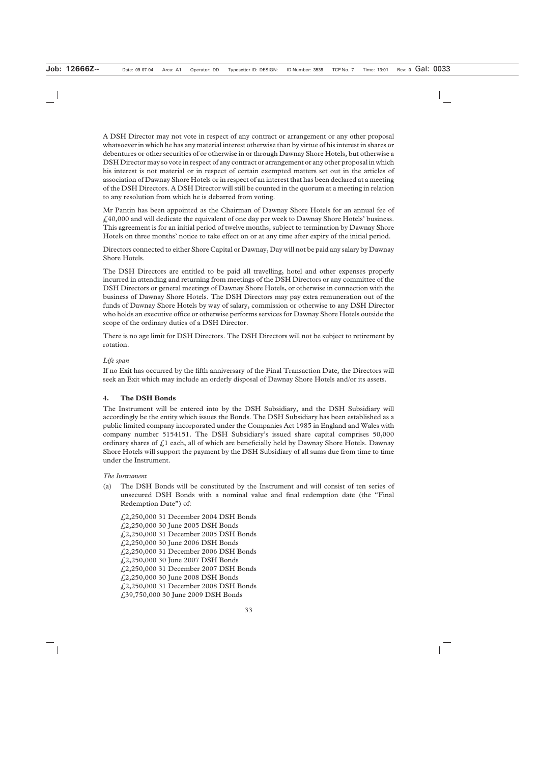A DSH Director may not vote in respect of any contract or arrangement or any other proposal whatsoever in which he has any material interest otherwise than by virtue of his interest in shares or debentures or other securities of or otherwise in or through Dawnay Shore Hotels, but otherwise a DSH Director may so vote in respect of any contract or arrangement or any other proposal in which his interest is not material or in respect of certain exempted matters set out in the articles of association of Dawnay Shore Hotels or in respect of an interest that has been declared at a meeting of the DSH Directors. A DSH Director will still be counted in the quorum at a meeting in relation to any resolution from which he is debarred from voting.

Mr Pantin has been appointed as the Chairman of Dawnay Shore Hotels for an annual fee of £40,000 and will dedicate the equivalent of one day per week to Dawnay Shore Hotels' business. This agreement is for an initial period of twelve months, subject to termination by Dawnay Shore Hotels on three months' notice to take effect on or at any time after expiry of the initial period.

Directors connected to either Shore Capital or Dawnay, Day will not be paid any salary by Dawnay Shore Hotels.

The DSH Directors are entitled to be paid all travelling, hotel and other expenses properly incurred in attending and returning from meetings of the DSH Directors or any committee of the DSH Directors or general meetings of Dawnay Shore Hotels, or otherwise in connection with the business of Dawnay Shore Hotels. The DSH Directors may pay extra remuneration out of the funds of Dawnay Shore Hotels by way of salary, commission or otherwise to any DSH Director who holds an executive office or otherwise performs services for Dawnay Shore Hotels outside the scope of the ordinary duties of a DSH Director.

There is no age limit for DSH Directors. The DSH Directors will not be subject to retirement by rotation.

*Life span*

If no Exit has occurred by the fifth anniversary of the Final Transaction Date, the Directors will seek an Exit which may include an orderly disposal of Dawnay Shore Hotels and/or its assets.

## 4. The DSH Bonds

The Instrument will be entered into by the DSH Subsidiary, and the DSH Subsidiary will accordingly be the entity which issues the Bonds. The DSH Subsidiary has been established as a public limited company incorporated under the Companies Act 1985 in England and Wales with company number 5154151. The DSH Subsidiary's issued share capital comprises 50,000 ordinary shares of £1 each, all of which are beneficially held by Dawnay Shore Hotels. Dawnay Shore Hotels will support the payment by the DSH Subsidiary of all sums due from time to time under the Instrument.

*The Instrument*

(a) The DSH Bonds will be constituted by the Instrument and will consist of ten series of unsecured DSH Bonds with a nominal value and final redemption date (the "Final Redemption Date") of:

    £2,250,000 31 December 2004 DSH Bonds
    £2,250,000 30 June 2005 DSH Bonds
    £2,250,000 31 December 2005 DSH Bonds
    £2,250,000 30 June 2006 DSH Bonds
    £2,250,000 31 December 2006 DSH Bonds
    £2,250,000 30 June 2007 DSH Bonds
    £2,250,000 31 December 2007 DSH Bonds
    £2,250,000 30 June 2008 DSH Bonds
    £2,250,000 31 December 2008 DSH Bonds
    £39,750,000 30 June 2009 DSH Bonds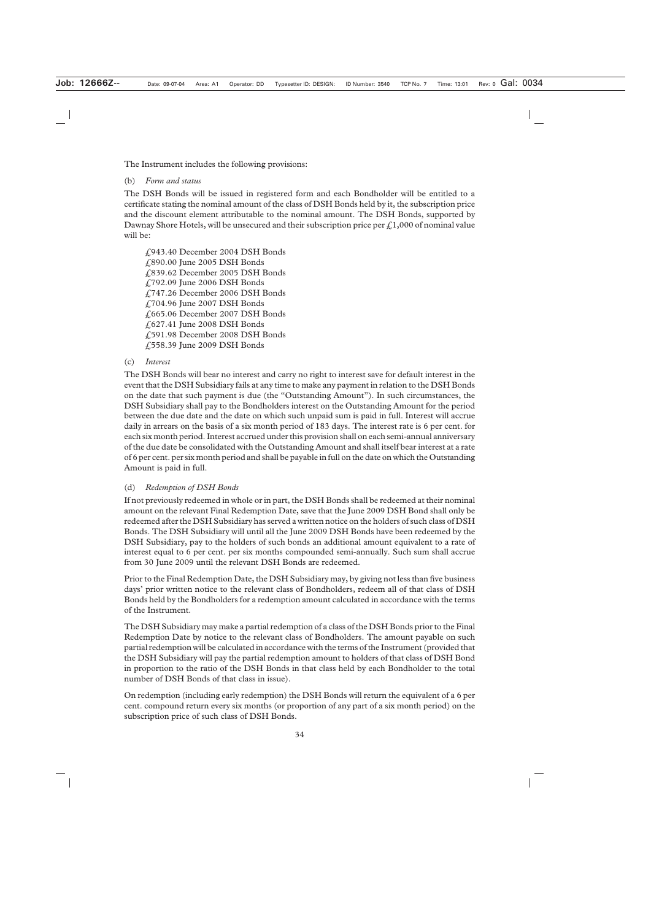The Instrument includes the following provisions:

(b) *Form and status*

The DSH Bonds will be issued in registered form and each Bondholder will be entitled to a certificate stating the nominal amount of the class of DSH Bonds held by it, the subscription price and the discount element attributable to the nominal amount. The DSH Bonds, supported by Dawnay Shore Hotels, will be unsecured and their subscription price per £1,000 of nominal value will be:

£943.40 December 2004 DSH Bonds
£890.00 June 2005 DSH Bonds
£839.62 December 2005 DSH Bonds
£792.09 June 2006 DSH Bonds
£747.26 December 2006 DSH Bonds
£704.96 June 2007 DSH Bonds
£665.06 December 2007 DSH Bonds
£627.41 June 2008 DSH Bonds
£591.98 December 2008 DSH Bonds
£558.39 June 2009 DSH Bonds

(c) *Interest*

The DSH Bonds will bear no interest and carry no right to interest save for default interest in the event that the DSH Subsidiary fails at any time to make any payment in relation to the DSH Bonds on the date that such payment is due (the "Outstanding Amount"). In such circumstances, the DSH Subsidiary shall pay to the Bondholders interest on the Outstanding Amount for the period between the due date and the date on which such unpaid sum is paid in full. Interest will accrue daily in arrears on the basis of a six month period of 183 days. The interest rate is 6 per cent. for each six month period. Interest accrued under this provision shall on each semi-annual anniversary of the due date be consolidated with the Outstanding Amount and shall itself bear interest at a rate of 6 per cent. per six month period and shall be payable in full on the date on which the Outstanding Amount is paid in full.

(d) *Redemption of DSH Bonds*

If not previously redeemed in whole or in part, the DSH Bonds shall be redeemed at their nominal amount on the relevant Final Redemption Date, save that the June 2009 DSH Bond shall only be redeemed after the DSH Subsidiary has served a written notice on the holders of such class of DSH Bonds. The DSH Subsidiary will until all the June 2009 DSH Bonds have been redeemed by the DSH Subsidiary, pay to the holders of such bonds an additional amount equivalent to a rate of interest equal to 6 per cent. per six months compounded semi-annually. Such sum shall accrue from 30 June 2009 until the relevant DSH Bonds are redeemed.

Prior to the Final Redemption Date, the DSH Subsidiary may, by giving not less than five business days' prior written notice to the relevant class of Bondholders, redeem all of that class of DSH Bonds held by the Bondholders for a redemption amount calculated in accordance with the terms of the Instrument.

The DSH Subsidiary may make a partial redemption of a class of the DSH Bonds prior to the Final Redemption Date by notice to the relevant class of Bondholders. The amount payable on such partial redemption will be calculated in accordance with the terms of the Instrument (provided that the DSH Subsidiary will pay the partial redemption amount to holders of that class of DSH Bond in proportion to the ratio of the DSH Bonds in that class held by each Bondholder to the total number of DSH Bonds of that class in issue).

On redemption (including early redemption) the DSH Bonds will return the equivalent of a 6 per cent. compound return every six months (or proportion of any part of a six month period) on the subscription price of such class of DSH Bonds.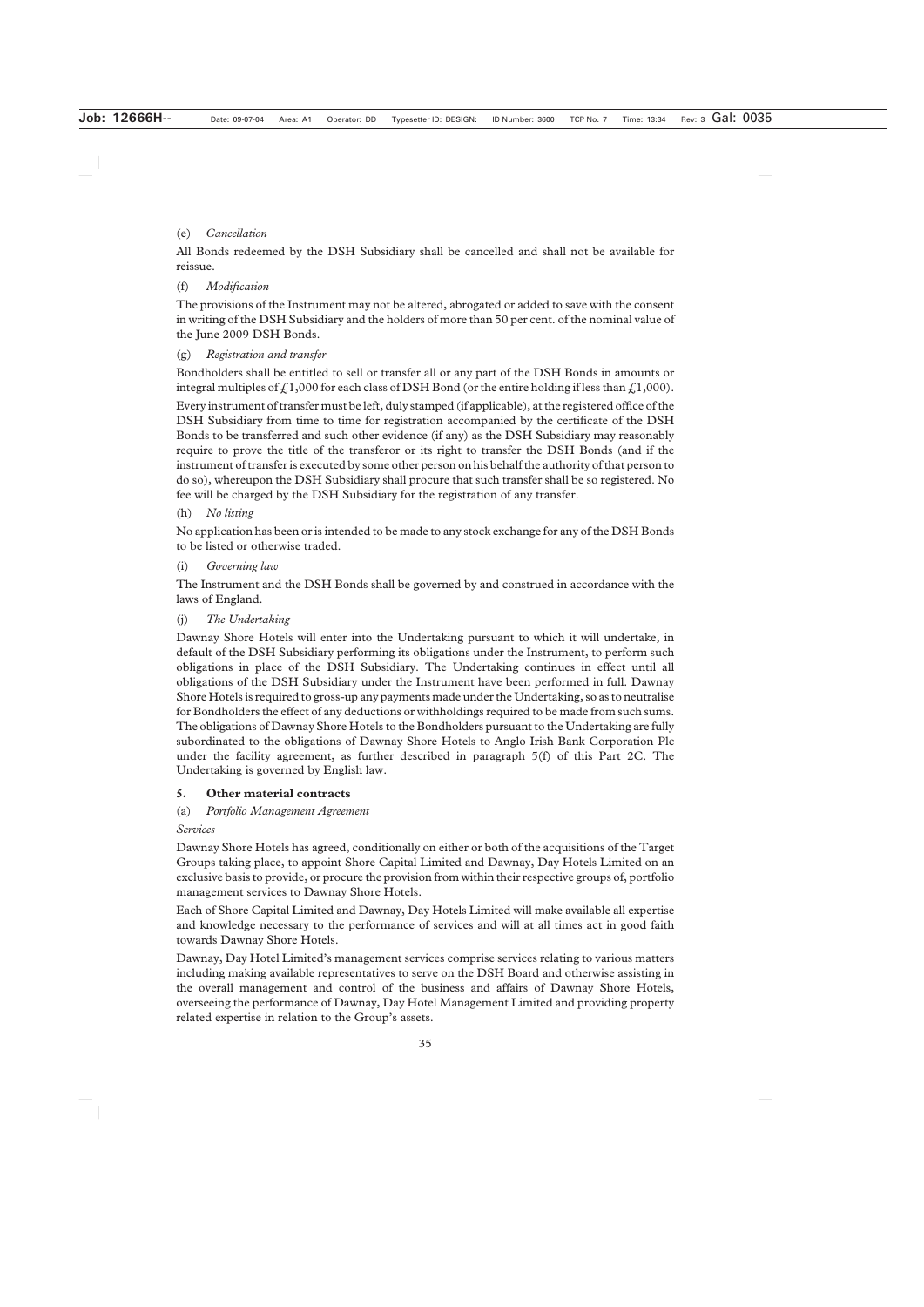(e) *Cancellation*

All Bonds redeemed by the DSH Subsidiary shall be cancelled and shall not be available for reissue.

(f) *Modification*

The provisions of the Instrument may not be altered, abrogated or added to save with the consent in writing of the DSH Subsidiary and the holders of more than 50 per cent. of the nominal value of the June 2009 DSH Bonds.

(g) *Registration and transfer*

Bondholders shall be entitled to sell or transfer all or any part of the DSH Bonds in amounts or integral multiples of £1,000 for each class of DSH Bond (or the entire holding if less than £1,000).

Every instrument of transfer must be left, duly stamped (if applicable), at the registered office of the DSH Subsidiary from time to time for registration accompanied by the certificate of the DSH Bonds to be transferred and such other evidence (if any) as the DSH Subsidiary may reasonably require to prove the title of the transferor or its right to transfer the DSH Bonds (and if the instrument of transfer is executed by some other person on his behalf the authority of that person to do so), whereupon the DSH Subsidiary shall procure that such transfer shall be so registered. No fee will be charged by the DSH Subsidiary for the registration of any transfer.

(h) *No listing*

No application has been or is intended to be made to any stock exchange for any of the DSH Bonds to be listed or otherwise traded.

(i) *Governing law*

The Instrument and the DSH Bonds shall be governed by and construed in accordance with the laws of England.

(j) *The Undertaking*

Dawnay Shore Hotels will enter into the Undertaking pursuant to which it will undertake, in default of the DSH Subsidiary performing its obligations under the Instrument, to perform such obligations in place of the DSH Subsidiary. The Undertaking continues in effect until all obligations of the DSH Subsidiary under the Instrument have been performed in full. Dawnay Shore Hotels is required to gross-up any payments made under the Undertaking, so as to neutralise for Bondholders the effect of any deductions or withholdings required to be made from such sums. The obligations of Dawnay Shore Hotels to the Bondholders pursuant to the Undertaking are fully subordinated to the obligations of Dawnay Shore Hotels to Anglo Irish Bank Corporation Plc under the facility agreement, as further described in paragraph 5(f) of this Part 2C. The Undertaking is governed by English law.

## 5. Other material contracts

(a) *Portfolio Management Agreement*

*Services*

Dawnay Shore Hotels has agreed, conditionally on either or both of the acquisitions of the Target Groups taking place, to appoint Shore Capital Limited and Dawnay, Day Hotels Limited on an exclusive basis to provide, or procure the provision from within their respective groups of, portfolio management services to Dawnay Shore Hotels.

Each of Shore Capital Limited and Dawnay, Day Hotels Limited will make available all expertise and knowledge necessary to the performance of services and will at all times act in good faith towards Dawnay Shore Hotels.

Dawnay, Day Hotel Limited's management services comprise services relating to various matters including making available representatives to serve on the DSH Board and otherwise assisting in the overall management and control of the business and affairs of Dawnay Shore Hotels, overseeing the performance of Dawnay, Day Hotel Management Limited and providing property related expertise in relation to the Group's assets.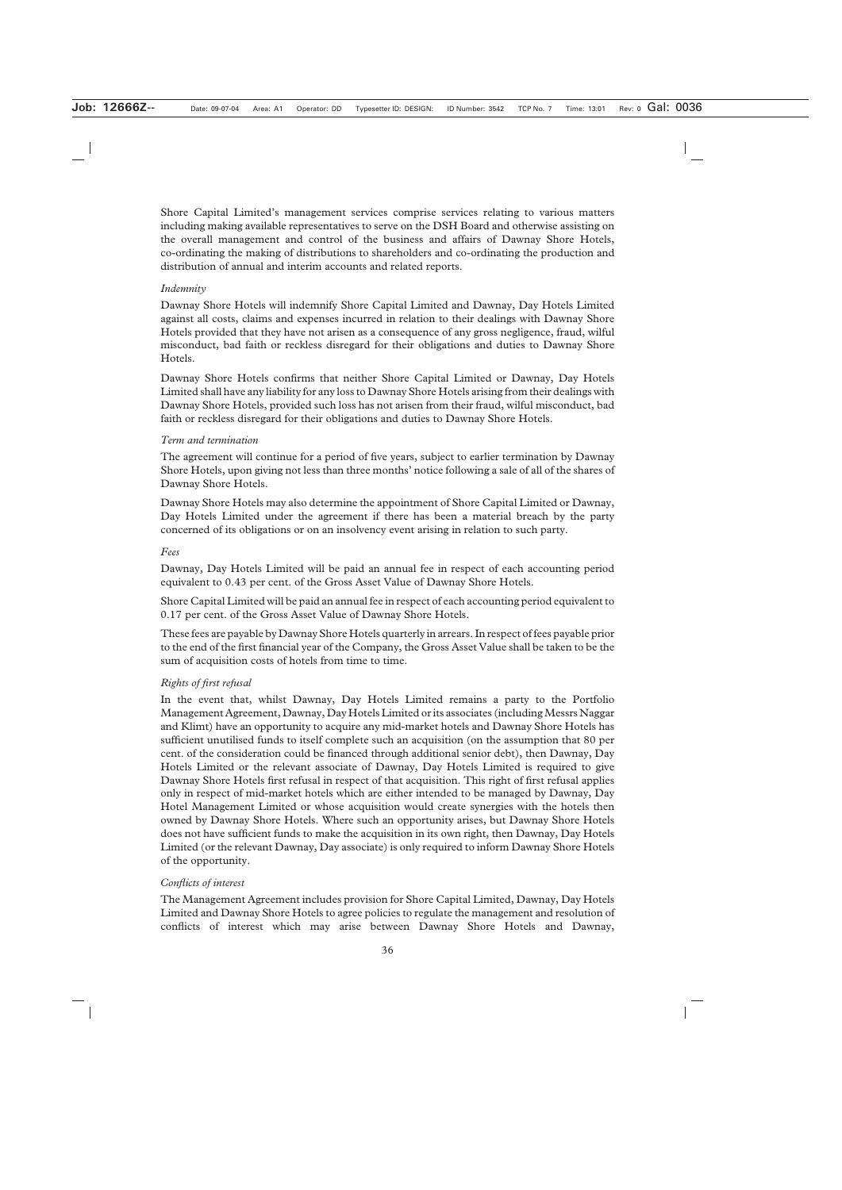Shore Capital Limited's management services comprise services relating to various matters including making available representatives to serve on the DSH Board and otherwise assisting on the overall management and control of the business and affairs of Dawnay Shore Hotels, co-ordinating the making of distributions to shareholders and co-ordinating the production and distribution of annual and interim accounts and related reports.

*Indemnity*

Dawnay Shore Hotels will indemnify Shore Capital Limited and Dawnay, Day Hotels Limited against all costs, claims and expenses incurred in relation to their dealings with Dawnay Shore Hotels provided that they have not arisen as a consequence of any gross negligence, fraud, wilful misconduct, bad faith or reckless disregard for their obligations and duties to Dawnay Shore Hotels.

Dawnay Shore Hotels confirms that neither Shore Capital Limited or Dawnay, Day Hotels Limited shall have any liability for any loss to Dawnay Shore Hotels arising from their dealings with Dawnay Shore Hotels, provided such loss has not arisen from their fraud, wilful misconduct, bad faith or reckless disregard for their obligations and duties to Dawnay Shore Hotels.

*Term and termination*

The agreement will continue for a period of five years, subject to earlier termination by Dawnay Shore Hotels, upon giving not less than three months' notice following a sale of all of the shares of Dawnay Shore Hotels.

Dawnay Shore Hotels may also determine the appointment of Shore Capital Limited or Dawnay, Day Hotels Limited under the agreement if there has been a material breach by the party concerned of its obligations or on an insolvency event arising in relation to such party.

*Fees*

Dawnay, Day Hotels Limited will be paid an annual fee in respect of each accounting period equivalent to 0.43 per cent. of the Gross Asset Value of Dawnay Shore Hotels.

Shore Capital Limited will be paid an annual fee in respect of each accounting period equivalent to 0.17 per cent. of the Gross Asset Value of Dawnay Shore Hotels.

These fees are payable by Dawnay Shore Hotels quarterly in arrears. In respect of fees payable prior to the end of the first financial year of the Company, the Gross Asset Value shall be taken to be the sum of acquisition costs of hotels from time to time.

*Rights of first refusal*

In the event that, whilst Dawnay, Day Hotels Limited remains a party to the Portfolio Management Agreement, Dawnay, Day Hotels Limited or its associates (including Messrs Naggar and Klimt) have an opportunity to acquire any mid-market hotels and Dawnay Shore Hotels has sufficient unutilised funds to itself complete such an acquisition (on the assumption that 80 per cent. of the consideration could be financed through additional senior debt), then Dawnay, Day Hotels Limited or the relevant associate of Dawnay, Day Hotels Limited is required to give Dawnay Shore Hotels first refusal in respect of that acquisition. This right of first refusal applies only in respect of mid-market hotels which are either intended to be managed by Dawnay, Day Hotel Management Limited or whose acquisition would create synergies with the hotels then owned by Dawnay Shore Hotels. Where such an opportunity arises, but Dawnay Shore Hotels does not have sufficient funds to make the acquisition in its own right, then Dawnay, Day Hotels Limited (or the relevant Dawnay, Day associate) is only required to inform Dawnay Shore Hotels of the opportunity.

*Conflicts of interest*

The Management Agreement includes provision for Shore Capital Limited, Dawnay, Day Hotels Limited and Dawnay Shore Hotels to agree policies to regulate the management and resolution of conflicts of interest which may arise between Dawnay Shore Hotels and Dawnay,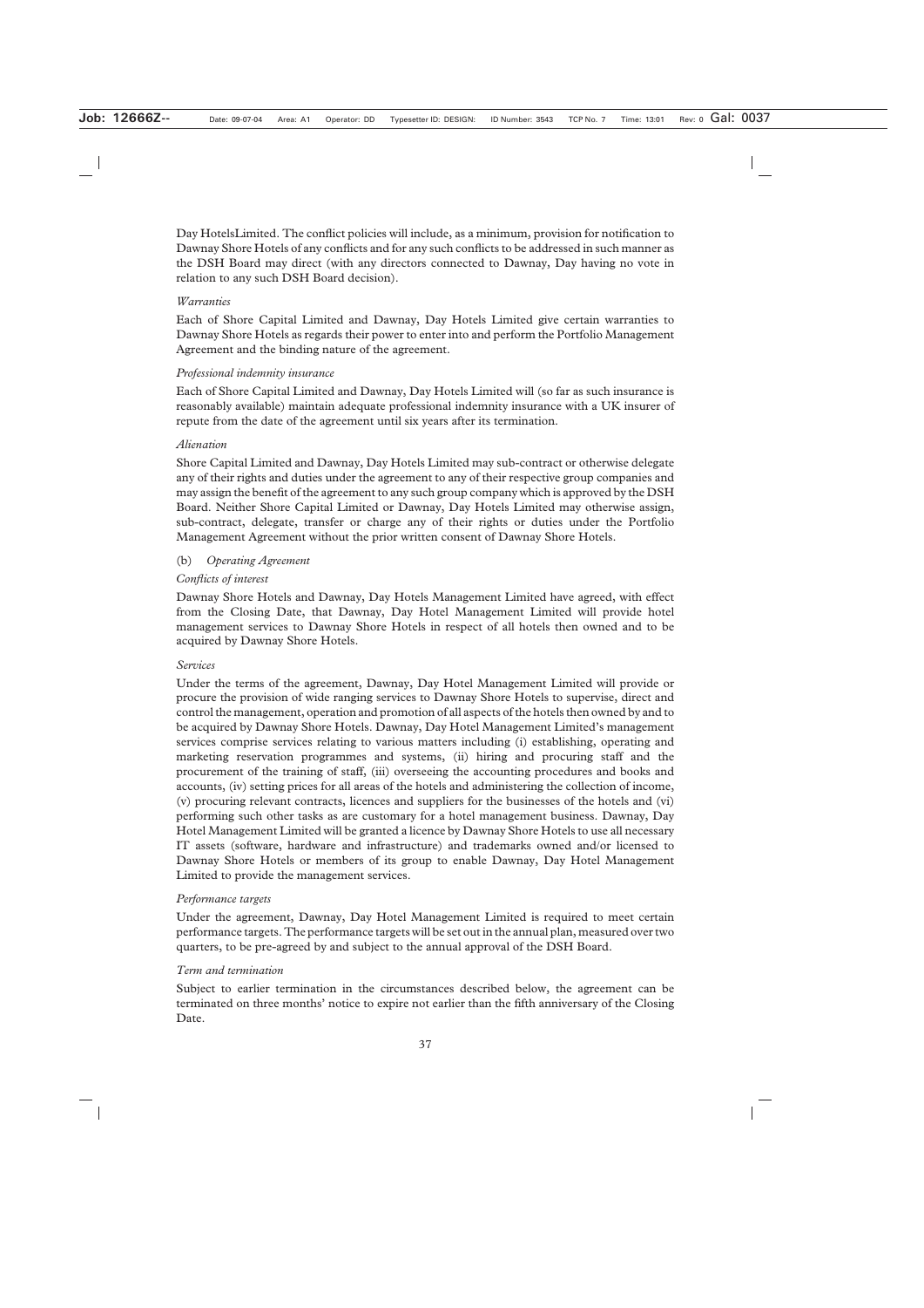Day HotelsLimited. The conflict policies will include, as a minimum, provision for notification to Dawnay Shore Hotels of any conflicts and for any such conflicts to be addressed in such manner as the DSH Board may direct (with any directors connected to Dawnay, Day having no vote in relation to any such DSH Board decision).

*Warranties*

Each of Shore Capital Limited and Dawnay, Day Hotels Limited give certain warranties to Dawnay Shore Hotels as regards their power to enter into and perform the Portfolio Management Agreement and the binding nature of the agreement.

*Professional indemnity insurance*

Each of Shore Capital Limited and Dawnay, Day Hotels Limited will (so far as such insurance is reasonably available) maintain adequate professional indemnity insurance with a UK insurer of repute from the date of the agreement until six years after its termination.

*Alienation*

Shore Capital Limited and Dawnay, Day Hotels Limited may sub-contract or otherwise delegate any of their rights and duties under the agreement to any of their respective group companies and may assign the benefit of the agreement to any such group company which is approved by the DSH Board. Neither Shore Capital Limited or Dawnay, Day Hotels Limited may otherwise assign, sub-contract, delegate, transfer or charge any of their rights or duties under the Portfolio Management Agreement without the prior written consent of Dawnay Shore Hotels.

(b) *Operating Agreement*

*Conflicts of interest*

Dawnay Shore Hotels and Dawnay, Day Hotels Management Limited have agreed, with effect from the Closing Date, that Dawnay, Day Hotel Management Limited will provide hotel management services to Dawnay Shore Hotels in respect of all hotels then owned and to be acquired by Dawnay Shore Hotels.

*Services*

Under the terms of the agreement, Dawnay, Day Hotel Management Limited will provide or procure the provision of wide ranging services to Dawnay Shore Hotels to supervise, direct and control the management, operation and promotion of all aspects of the hotels then owned by and to be acquired by Dawnay Shore Hotels. Dawnay, Day Hotel Management Limited's management services comprise services relating to various matters including (i) establishing, operating and marketing reservation programmes and systems, (ii) hiring and procuring staff and the procurement of the training of staff, (iii) overseeing the accounting procedures and books and accounts, (iv) setting prices for all areas of the hotels and administering the collection of income, (v) procuring relevant contracts, licences and suppliers for the businesses of the hotels and (vi) performing such other tasks as are customary for a hotel management business. Dawnay, Day Hotel Management Limited will be granted a licence by Dawnay Shore Hotels to use all necessary IT assets (software, hardware and infrastructure) and trademarks owned and/or licensed to Dawnay Shore Hotels or members of its group to enable Dawnay, Day Hotel Management Limited to provide the management services.

*Performance targets*

Under the agreement, Dawnay, Day Hotel Management Limited is required to meet certain performance targets. The performance targets will be set out in the annual plan, measured over two quarters, to be pre-agreed by and subject to the annual approval of the DSH Board.

*Term and termination*

Subject to earlier termination in the circumstances described below, the agreement can be terminated on three months' notice to expire not earlier than the fifth anniversary of the Closing Date.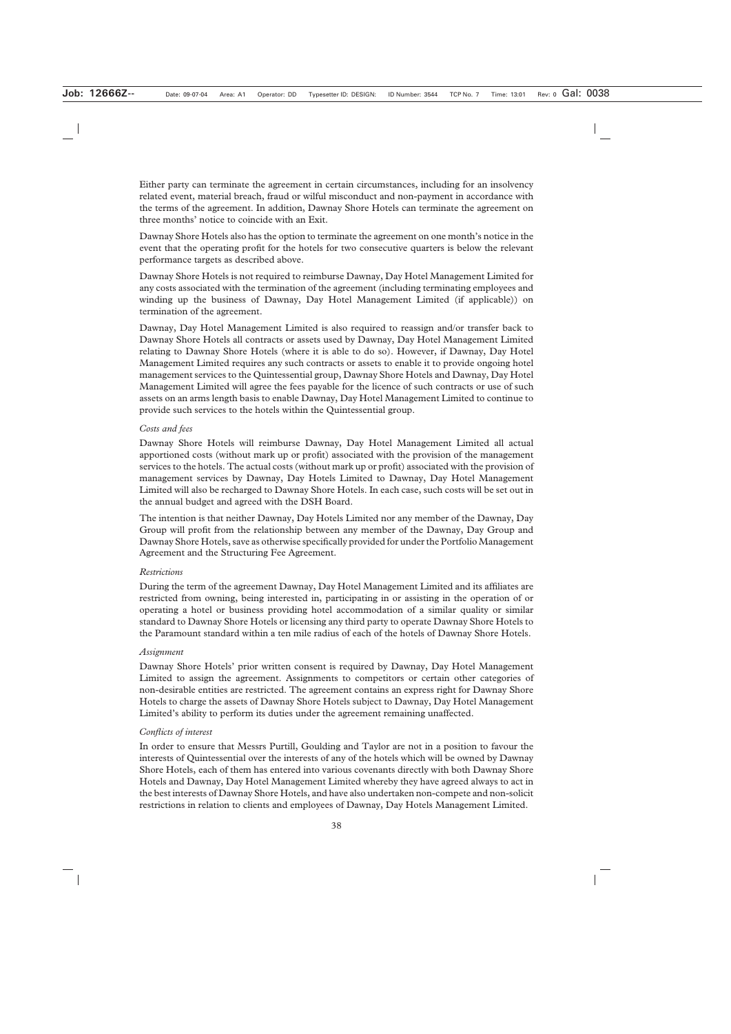Either party can terminate the agreement in certain circumstances, including for an insolvency related event, material breach, fraud or wilful misconduct and non-payment in accordance with the terms of the agreement. In addition, Dawnay Shore Hotels can terminate the agreement on three months' notice to coincide with an Exit.

Dawnay Shore Hotels also has the option to terminate the agreement on one month's notice in the event that the operating profit for the hotels for two consecutive quarters is below the relevant performance targets as described above.

Dawnay Shore Hotels is not required to reimburse Dawnay, Day Hotel Management Limited for any costs associated with the termination of the agreement (including terminating employees and winding up the business of Dawnay, Day Hotel Management Limited (if applicable)) on termination of the agreement.

Dawnay, Day Hotel Management Limited is also required to reassign and/or transfer back to Dawnay Shore Hotels all contracts or assets used by Dawnay, Day Hotel Management Limited relating to Dawnay Shore Hotels (where it is able to do so). However, if Dawnay, Day Hotel Management Limited requires any such contracts or assets to enable it to provide ongoing hotel management services to the Quintessential group, Dawnay Shore Hotels and Dawnay, Day Hotel Management Limited will agree the fees payable for the licence of such contracts or use of such assets on an arms length basis to enable Dawnay, Day Hotel Management Limited to continue to provide such services to the hotels within the Quintessential group.

*Costs and fees*

Dawnay Shore Hotels will reimburse Dawnay, Day Hotel Management Limited all actual apportioned costs (without mark up or profit) associated with the provision of the management services to the hotels. The actual costs (without mark up or profit) associated with the provision of management services by Dawnay, Day Hotels Limited to Dawnay, Day Hotel Management Limited will also be recharged to Dawnay Shore Hotels. In each case, such costs will be set out in the annual budget and agreed with the DSH Board.

The intention is that neither Dawnay, Day Hotels Limited nor any member of the Dawnay, Day Group will profit from the relationship between any member of the Dawnay, Day Group and Dawnay Shore Hotels, save as otherwise specifically provided for under the Portfolio Management Agreement and the Structuring Fee Agreement.

*Restrictions*

During the term of the agreement Dawnay, Day Hotel Management Limited and its affiliates are restricted from owning, being interested in, participating in or assisting in the operation of or operating a hotel or business providing hotel accommodation of a similar quality or similar standard to Dawnay Shore Hotels or licensing any third party to operate Dawnay Shore Hotels to the Paramount standard within a ten mile radius of each of the hotels of Dawnay Shore Hotels.

*Assignment*

Dawnay Shore Hotels' prior written consent is required by Dawnay, Day Hotel Management Limited to assign the agreement. Assignments to competitors or certain other categories of non-desirable entities are restricted. The agreement contains an express right for Dawnay Shore Hotels to charge the assets of Dawnay Shore Hotels subject to Dawnay, Day Hotel Management Limited's ability to perform its duties under the agreement remaining unaffected.

*Conflicts of interest*

In order to ensure that Messrs Purtill, Goulding and Taylor are not in a position to favour the interests of Quintessential over the interests of any of the hotels which will be owned by Dawnay Shore Hotels, each of them has entered into various covenants directly with both Dawnay Shore Hotels and Dawnay, Day Hotel Management Limited whereby they have agreed always to act in the best interests of Dawnay Shore Hotels, and have also undertaken non-compete and non-solicit restrictions in relation to clients and employees of Dawnay, Day Hotels Management Limited.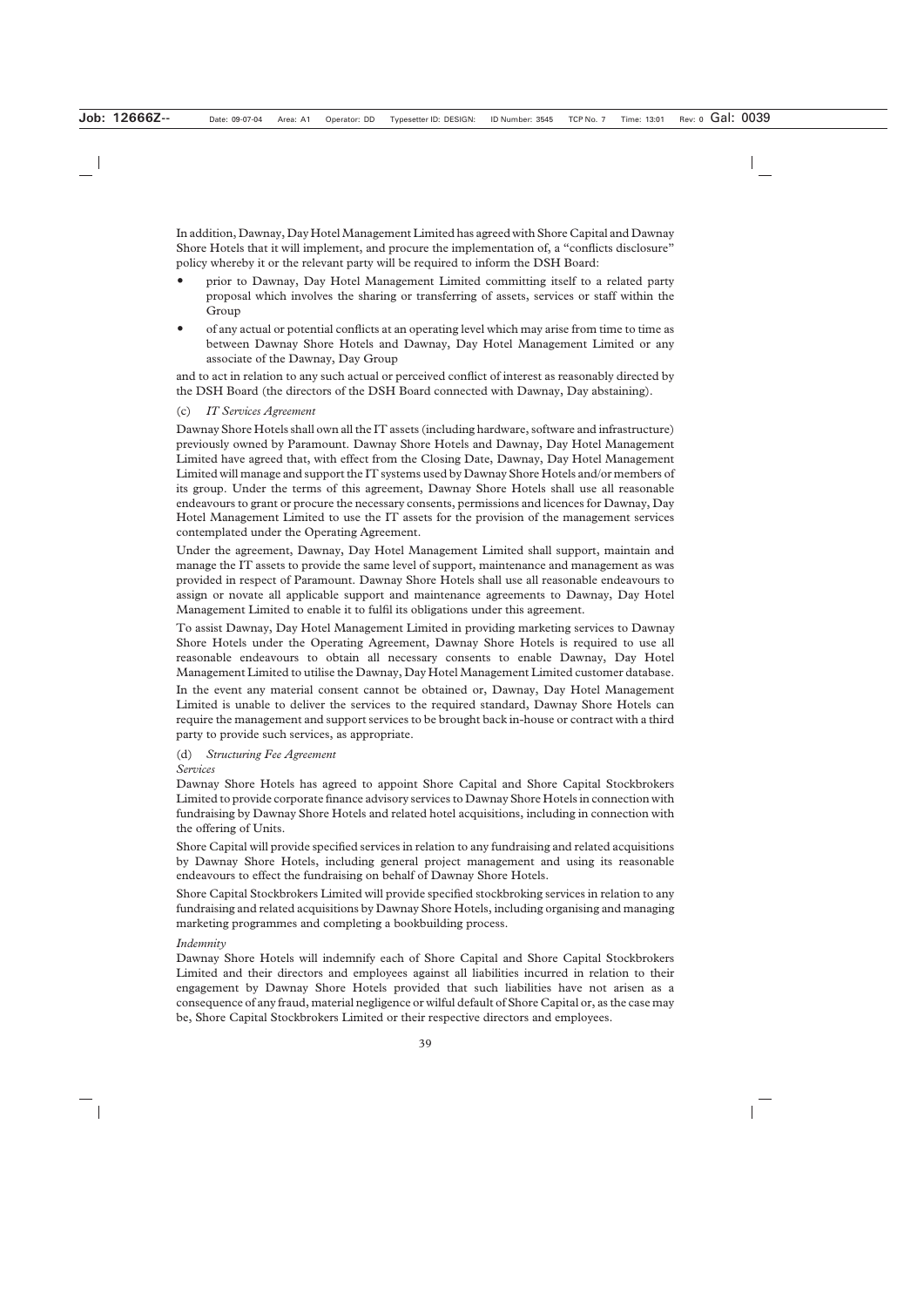In addition, Dawnay, Day Hotel Management Limited has agreed with Shore Capital and Dawnay Shore Hotels that it will implement, and procure the implementation of, a "conflicts disclosure" policy whereby it or the relevant party will be required to inform the DSH Board:

- prior to Dawnay, Day Hotel Management Limited committing itself to a related party proposal which involves the sharing or transferring of assets, services or staff within the Group
- of any actual or potential conflicts at an operating level which may arise from time to time as between Dawnay Shore Hotels and Dawnay, Day Hotel Management Limited or any associate of the Dawnay, Day Group

and to act in relation to any such actual or perceived conflict of interest as reasonably directed by the DSH Board (the directors of the DSH Board connected with Dawnay, Day abstaining).

(c) *IT Services Agreement*

Dawnay Shore Hotels shall own all the IT assets (including hardware, software and infrastructure) previously owned by Paramount. Dawnay Shore Hotels and Dawnay, Day Hotel Management Limited have agreed that, with effect from the Closing Date, Dawnay, Day Hotel Management Limited will manage and support the IT systems used by Dawnay Shore Hotels and/or members of its group. Under the terms of this agreement, Dawnay Shore Hotels shall use all reasonable endeavours to grant or procure the necessary consents, permissions and licences for Dawnay, Day Hotel Management Limited to use the IT assets for the provision of the management services contemplated under the Operating Agreement.

Under the agreement, Dawnay, Day Hotel Management Limited shall support, maintain and manage the IT assets to provide the same level of support, maintenance and management as was provided in respect of Paramount. Dawnay Shore Hotels shall use all reasonable endeavours to assign or novate all applicable support and maintenance agreements to Dawnay, Day Hotel Management Limited to enable it to fulfil its obligations under this agreement.

To assist Dawnay, Day Hotel Management Limited in providing marketing services to Dawnay Shore Hotels under the Operating Agreement, Dawnay Shore Hotels is required to use all reasonable endeavours to obtain all necessary consents to enable Dawnay, Day Hotel Management Limited to utilise the Dawnay, Day Hotel Management Limited customer database.

In the event any material consent cannot be obtained or, Dawnay, Day Hotel Management Limited is unable to deliver the services to the required standard, Dawnay Shore Hotels can require the management and support services to be brought back in-house or contract with a third party to provide such services, as appropriate.

(d) *Structuring Fee Agreement*

*Services*

Dawnay Shore Hotels has agreed to appoint Shore Capital and Shore Capital Stockbrokers Limited to provide corporate finance advisory services to Dawnay Shore Hotels in connection with fundraising by Dawnay Shore Hotels and related hotel acquisitions, including in connection with the offering of Units.

Shore Capital will provide specified services in relation to any fundraising and related acquisitions by Dawnay Shore Hotels, including general project management and using its reasonable endeavours to effect the fundraising on behalf of Dawnay Shore Hotels.

Shore Capital Stockbrokers Limited will provide specified stockbroking services in relation to any fundraising and related acquisitions by Dawnay Shore Hotels, including organising and managing marketing programmes and completing a bookbuilding process.

*Indemnity*

Dawnay Shore Hotels will indemnify each of Shore Capital and Shore Capital Stockbrokers Limited and their directors and employees against all liabilities incurred in relation to their engagement by Dawnay Shore Hotels provided that such liabilities have not arisen as a consequence of any fraud, material negligence or wilful default of Shore Capital or, as the case may be, Shore Capital Stockbrokers Limited or their respective directors and employees.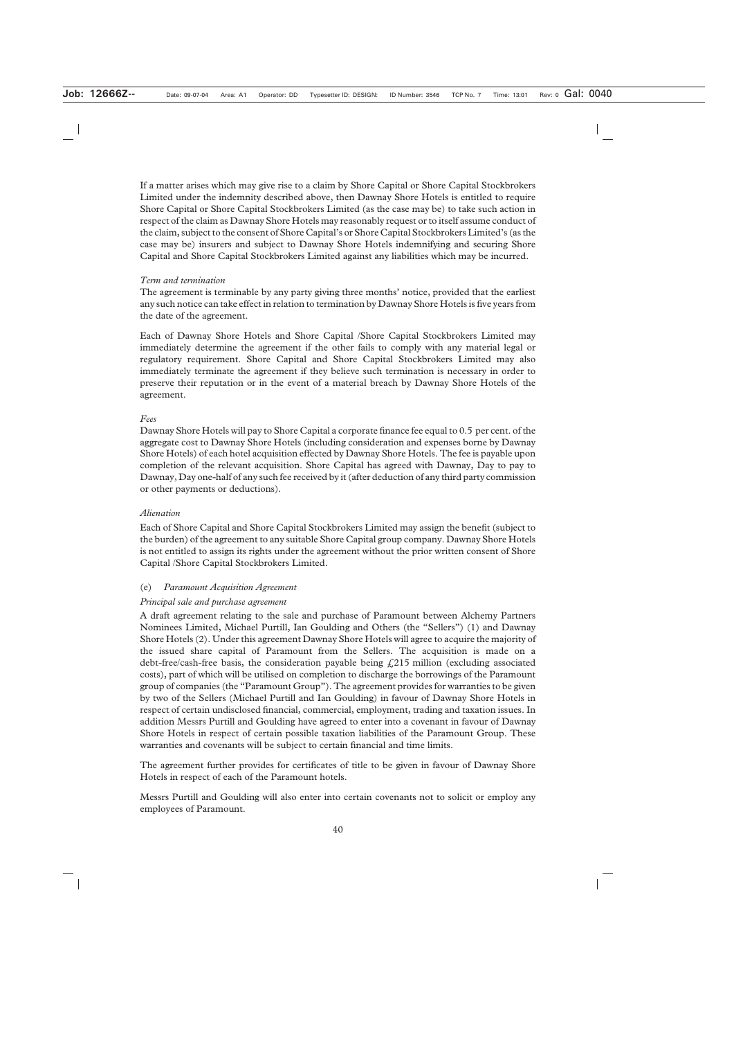If a matter arises which may give rise to a claim by Shore Capital or Shore Capital Stockbrokers Limited under the indemnity described above, then Dawnay Shore Hotels is entitled to require Shore Capital or Shore Capital Stockbrokers Limited (as the case may be) to take such action in respect of the claim as Dawnay Shore Hotels may reasonably request or to itself assume conduct of the claim, subject to the consent of Shore Capital's or Shore Capital Stockbrokers Limited's (as the case may be) insurers and subject to Dawnay Shore Hotels indemnifying and securing Shore Capital and Shore Capital Stockbrokers Limited against any liabilities which may be incurred.

*Term and termination*

The agreement is terminable by any party giving three months' notice, provided that the earliest any such notice can take effect in relation to termination by Dawnay Shore Hotels is five years from the date of the agreement.

Each of Dawnay Shore Hotels and Shore Capital /Shore Capital Stockbrokers Limited may immediately determine the agreement if the other fails to comply with any material legal or regulatory requirement. Shore Capital and Shore Capital Stockbrokers Limited may also immediately terminate the agreement if they believe such termination is necessary in order to preserve their reputation or in the event of a material breach by Dawnay Shore Hotels of the agreement.

*Fees*

Dawnay Shore Hotels will pay to Shore Capital a corporate finance fee equal to 0.5 per cent. of the aggregate cost to Dawnay Shore Hotels (including consideration and expenses borne by Dawnay Shore Hotels) of each hotel acquisition effected by Dawnay Shore Hotels. The fee is payable upon completion of the relevant acquisition. Shore Capital has agreed with Dawnay, Day to pay to Dawnay, Day one-half of any such fee received by it (after deduction of any third party commission or other payments or deductions).

*Alienation*

Each of Shore Capital and Shore Capital Stockbrokers Limited may assign the benefit (subject to the burden) of the agreement to any suitable Shore Capital group company. Dawnay Shore Hotels is not entitled to assign its rights under the agreement without the prior written consent of Shore Capital /Shore Capital Stockbrokers Limited.

(e) *Paramount Acquisition Agreement*

*Principal sale and purchase agreement*

A draft agreement relating to the sale and purchase of Paramount between Alchemy Partners Nominees Limited, Michael Purtill, Ian Goulding and Others (the "Sellers") (1) and Dawnay Shore Hotels (2). Under this agreement Dawnay Shore Hotels will agree to acquire the majority of the issued share capital of Paramount from the Sellers. The acquisition is made on a debt-free/cash-free basis, the consideration payable being £215 million (excluding associated costs), part of which will be utilised on completion to discharge the borrowings of the Paramount group of companies (the "Paramount Group"). The agreement provides for warranties to be given by two of the Sellers (Michael Purtill and Ian Goulding) in favour of Dawnay Shore Hotels in respect of certain undisclosed financial, commercial, employment, trading and taxation issues. In addition Messrs Purtill and Goulding have agreed to enter into a covenant in favour of Dawnay Shore Hotels in respect of certain possible taxation liabilities of the Paramount Group. These warranties and covenants will be subject to certain financial and time limits.

The agreement further provides for certificates of title to be given in favour of Dawnay Shore Hotels in respect of each of the Paramount hotels.

Messrs Purtill and Goulding will also enter into certain covenants not to solicit or employ any employees of Paramount.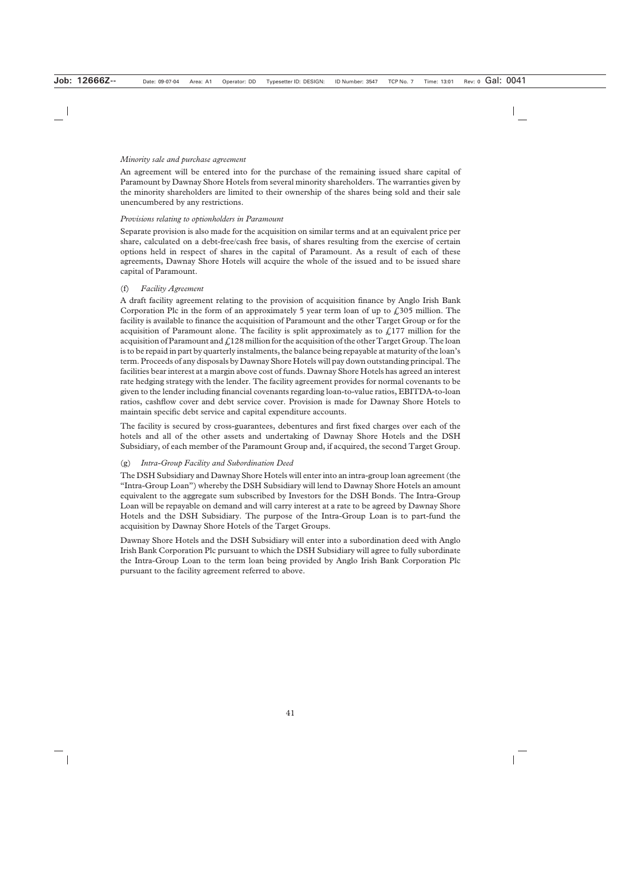*Minority sale and purchase agreement*

An agreement will be entered into for the purchase of the remaining issued share capital of Paramount by Dawnay Shore Hotels from several minority shareholders. The warranties given by the minority shareholders are limited to their ownership of the shares being sold and their sale unencumbered by any restrictions.

*Provisions relating to optionholders in Paramount*

Separate provision is also made for the acquisition on similar terms and at an equivalent price per share, calculated on a debt-free/cash free basis, of shares resulting from the exercise of certain options held in respect of shares in the capital of Paramount. As a result of each of these agreements, Dawnay Shore Hotels will acquire the whole of the issued and to be issued share capital of Paramount.

(f) *Facility Agreement*

A draft facility agreement relating to the provision of acquisition finance by Anglo Irish Bank Corporation Plc in the form of an approximately 5 year term loan of up to £305 million. The facility is available to finance the acquisition of Paramount and the other Target Group or for the acquisition of Paramount alone. The facility is split approximately as to £177 million for the acquisition of Paramount and £128 million for the acquisition of the other Target Group. The loan is to be repaid in part by quarterly instalments, the balance being repayable at maturity of the loan's term. Proceeds of any disposals by Dawnay Shore Hotels will pay down outstanding principal. The facilities bear interest at a margin above cost of funds. Dawnay Shore Hotels has agreed an interest rate hedging strategy with the lender. The facility agreement provides for normal covenants to be given to the lender including financial covenants regarding loan-to-value ratios, EBITDA-to-loan ratios, cashflow cover and debt service cover. Provision is made for Dawnay Shore Hotels to maintain specific debt service and capital expenditure accounts.

The facility is secured by cross-guarantees, debentures and first fixed charges over each of the hotels and all of the other assets and undertaking of Dawnay Shore Hotels and the DSH Subsidiary, of each member of the Paramount Group and, if acquired, the second Target Group.

(g) *Intra-Group Facility and Subordination Deed*

The DSH Subsidiary and Dawnay Shore Hotels will enter into an intra-group loan agreement (the "Intra-Group Loan") whereby the DSH Subsidiary will lend to Dawnay Shore Hotels an amount equivalent to the aggregate sum subscribed by Investors for the DSH Bonds. The Intra-Group Loan will be repayable on demand and will carry interest at a rate to be agreed by Dawnay Shore Hotels and the DSH Subsidiary. The purpose of the Intra-Group Loan is to part-fund the acquisition by Dawnay Shore Hotels of the Target Groups.

Dawnay Shore Hotels and the DSH Subsidiary will enter into a subordination deed with Anglo Irish Bank Corporation Plc pursuant to which the DSH Subsidiary will agree to fully subordinate the Intra-Group Loan to the term loan being provided by Anglo Irish Bank Corporation Plc pursuant to the facility agreement referred to above.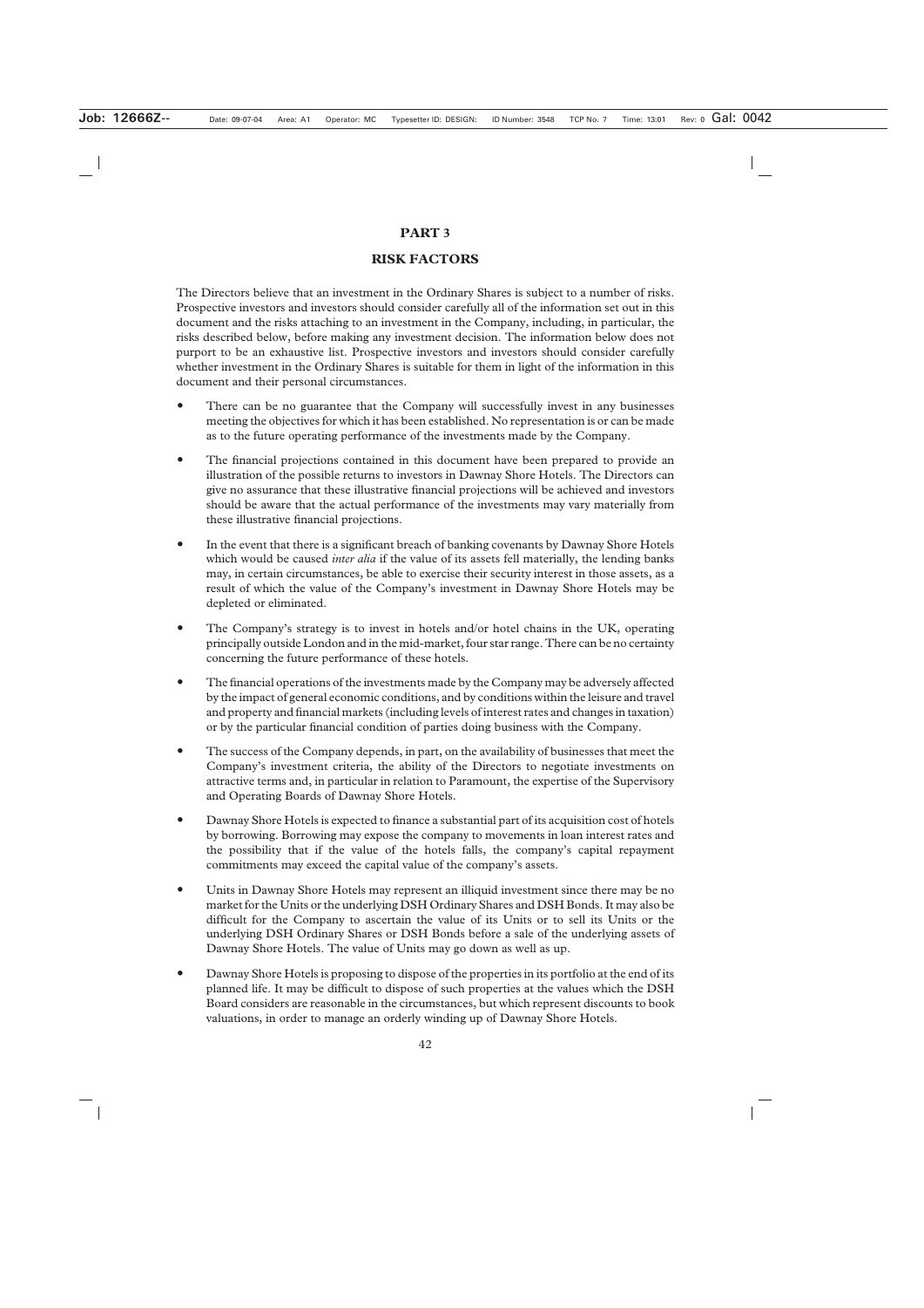## PART 3

## RISK FACTORS

The Directors believe that an investment in the Ordinary Shares is subject to a number of risks. Prospective investors and investors should consider carefully all of the information set out in this document and the risks attaching to an investment in the Company, including, in particular, the risks described below, before making any investment decision. The information below does not purport to be an exhaustive list. Prospective investors and investors should consider carefully whether investment in the Ordinary Shares is suitable for them in light of the information in this document and their personal circumstances.

- There can be no guarantee that the Company will successfully invest in any businesses meeting the objectives for which it has been established. No representation is or can be made as to the future operating performance of the investments made by the Company.
- The financial projections contained in this document have been prepared to provide an illustration of the possible returns to investors in Dawnay Shore Hotels. The Directors can give no assurance that these illustrative financial projections will be achieved and investors should be aware that the actual performance of the investments may vary materially from these illustrative financial projections.
- In the event that there is a significant breach of banking covenants by Dawnay Shore Hotels which would be caused *inter alia* if the value of its assets fell materially, the lending banks may, in certain circumstances, be able to exercise their security interest in those assets, as a result of which the value of the Company's investment in Dawnay Shore Hotels may be depleted or eliminated.
- The Company's strategy is to invest in hotels and/or hotel chains in the UK, operating principally outside London and in the mid-market, four star range. There can be no certainty concerning the future performance of these hotels.
- The financial operations of the investments made by the Company may be adversely affected by the impact of general economic conditions, and by conditions within the leisure and travel and property and financial markets (including levels of interest rates and changes in taxation) or by the particular financial condition of parties doing business with the Company.
- The success of the Company depends, in part, on the availability of businesses that meet the Company's investment criteria, the ability of the Directors to negotiate investments on attractive terms and, in particular in relation to Paramount, the expertise of the Supervisory and Operating Boards of Dawnay Shore Hotels.
- Dawnay Shore Hotels is expected to finance a substantial part of its acquisition cost of hotels by borrowing. Borrowing may expose the company to movements in loan interest rates and the possibility that if the value of the hotels falls, the company's capital repayment commitments may exceed the capital value of the company's assets.
- Units in Dawnay Shore Hotels may represent an illiquid investment since there may be no market for the Units or the underlying DSH Ordinary Shares and DSH Bonds. It may also be difficult for the Company to ascertain the value of its Units or to sell its Units or the underlying DSH Ordinary Shares or DSH Bonds before a sale of the underlying assets of Dawnay Shore Hotels. The value of Units may go down as well as up.
- Dawnay Shore Hotels is proposing to dispose of the properties in its portfolio at the end of its planned life. It may be difficult to dispose of such properties at the values which the DSH Board considers are reasonable in the circumstances, but which represent discounts to book valuations, in order to manage an orderly winding up of Dawnay Shore Hotels.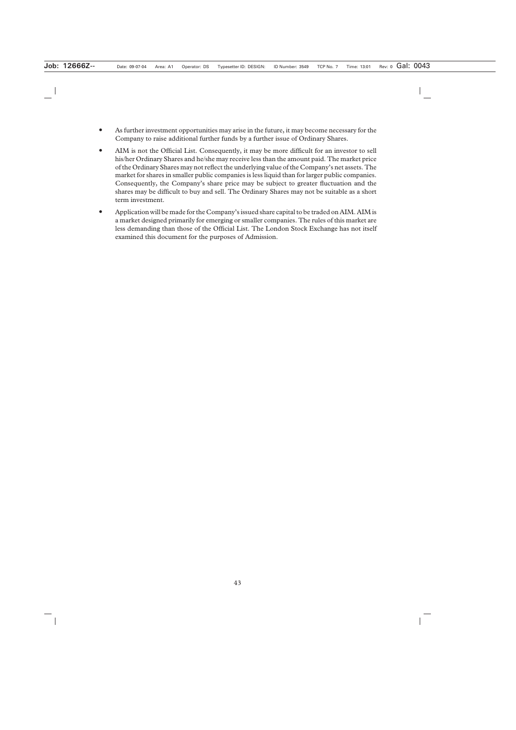- As further investment opportunities may arise in the future, it may become necessary for the Company to raise additional further funds by a further issue of Ordinary Shares.
- AIM is not the Official List. Consequently, it may be more difficult for an investor to sell his/her Ordinary Shares and he/she may receive less than the amount paid. The market price of the Ordinary Shares may not reflect the underlying value of the Company's net assets. The market for shares in smaller public companies is less liquid than for larger public companies. Consequently, the Company's share price may be subject to greater fluctuation and the shares may be difficult to buy and sell. The Ordinary Shares may not be suitable as a short term investment.
- Application will be made for the Company's issued share capital to be traded on AIM. AIM is a market designed primarily for emerging or smaller companies. The rules of this market are less demanding than those of the Official List. The London Stock Exchange has not itself examined this document for the purposes of Admission.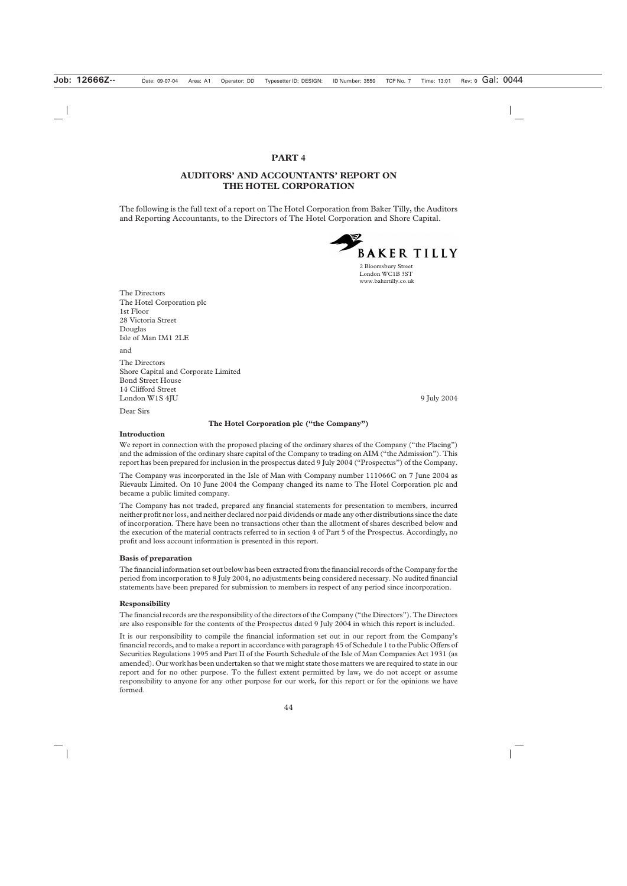# PART 4

## AUDITORS' AND ACCOUNTANTS' REPORT ON THE HOTEL CORPORATION

The following is the full text of a report on The Hotel Corporation from Baker Tilly, the Auditors and Reporting Accountants, to the Directors of The Hotel Corporation and Shore Capital.

BAKER TILLY
2 Bloomsbury Street
London WC1B 3ST
www.bakertilly.co.uk

The Directors
The Hotel Corporation plc
1st Floor
28 Victoria Street
Douglas
Isle of Man IM1 2LE

and

The Directors
Shore Capital and Corporate Limited
Bond Street House
14 Clifford Street
London W1S 4JU

9 July 2004

Dear Sirs

**The Hotel Corporation plc ("the Company")**

**Introduction**

We report in connection with the proposed placing of the ordinary shares of the Company ("the Placing") and the admission of the ordinary share capital of the Company to trading on AIM ("the Admission"). This report has been prepared for inclusion in the prospectus dated 9 July 2004 ("Prospectus") of the Company.

The Company was incorporated in the Isle of Man with Company number 111066C on 7 June 2004 as Rievaulx Limited. On 10 June 2004 the Company changed its name to The Hotel Corporation plc and became a public limited company.

The Company has not traded, prepared any financial statements for presentation to members, incurred neither profit nor loss, and neither declared nor paid dividends or made any other distributions since the date of incorporation. There have been no transactions other than the allotment of shares described below and the execution of the material contracts referred to in section 4 of Part 5 of the Prospectus. Accordingly, no profit and loss account information is presented in this report.

**Basis of preparation**

The financial information set out below has been extracted from the financial records of the Company for the period from incorporation to 8 July 2004, no adjustments being considered necessary. No audited financial statements have been prepared for submission to members in respect of any period since incorporation.

**Responsibility**

The financial records are the responsibility of the directors of the Company ("the Directors"). The Directors are also responsible for the contents of the Prospectus dated 9 July 2004 in which this report is included.

It is our responsibility to compile the financial information set out in our report from the Company's financial records, and to make a report in accordance with paragraph 45 of Schedule 1 to the Public Offers of Securities Regulations 1995 and Part II of the Fourth Schedule of the Isle of Man Companies Act 1931 (as amended). Our work has been undertaken so that we might state those matters we are required to state in our report and for no other purpose. To the fullest extent permitted by law, we do not accept or assume responsibility to anyone for any other purpose for our work, for this report or for the opinions we have formed.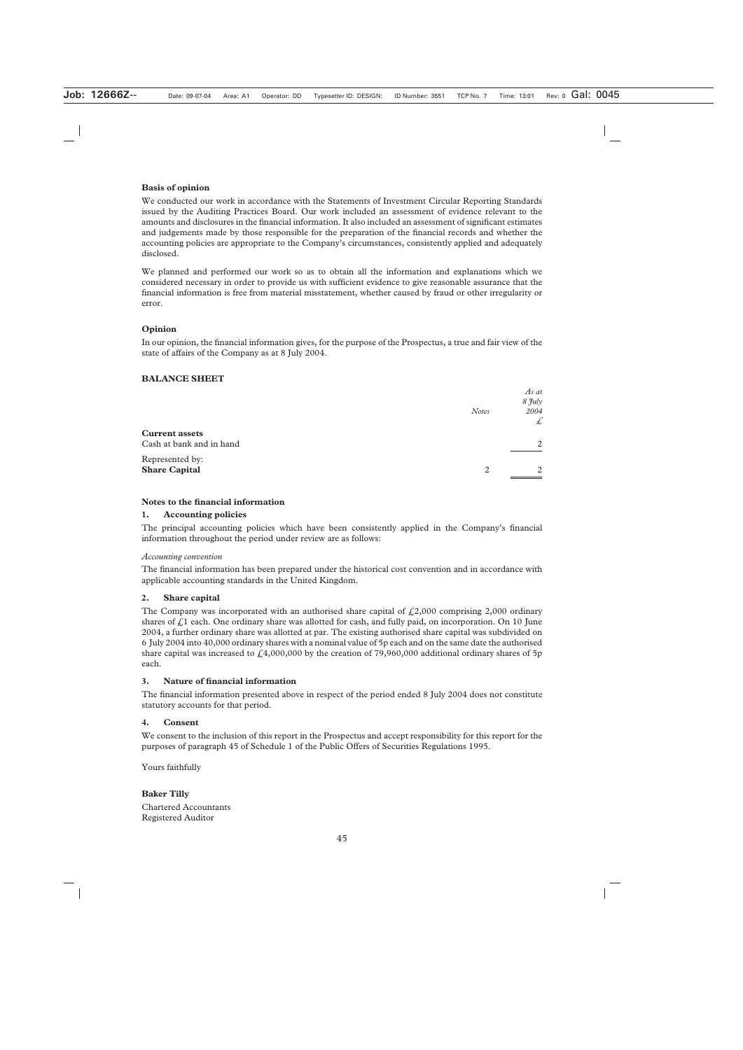**Basis of opinion**

We conducted our work in accordance with the Statements of Investment Circular Reporting Standards issued by the Auditing Practices Board. Our work included an assessment of evidence relevant to the amounts and disclosures in the financial information. It also included an assessment of significant estimates and judgements made by those responsible for the preparation of the financial records and whether the accounting policies are appropriate to the Company's circumstances, consistently applied and adequately disclosed.

We planned and performed our work so as to obtain all the information and explanations which we considered necessary in order to provide us with sufficient evidence to give reasonable assurance that the financial information is free from material misstatement, whether caused by fraud or other irregularity or error.

**Opinion**

In our opinion, the financial information gives, for the purpose of the Prospectus, a true and fair view of the state of affairs of the Company as at 8 July 2004.

**BALANCE SHEET**

| | *Notes* | *As at 8 July 2004 £* |
|---|---|---|
| **Current assets** | | |
| Cash at bank and in hand | | 2 |
| Represented by: | | |
| **Share Capital** | 2 | 2 |

**Notes to the financial information**

**1. Accounting policies**

The principal accounting policies which have been consistently applied in the Company's financial information throughout the period under review are as follows:

*Accounting convention*

The financial information has been prepared under the historical cost convention and in accordance with applicable accounting standards in the United Kingdom.

**2. Share capital**

The Company was incorporated with an authorised share capital of £2,000 comprising 2,000 ordinary shares of £1 each. One ordinary share was allotted for cash, and fully paid, on incorporation. On 10 June 2004, a further ordinary share was allotted at par. The existing authorised share capital was subdivided on 6 July 2004 into 40,000 ordinary shares with a nominal value of 5p each and on the same date the authorised share capital was increased to £4,000,000 by the creation of 79,960,000 additional ordinary shares of 5p each.

**3. Nature of financial information**

The financial information presented above in respect of the period ended 8 July 2004 does not constitute statutory accounts for that period.

**4. Consent**

We consent to the inclusion of this report in the Prospectus and accept responsibility for this report for the purposes of paragraph 45 of Schedule 1 of the Public Offers of Securities Regulations 1995.

Yours faithfully

**Baker Tilly**
Chartered Accountants
Registered Auditor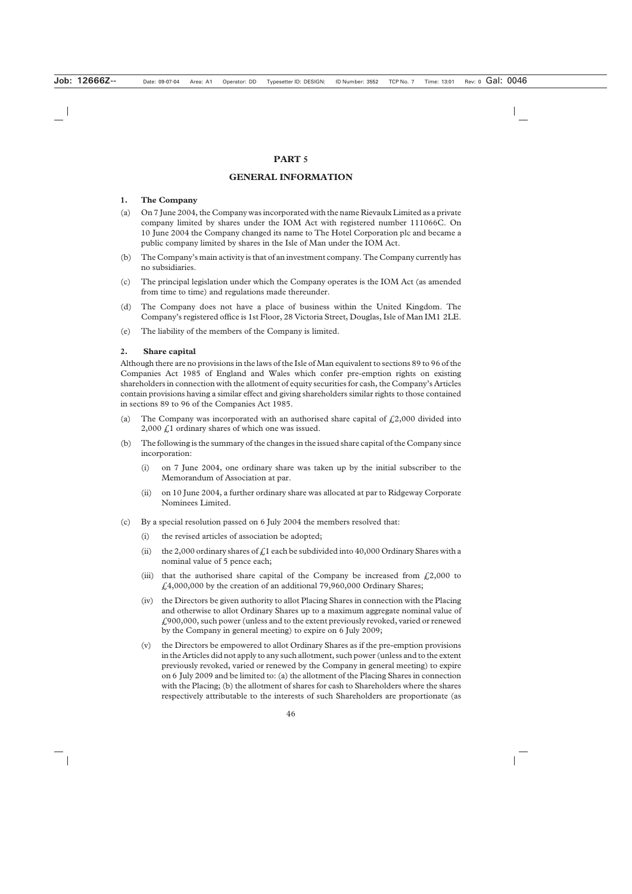# PART 5

## GENERAL INFORMATION

### 1. The Company

(a) On 7 June 2004, the Company was incorporated with the name Rievaulx Limited as a private company limited by shares under the IOM Act with registered number 111066C. On 10 June 2004 the Company changed its name to The Hotel Corporation plc and became a public company limited by shares in the Isle of Man under the IOM Act.

(b) The Company's main activity is that of an investment company. The Company currently has no subsidiaries.

(c) The principal legislation under which the Company operates is the IOM Act (as amended from time to time) and regulations made thereunder.

(d) The Company does not have a place of business within the United Kingdom. The Company's registered office is 1st Floor, 28 Victoria Street, Douglas, Isle of Man IM1 2LE.

(e) The liability of the members of the Company is limited.

### 2. Share capital

Although there are no provisions in the laws of the Isle of Man equivalent to sections 89 to 96 of the Companies Act 1985 of England and Wales which confer pre-emption rights on existing shareholders in connection with the allotment of equity securities for cash, the Company's Articles contain provisions having a similar effect and giving shareholders similar rights to those contained in sections 89 to 96 of the Companies Act 1985.

(a) The Company was incorporated with an authorised share capital of £2,000 divided into 2,000 £1 ordinary shares of which one was issued.

(b) The following is the summary of the changes in the issued share capital of the Company since incorporation:

   (i) on 7 June 2004, one ordinary share was taken up by the initial subscriber to the Memorandum of Association at par.

   (ii) on 10 June 2004, a further ordinary share was allocated at par to Ridgeway Corporate Nominees Limited.

(c) By a special resolution passed on 6 July 2004 the members resolved that:

   (i) the revised articles of association be adopted;

   (ii) the 2,000 ordinary shares of £1 each be subdivided into 40,000 Ordinary Shares with a nominal value of 5 pence each;

   (iii) that the authorised share capital of the Company be increased from £2,000 to £4,000,000 by the creation of an additional 79,960,000 Ordinary Shares;

   (iv) the Directors be given authority to allot Placing Shares in connection with the Placing and otherwise to allot Ordinary Shares up to a maximum aggregate nominal value of £900,000, such power (unless and to the extent previously revoked, varied or renewed by the Company in general meeting) to expire on 6 July 2009;

   (v) the Directors be empowered to allot Ordinary Shares as if the pre-emption provisions in the Articles did not apply to any such allotment, such power (unless and to the extent previously revoked, varied or renewed by the Company in general meeting) to expire on 6 July 2009 and be limited to: (a) the allotment of the Placing Shares in connection with the Placing; (b) the allotment of shares for cash to Shareholders where the shares respectively attributable to the interests of such Shareholders are proportionate (as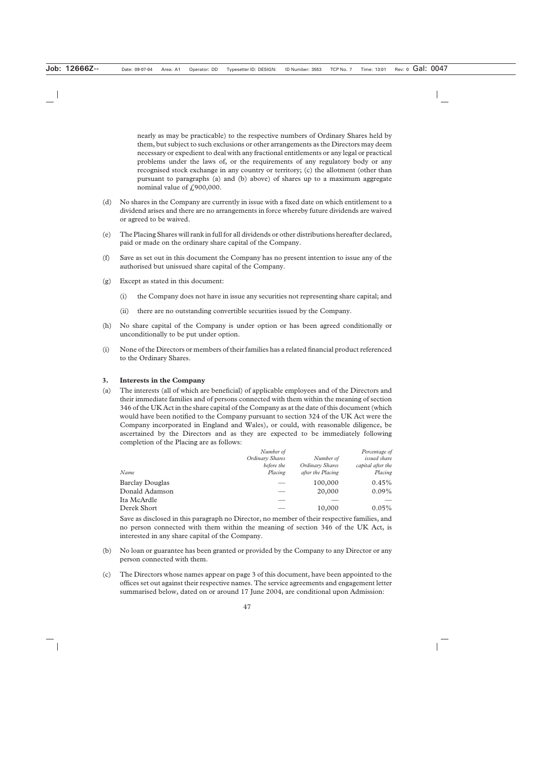nearly as may be practicable) to the respective numbers of Ordinary Shares held by them, but subject to such exclusions or other arrangements as the Directors may deem necessary or expedient to deal with any fractional entitlements or any legal or practical problems under the laws of, or the requirements of any regulatory body or any recognised stock exchange in any country or territory; (c) the allotment (other than pursuant to paragraphs (a) and (b) above) of shares up to a maximum aggregate nominal value of £900,000.

(d) No shares in the Company are currently in issue with a fixed date on which entitlement to a dividend arises and there are no arrangements in force whereby future dividends are waived or agreed to be waived.

(e) The Placing Shares will rank in full for all dividends or other distributions hereafter declared, paid or made on the ordinary share capital of the Company.

(f) Save as set out in this document the Company has no present intention to issue any of the authorised but unissued share capital of the Company.

(g) Except as stated in this document:

   (i) the Company does not have in issue any securities not representing share capital; and

   (ii) there are no outstanding convertible securities issued by the Company.

(h) No share capital of the Company is under option or has been agreed conditionally or unconditionally to be put under option.

(i) None of the Directors or members of their families has a related financial product referenced to the Ordinary Shares.

### 3. Interests in the Company

(a) The interests (all of which are beneficial) of applicable employees and of the Directors and their immediate families and of persons connected with them within the meaning of section 346 of the UK Act in the share capital of the Company as at the date of this document (which would have been notified to the Company pursuant to section 324 of the UK Act were the Company incorporated in England and Wales), or could, with reasonable diligence, be ascertained by the Directors and as they are expected to be immediately following completion of the Placing are as follows:

| *Name* | *Number of Ordinary Shares before the Placing* | *Number of Ordinary Shares after the Placing* | *Percentage of issued share capital after the Placing* |
|---|---|---|---|
| Barclay Douglas | — | 100,000 | 0.45% |
| Donald Adamson | — | 20,000 | 0.09% |
| Ita McArdle | — | — | — |
| Derek Short | — | 10,000 | 0.05% |

Save as disclosed in this paragraph no Director, no member of their respective families, and no person connected with them within the meaning of section 346 of the UK Act, is interested in any share capital of the Company.

(b) No loan or guarantee has been granted or provided by the Company to any Director or any person connected with them.

(c) The Directors whose names appear on page 3 of this document, have been appointed to the offices set out against their respective names. The service agreements and engagement letter summarised below, dated on or around 17 June 2004, are conditional upon Admission: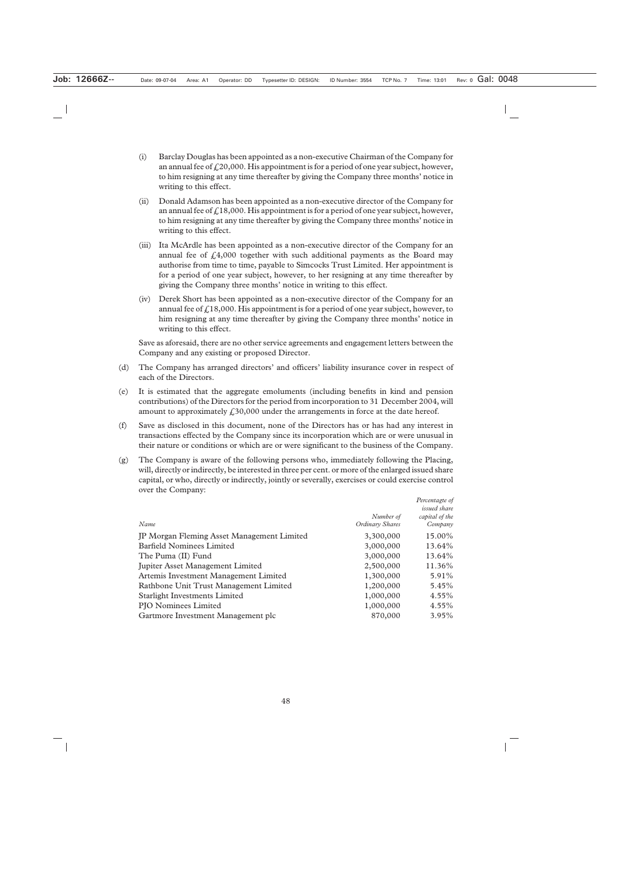(i) Barclay Douglas has been appointed as a non-executive Chairman of the Company for an annual fee of £20,000. His appointment is for a period of one year subject, however, to him resigning at any time thereafter by giving the Company three months' notice in writing to this effect.

(ii) Donald Adamson has been appointed as a non-executive director of the Company for an annual fee of £18,000. His appointment is for a period of one year subject, however, to him resigning at any time thereafter by giving the Company three months' notice in writing to this effect.

(iii) Ita McArdle has been appointed as a non-executive director of the Company for an annual fee of £4,000 together with such additional payments as the Board may authorise from time to time, payable to Simcocks Trust Limited. Her appointment is for a period of one year subject, however, to her resigning at any time thereafter by giving the Company three months' notice in writing to this effect.

(iv) Derek Short has been appointed as a non-executive director of the Company for an annual fee of £18,000. His appointment is for a period of one year subject, however, to him resigning at any time thereafter by giving the Company three months' notice in writing to this effect.

Save as aforesaid, there are no other service agreements and engagement letters between the Company and any existing or proposed Director.

(d) The Company has arranged directors' and officers' liability insurance cover in respect of each of the Directors.

(e) It is estimated that the aggregate emoluments (including benefits in kind and pension contributions) of the Directors for the period from incorporation to 31 December 2004, will amount to approximately £30,000 under the arrangements in force at the date hereof.

(f) Save as disclosed in this document, none of the Directors has or has had any interest in transactions effected by the Company since its incorporation which are or were unusual in their nature or conditions or which are or were significant to the business of the Company.

(g) The Company is aware of the following persons who, immediately following the Placing, will, directly or indirectly, be interested in three per cent. or more of the enlarged issued share capital, or who, directly or indirectly, jointly or severally, exercises or could exercise control over the Company:

| *Name* | *Number of Ordinary Shares* | *Percentagte of issued share capital of the Company* |
|---|---|---|
| JP Morgan Fleming Asset Management Limited | 3,300,000 | 15.00% |
| Barfield Nominees Limited | 3,000,000 | 13.64% |
| The Puma (II) Fund | 3,000,000 | 13.64% |
| Jupiter Asset Management Limited | 2,500,000 | 11.36% |
| Artemis Investment Management Limited | 1,300,000 | 5.91% |
| Rathbone Unit Trust Management Limited | 1,200,000 | 5.45% |
| Starlight Investments Limited | 1,000,000 | 4.55% |
| PJO Nominees Limited | 1,000,000 | 4.55% |
| Gartmore Investment Management plc | 870,000 | 3.95% |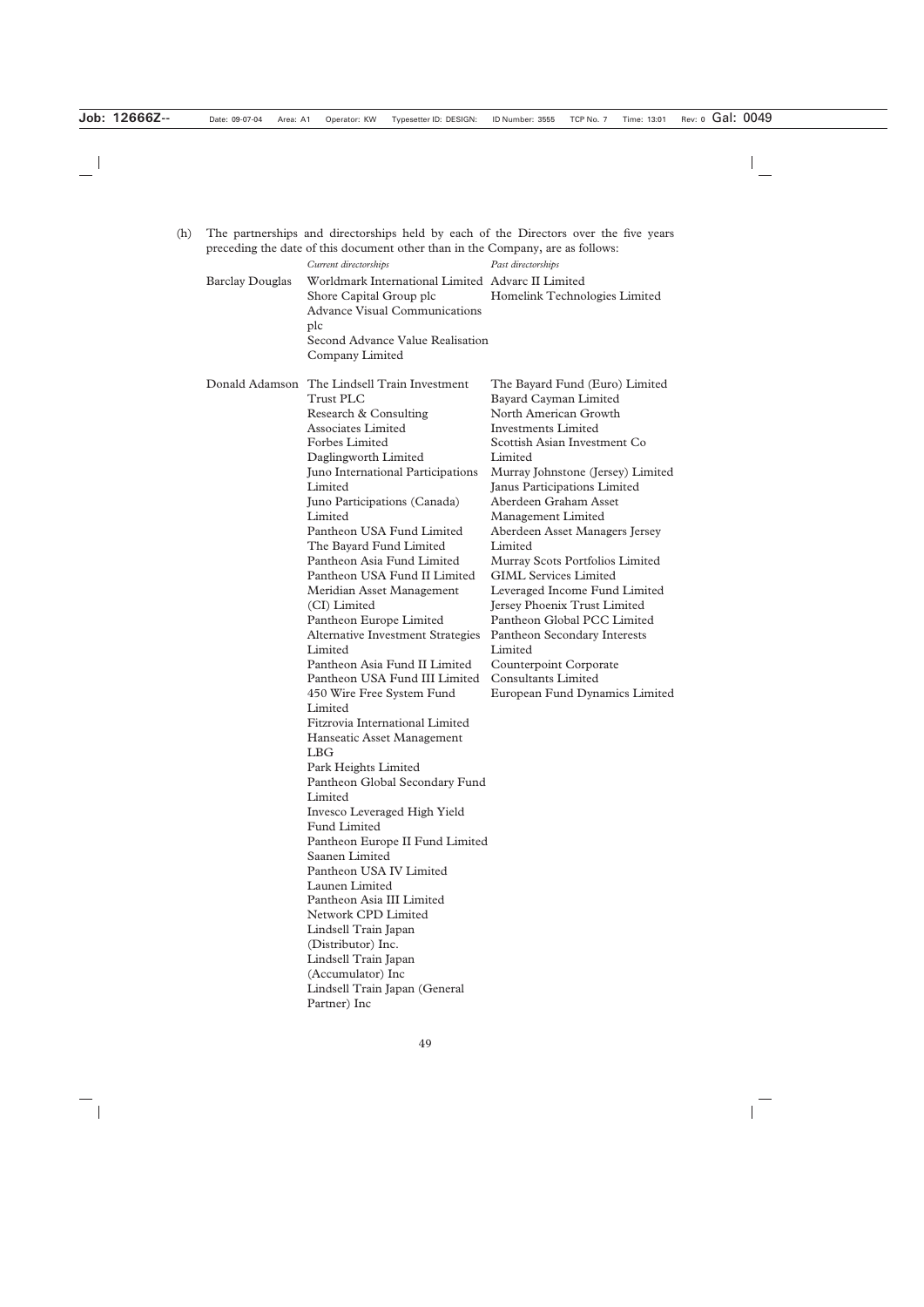(h) The partnerships and directorships held by each of the Directors over the five years preceding the date of this document other than in the Company, are as follows:

| | *Current directorships* | *Past directorships* |
|---|---|---|
| Barclay Douglas | Worldmark International Limited<br>Shore Capital Group plc<br>Advance Visual Communications plc<br>Second Advance Value Realisation Company Limited | Advarc II Limited<br>Homelink Technologies Limited |
| Donald Adamson | The Lindsell Train Investment Trust PLC<br>Research & Consulting Associates Limited<br>Forbes Limited<br>Daglingworth Limited<br>Juno International Participations Limited<br>Juno Participations (Canada) Limited<br>Pantheon USA Fund Limited<br>The Bayard Fund Limited<br>Pantheon Asia Fund Limited<br>Pantheon USA Fund II Limited<br>Meridian Asset Management (CI) Limited<br>Pantheon Europe Limited<br>Alternative Investment Strategies Limited<br>Pantheon Asia Fund II Limited<br>Pantheon USA Fund III Limited<br>450 Wire Free System Fund Limited<br>Fitzrovia International Limited<br>Hanseatic Asset Management LBG<br>Park Heights Limited<br>Pantheon Global Secondary Fund Limited<br>Invesco Leveraged High Yield Fund Limited<br>Pantheon Europe II Fund Limited<br>Saanen Limited<br>Pantheon USA IV Limited<br>Launen Limited<br>Pantheon Asia III Limited<br>Network CPD Limited<br>Lindsell Train Japan (Distributor) Inc.<br>Lindsell Train Japan (Accumulator) Inc<br>Lindsell Train Japan (General Partner) Inc | The Bayard Fund (Euro) Limited<br>Bayard Cayman Limited<br>North American Growth Investments Limited<br>Scottish Asian Investment Co Limited<br>Murray Johnstone (Jersey) Limited<br>Janus Participations Limited<br>Aberdeen Graham Asset Management Limited<br>Aberdeen Asset Managers Jersey Limited<br>Murray Scots Portfolios Limited<br>GIML Services Limited<br>Leveraged Income Fund Limited<br>Jersey Phoenix Trust Limited<br>Pantheon Global PCC Limited<br>Pantheon Secondary Interests Limited<br>Counterpoint Corporate Consultants Limited<br>European Fund Dynamics Limited |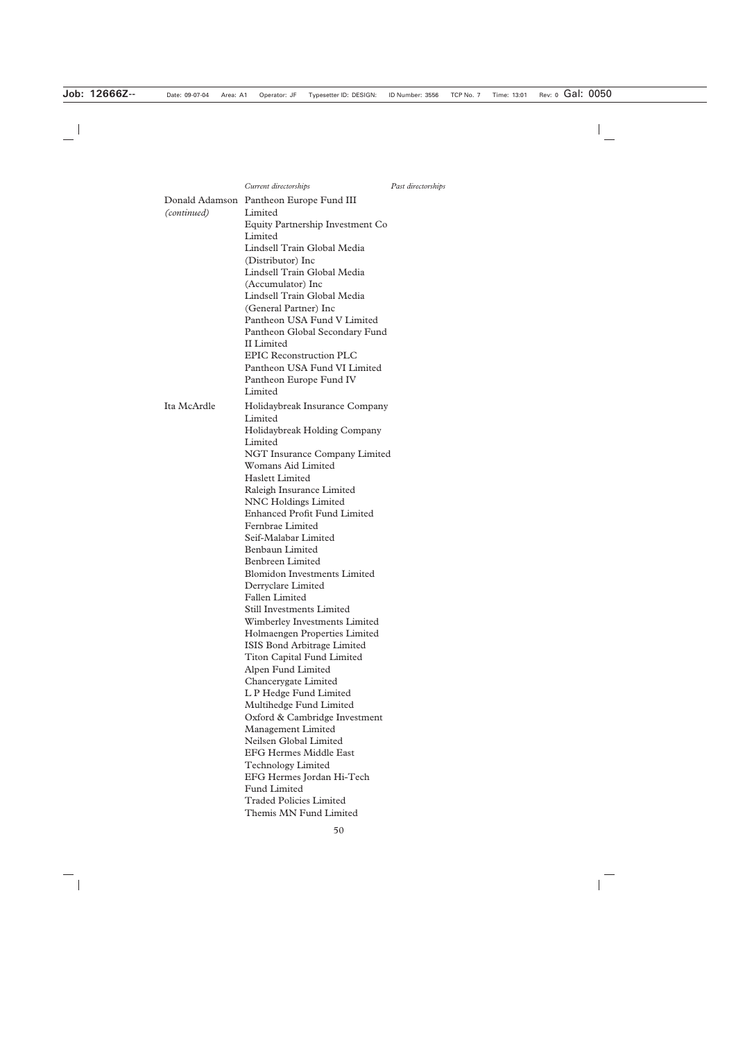| | *Current directorships* | *Past directorships* |
|---|---|---|
| Donald Adamson *(continued)* | Pantheon Europe Fund III Limited<br>Equity Partnership Investment Co Limited<br>Lindsell Train Global Media (Distributor) Inc<br>Lindsell Train Global Media (Accumulator) Inc<br>Lindsell Train Global Media (General Partner) Inc<br>Pantheon USA Fund V Limited<br>Pantheon Global Secondary Fund II Limited<br>EPIC Reconstruction PLC<br>Pantheon USA Fund VI Limited<br>Pantheon Europe Fund IV Limited | |
| Ita McArdle | Holidaybreak Insurance Company Limited<br>Holidaybreak Holding Company Limited<br>NGT Insurance Company Limited<br>Womans Aid Limited<br>Haslett Limited<br>Raleigh Insurance Limited<br>NNC Holdings Limited<br>Enhanced Profit Fund Limited<br>Fernbrae Limited<br>Seif-Malabar Limited<br>Benbaun Limited<br>Benbreen Limited<br>Blomidon Investments Limited<br>Derryclare Limited<br>Fallen Limited<br>Still Investments Limited<br>Wimberley Investments Limited<br>Holmaengen Properties Limited<br>ISIS Bond Arbitrage Limited<br>Titon Capital Fund Limited<br>Alpen Fund Limited<br>Chancerygate Limited<br>L P Hedge Fund Limited<br>Multihedge Fund Limited<br>Oxford & Cambridge Investment Management Limited<br>Neilsen Global Limited<br>EFG Hermes Middle East Technology Limited<br>EFG Hermes Jordan Hi-Tech Fund Limited<br>Traded Policies Limited<br>Themis MN Fund Limited | |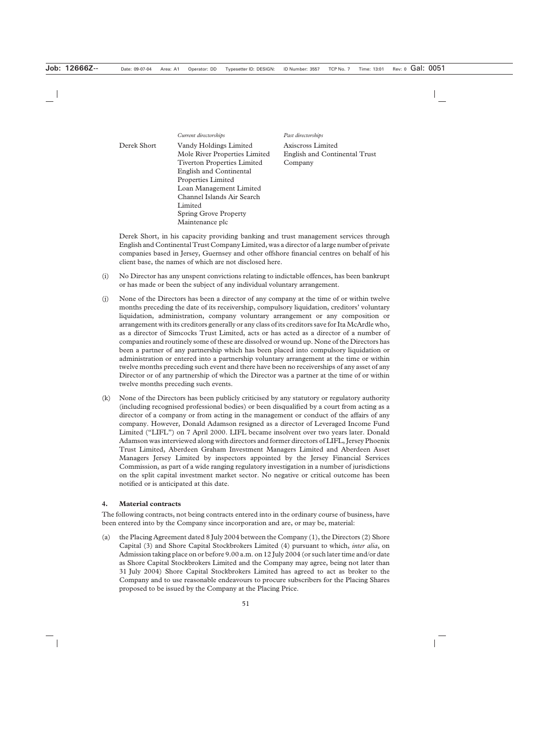| | *Current directorships* | *Past directorships* |
|---|---|---|
| Derek Short | Vandy Holdings Limited<br>Mole River Properties Limited<br>Tiverton Properties Limited<br>English and Continental Properties Limited<br>Loan Management Limited<br>Channel Islands Air Search Limited<br>Spring Grove Property Maintenance plc | Axiscross Limited<br>English and Continental Trust Company |

Derek Short, in his capacity providing banking and trust management services through English and Continental Trust Company Limited, was a director of a large number of private companies based in Jersey, Guernsey and other offshore financial centres on behalf of his client base, the names of which are not disclosed here.

(i) No Director has any unspent convictions relating to indictable offences, has been bankrupt or has made or been the subject of any individual voluntary arrangement.

(j) None of the Directors has been a director of any company at the time of or within twelve months preceding the date of its receivership, compulsory liquidation, creditors' voluntary liquidation, administration, company voluntary arrangement or any composition or arrangement with its creditors generally or any class of its creditors save for Ita McArdle who, as a director of Simcocks Trust Limited, acts or has acted as a director of a number of companies and routinely some of these are dissolved or wound up. None of the Directors has been a partner of any partnership which has been placed into compulsory liquidation or administration or entered into a partnership voluntary arrangement at the time or within twelve months preceding such event and there have been no receiverships of any asset of any Director or of any partnership of which the Director was a partner at the time of or within twelve months preceding such events.

(k) None of the Directors has been publicly criticised by any statutory or regulatory authority (including recognised professional bodies) or been disqualified by a court from acting as a director of a company or from acting in the management or conduct of the affairs of any company. However, Donald Adamson resigned as a director of Leveraged Income Fund Limited ("LIFL") on 7 April 2000. LIFL became insolvent over two years later. Donald Adamson was interviewed along with directors and former directors of LIFL, Jersey Phoenix Trust Limited, Aberdeen Graham Investment Managers Limited and Aberdeen Asset Managers Jersey Limited by inspectors appointed by the Jersey Financial Services Commission, as part of a wide ranging regulatory investigation in a number of jurisdictions on the split capital investment market sector. No negative or critical outcome has been notified or is anticipated at this date.

## 4. Material contracts

The following contracts, not being contracts entered into in the ordinary course of business, have been entered into by the Company since incorporation and are, or may be, material:

(a) the Placing Agreement dated 8 July 2004 between the Company (1), the Directors (2) Shore Capital (3) and Shore Capital Stockbrokers Limited (4) pursuant to which, *inter alia*, on Admission taking place on or before 9.00 a.m. on 12 July 2004 (or such later time and/or date as Shore Capital Stockbrokers Limited and the Company may agree, being not later than 31 July 2004) Shore Capital Stockbrokers Limited has agreed to act as broker to the Company and to use reasonable endeavours to procure subscribers for the Placing Shares proposed to be issued by the Company at the Placing Price.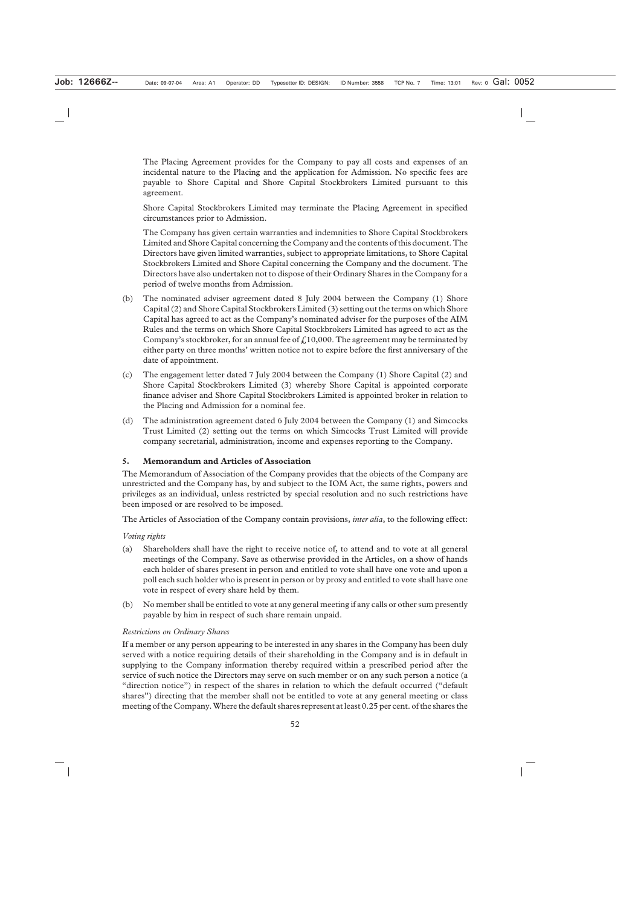The Placing Agreement provides for the Company to pay all costs and expenses of an incidental nature to the Placing and the application for Admission. No specific fees are payable to Shore Capital and Shore Capital Stockbrokers Limited pursuant to this agreement.

Shore Capital Stockbrokers Limited may terminate the Placing Agreement in specified circumstances prior to Admission.

The Company has given certain warranties and indemnities to Shore Capital Stockbrokers Limited and Shore Capital concerning the Company and the contents of this document. The Directors have given limited warranties, subject to appropriate limitations, to Shore Capital Stockbrokers Limited and Shore Capital concerning the Company and the document. The Directors have also undertaken not to dispose of their Ordinary Shares in the Company for a period of twelve months from Admission.

(b) The nominated adviser agreement dated 8 July 2004 between the Company (1) Shore Capital (2) and Shore Capital Stockbrokers Limited (3) setting out the terms on which Shore Capital has agreed to act as the Company's nominated adviser for the purposes of the AIM Rules and the terms on which Shore Capital Stockbrokers Limited has agreed to act as the Company's stockbroker, for an annual fee of £10,000. The agreement may be terminated by either party on three months' written notice not to expire before the first anniversary of the date of appointment.

(c) The engagement letter dated 7 July 2004 between the Company (1) Shore Capital (2) and Shore Capital Stockbrokers Limited (3) whereby Shore Capital is appointed corporate finance adviser and Shore Capital Stockbrokers Limited is appointed broker in relation to the Placing and Admission for a nominal fee.

(d) The administration agreement dated 6 July 2004 between the Company (1) and Simcocks Trust Limited (2) setting out the terms on which Simcocks Trust Limited will provide company secretarial, administration, income and expenses reporting to the Company.

## 5. Memorandum and Articles of Association

The Memorandum of Association of the Company provides that the objects of the Company are unrestricted and the Company has, by and subject to the IOM Act, the same rights, powers and privileges as an individual, unless restricted by special resolution and no such restrictions have been imposed or are resolved to be imposed.

The Articles of Association of the Company contain provisions, *inter alia*, to the following effect:

*Voting rights*

(a) Shareholders shall have the right to receive notice of, to attend and to vote at all general meetings of the Company. Save as otherwise provided in the Articles, on a show of hands each holder of shares present in person and entitled to vote shall have one vote and upon a poll each such holder who is present in person or by proxy and entitled to vote shall have one vote in respect of every share held by them.

(b) No member shall be entitled to vote at any general meeting if any calls or other sum presently payable by him in respect of such share remain unpaid.

*Restrictions on Ordinary Shares*

If a member or any person appearing to be interested in any shares in the Company has been duly served with a notice requiring details of their shareholding in the Company and is in default in supplying to the Company information thereby required within a prescribed period after the service of such notice the Directors may serve on such member or on any such person a notice (a "direction notice") in respect of the shares in relation to which the default occurred ("default shares") directing that the member shall not be entitled to vote at any general meeting or class meeting of the Company. Where the default shares represent at least 0.25 per cent. of the shares the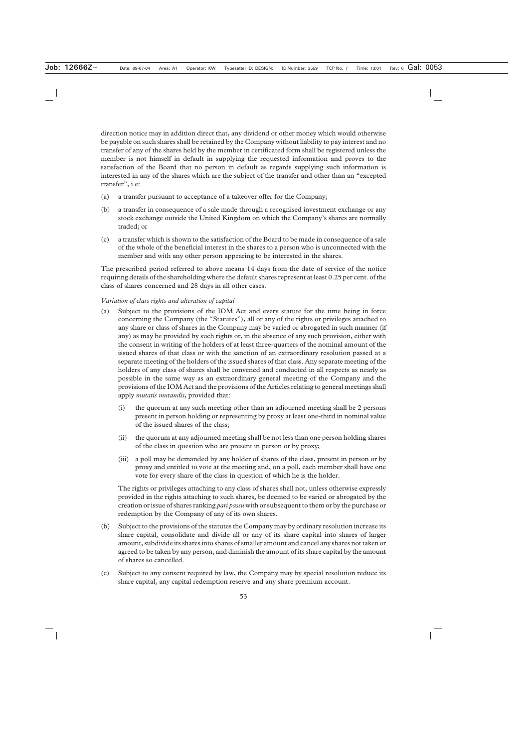direction notice may in addition direct that, any dividend or other money which would otherwise be payable on such shares shall be retained by the Company without liability to pay interest and no transfer of any of the shares held by the member in certificated form shall be registered unless the member is not himself in default in supplying the requested information and proves to the satisfaction of the Board that no person in default as regards supplying such information is interested in any of the shares which are the subject of the transfer and other than an "excepted transfer", i.e:

(a) a transfer pursuant to acceptance of a takeover offer for the Company;

(b) a transfer in consequence of a sale made through a recognised investment exchange or any stock exchange outside the United Kingdom on which the Company's shares are normally traded; or

(c) a transfer which is shown to the satisfaction of the Board to be made in consequence of a sale of the whole of the beneficial interest in the shares to a person who is unconnected with the member and with any other person appearing to be interested in the shares.

The prescribed period referred to above means 14 days from the date of service of the notice requiring details of the shareholding where the default shares represent at least 0.25 per cent. of the class of shares concerned and 28 days in all other cases.

*Variation of class rights and alteration of capital*

(a) Subject to the provisions of the IOM Act and every statute for the time being in force concerning the Company (the "Statutes"), all or any of the rights or privileges attached to any share or class of shares in the Company may be varied or abrogated in such manner (if any) as may be provided by such rights or, in the absence of any such provision, either with the consent in writing of the holders of at least three-quarters of the nominal amount of the issued shares of that class or with the sanction of an extraordinary resolution passed at a separate meeting of the holders of the issued shares of that class. Any separate meeting of the holders of any class of shares shall be convened and conducted in all respects as nearly as possible in the same way as an extraordinary general meeting of the Company and the provisions of the IOM Act and the provisions of the Articles relating to general meetings shall apply *mutatis mutandis*, provided that:

    (i) the quorum at any such meeting other than an adjourned meeting shall be 2 persons present in person holding or representing by proxy at least one-third in nominal value of the issued shares of the class;

    (ii) the quorum at any adjourned meeting shall be not less than one person holding shares of the class in question who are present in person or by proxy;

    (iii) a poll may be demanded by any holder of shares of the class, present in person or by proxy and entitled to vote at the meeting and, on a poll, each member shall have one vote for every share of the class in question of which he is the holder.

    The rights or privileges attaching to any class of shares shall not, unless otherwise expressly provided in the rights attaching to such shares, be deemed to be varied or abrogated by the creation or issue of shares ranking *pari passu* with or subsequent to them or by the purchase or redemption by the Company of any of its own shares.

(b) Subject to the provisions of the statutes the Company may by ordinary resolution increase its share capital, consolidate and divide all or any of its share capital into shares of larger amount, subdivide its shares into shares of smaller amount and cancel any shares not taken or agreed to be taken by any person, and diminish the amount of its share capital by the amount of shares so cancelled.

(c) Subject to any consent required by law, the Company may by special resolution reduce its share capital, any capital redemption reserve and any share premium account.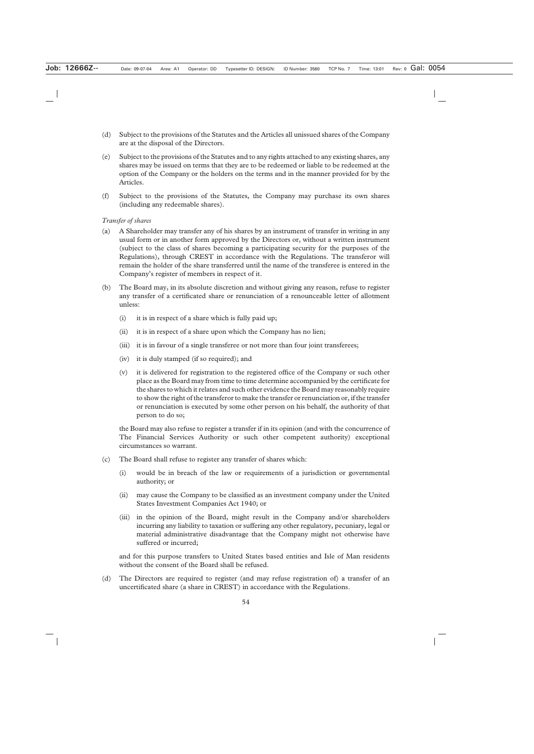(d) Subject to the provisions of the Statutes and the Articles all unissued shares of the Company are at the disposal of the Directors.

(e) Subject to the provisions of the Statutes and to any rights attached to any existing shares, any shares may be issued on terms that they are to be redeemed or liable to be redeemed at the option of the Company or the holders on the terms and in the manner provided for by the Articles.

(f) Subject to the provisions of the Statutes, the Company may purchase its own shares (including any redeemable shares).

*Transfer of shares*

(a) A Shareholder may transfer any of his shares by an instrument of transfer in writing in any usual form or in another form approved by the Directors or, without a written instrument (subject to the class of shares becoming a participating security for the purposes of the Regulations), through CREST in accordance with the Regulations. The transferor will remain the holder of the share transferred until the name of the transferee is entered in the Company's register of members in respect of it.

(b) The Board may, in its absolute discretion and without giving any reason, refuse to register any transfer of a certificated share or renunciation of a renounceable letter of allotment unless:

   (i) it is in respect of a share which is fully paid up;

   (ii) it is in respect of a share upon which the Company has no lien;

   (iii) it is in favour of a single transferee or not more than four joint transferees;

   (iv) it is duly stamped (if so required); and

   (v) it is delivered for registration to the registered office of the Company or such other place as the Board may from time to time determine accompanied by the certificate for the shares to which it relates and such other evidence the Board may reasonably require to show the right of the transferor to make the transfer or renunciation or, if the transfer or renunciation is executed by some other person on his behalf, the authority of that person to do so;

   the Board may also refuse to register a transfer if in its opinion (and with the concurrence of The Financial Services Authority or such other competent authority) exceptional circumstances so warrant.

(c) The Board shall refuse to register any transfer of shares which:

   (i) would be in breach of the law or requirements of a jurisdiction or governmental authority; or

   (ii) may cause the Company to be classified as an investment company under the United States Investment Companies Act 1940; or

   (iii) in the opinion of the Board, might result in the Company and/or shareholders incurring any liability to taxation or suffering any other regulatory, pecuniary, legal or material administrative disadvantage that the Company might not otherwise have suffered or incurred;

   and for this purpose transfers to United States based entities and Isle of Man residents without the consent of the Board shall be refused.

(d) The Directors are required to register (and may refuse registration of) a transfer of an uncertificated share (a share in CREST) in accordance with the Regulations.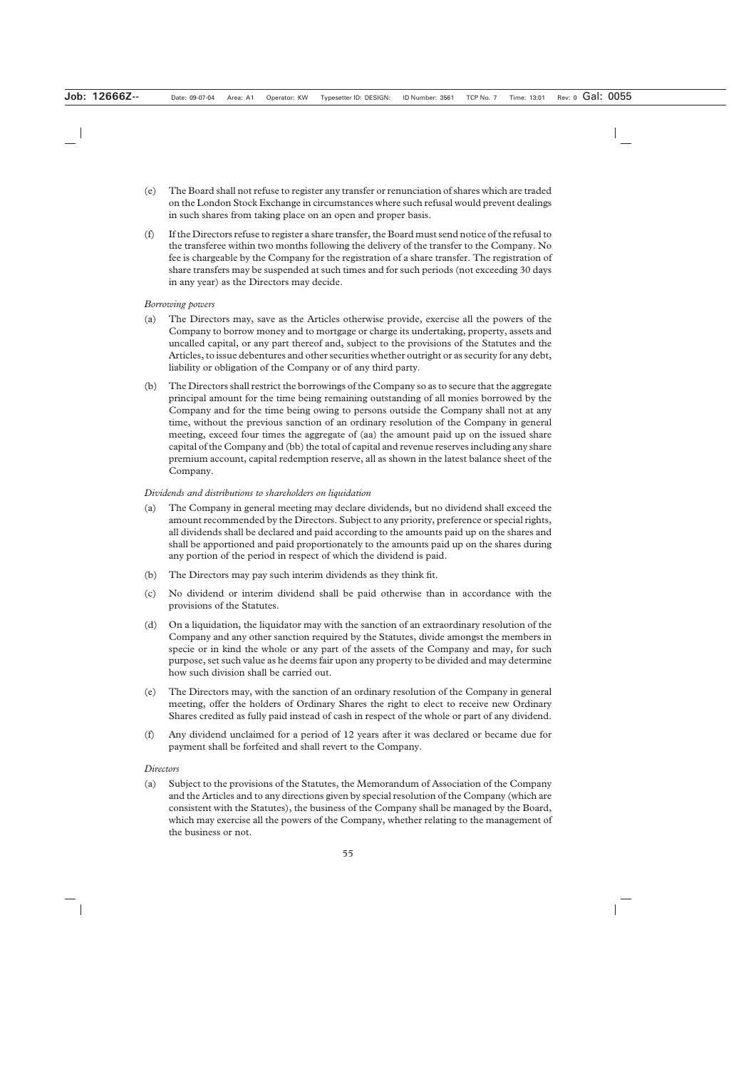(e) The Board shall not refuse to register any transfer or renunciation of shares which are traded on the London Stock Exchange in circumstances where such refusal would prevent dealings in such shares from taking place on an open and proper basis.

(f) If the Directors refuse to register a share transfer, the Board must send notice of the refusal to the transferee within two months following the delivery of the transfer to the Company. No fee is chargeable by the Company for the registration of a share transfer. The registration of share transfers may be suspended at such times and for such periods (not exceeding 30 days in any year) as the Directors may decide.

*Borrowing powers*

(a) The Directors may, save as the Articles otherwise provide, exercise all the powers of the Company to borrow money and to mortgage or charge its undertaking, property, assets and uncalled capital, or any part thereof and, subject to the provisions of the Statutes and the Articles, to issue debentures and other securities whether outright or as security for any debt, liability or obligation of the Company or of any third party.

(b) The Directors shall restrict the borrowings of the Company so as to secure that the aggregate principal amount for the time being remaining outstanding of all monies borrowed by the Company and for the time being owing to persons outside the Company shall not at any time, without the previous sanction of an ordinary resolution of the Company in general meeting, exceed four times the aggregate of (aa) the amount paid up on the issued share capital of the Company and (bb) the total of capital and revenue reserves including any share premium account, capital redemption reserve, all as shown in the latest balance sheet of the Company.

*Dividends and distributions to shareholders on liquidation*

(a) The Company in general meeting may declare dividends, but no dividend shall exceed the amount recommended by the Directors. Subject to any priority, preference or special rights, all dividends shall be declared and paid according to the amounts paid up on the shares and shall be apportioned and paid proportionately to the amounts paid up on the shares during any portion of the period in respect of which the dividend is paid.

(b) The Directors may pay such interim dividends as they think fit.

(c) No dividend or interim dividend shall be paid otherwise than in accordance with the provisions of the Statutes.

(d) On a liquidation, the liquidator may with the sanction of an extraordinary resolution of the Company and any other sanction required by the Statutes, divide amongst the members in specie or in kind the whole or any part of the assets of the Company and may, for such purpose, set such value as he deems fair upon any property to be divided and may determine how such division shall be carried out.

(e) The Directors may, with the sanction of an ordinary resolution of the Company in general meeting, offer the holders of Ordinary Shares the right to elect to receive new Ordinary Shares credited as fully paid instead of cash in respect of the whole or part of any dividend.

(f) Any dividend unclaimed for a period of 12 years after it was declared or became due for payment shall be forfeited and shall revert to the Company.

*Directors*

(a) Subject to the provisions of the Statutes, the Memorandum of Association of the Company and the Articles and to any directions given by special resolution of the Company (which are consistent with the Statutes), the business of the Company shall be managed by the Board, which may exercise all the powers of the Company, whether relating to the management of the business or not.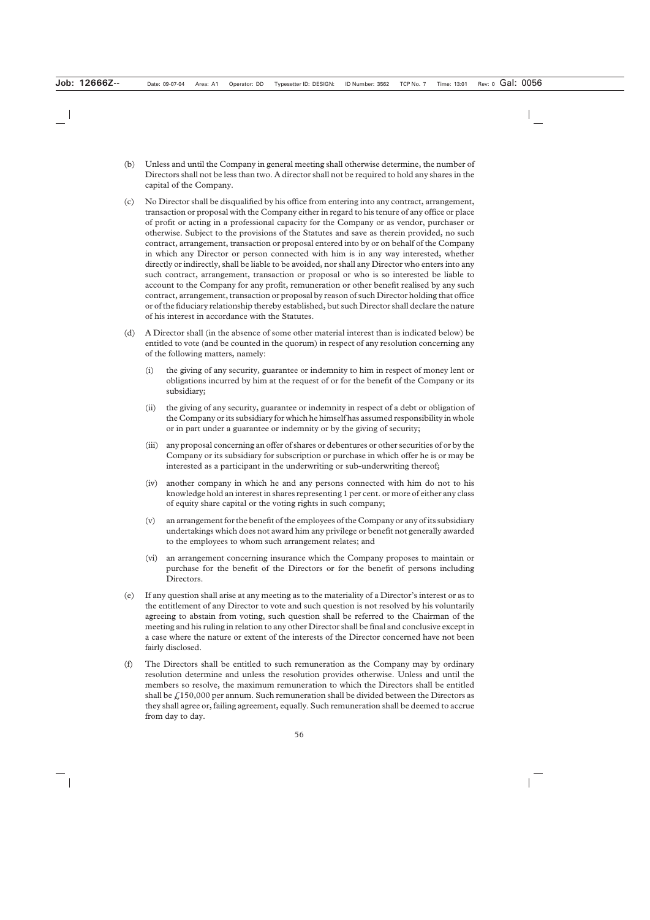(b) Unless and until the Company in general meeting shall otherwise determine, the number of Directors shall not be less than two. A director shall not be required to hold any shares in the capital of the Company.

(c) No Director shall be disqualified by his office from entering into any contract, arrangement, transaction or proposal with the Company either in regard to his tenure of any office or place of profit or acting in a professional capacity for the Company or as vendor, purchaser or otherwise. Subject to the provisions of the Statutes and save as therein provided, no such contract, arrangement, transaction or proposal entered into by or on behalf of the Company in which any Director or person connected with him is in any way interested, whether directly or indirectly, shall be liable to be avoided, nor shall any Director who enters into any such contract, arrangement, transaction or proposal or who is so interested be liable to account to the Company for any profit, remuneration or other benefit realised by any such contract, arrangement, transaction or proposal by reason of such Director holding that office or of the fiduciary relationship thereby established, but such Director shall declare the nature of his interest in accordance with the Statutes.

(d) A Director shall (in the absence of some other material interest than is indicated below) be entitled to vote (and be counted in the quorum) in respect of any resolution concerning any of the following matters, namely:

   (i) the giving of any security, guarantee or indemnity to him in respect of money lent or obligations incurred by him at the request of or for the benefit of the Company or its subsidiary;

   (ii) the giving of any security, guarantee or indemnity in respect of a debt or obligation of the Company or its subsidiary for which he himself has assumed responsibility in whole or in part under a guarantee or indemnity or by the giving of security;

   (iii) any proposal concerning an offer of shares or debentures or other securities of or by the Company or its subsidiary for subscription or purchase in which offer he is or may be interested as a participant in the underwriting or sub-underwriting thereof;

   (iv) another company in which he and any persons connected with him do not to his knowledge hold an interest in shares representing 1 per cent. or more of either any class of equity share capital or the voting rights in such company;

   (v) an arrangement for the benefit of the employees of the Company or any of its subsidiary undertakings which does not award him any privilege or benefit not generally awarded to the employees to whom such arrangement relates; and

   (vi) an arrangement concerning insurance which the Company proposes to maintain or purchase for the benefit of the Directors or for the benefit of persons including Directors.

(e) If any question shall arise at any meeting as to the materiality of a Director's interest or as to the entitlement of any Director to vote and such question is not resolved by his voluntarily agreeing to abstain from voting, such question shall be referred to the Chairman of the meeting and his ruling in relation to any other Director shall be final and conclusive except in a case where the nature or extent of the interests of the Director concerned have not been fairly disclosed.

(f) The Directors shall be entitled to such remuneration as the Company may by ordinary resolution determine and unless the resolution provides otherwise. Unless and until the members so resolve, the maximum remuneration to which the Directors shall be entitled shall be £150,000 per annum. Such remuneration shall be divided between the Directors as they shall agree or, failing agreement, equally. Such remuneration shall be deemed to accrue from day to day.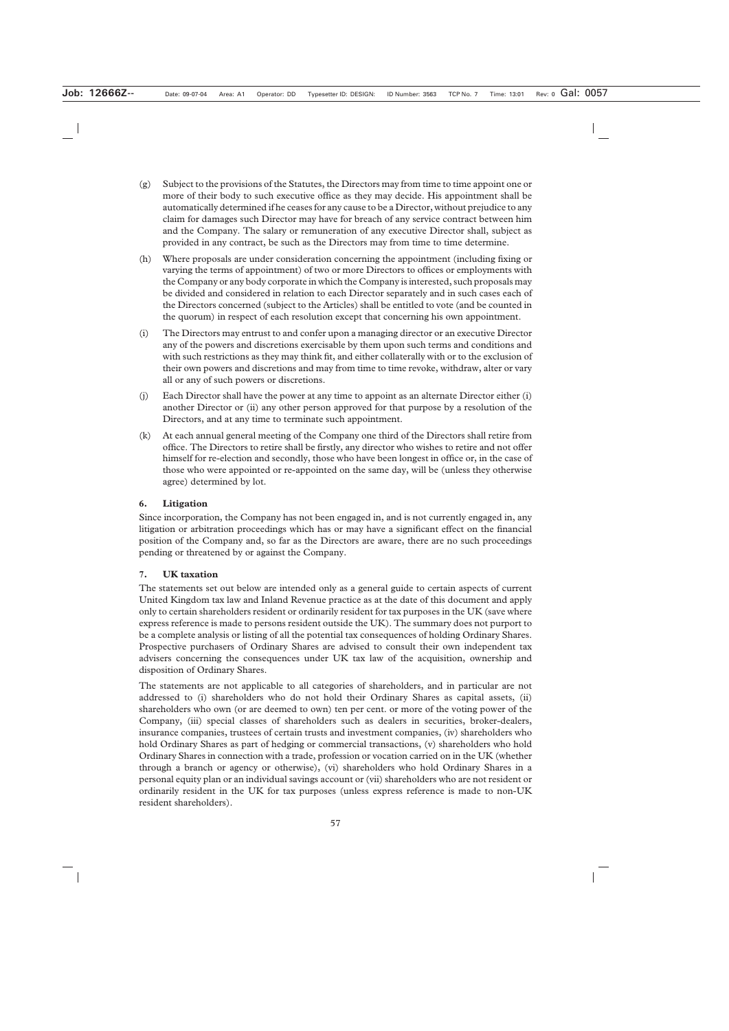(g) Subject to the provisions of the Statutes, the Directors may from time to time appoint one or more of their body to such executive office as they may decide. His appointment shall be automatically determined if he ceases for any cause to be a Director, without prejudice to any claim for damages such Director may have for breach of any service contract between him and the Company. The salary or remuneration of any executive Director shall, subject as provided in any contract, be such as the Directors may from time to time determine.

(h) Where proposals are under consideration concerning the appointment (including fixing or varying the terms of appointment) of two or more Directors to offices or employments with the Company or any body corporate in which the Company is interested, such proposals may be divided and considered in relation to each Director separately and in such cases each of the Directors concerned (subject to the Articles) shall be entitled to vote (and be counted in the quorum) in respect of each resolution except that concerning his own appointment.

(i) The Directors may entrust to and confer upon a managing director or an executive Director any of the powers and discretions exercisable by them upon such terms and conditions and with such restrictions as they may think fit, and either collaterally with or to the exclusion of their own powers and discretions and may from time to time revoke, withdraw, alter or vary all or any of such powers or discretions.

(j) Each Director shall have the power at any time to appoint as an alternate Director either (i) another Director or (ii) any other person approved for that purpose by a resolution of the Directors, and at any time to terminate such appointment.

(k) At each annual general meeting of the Company one third of the Directors shall retire from office. The Directors to retire shall be firstly, any director who wishes to retire and not offer himself for re-election and secondly, those who have been longest in office or, in the case of those who were appointed or re-appointed on the same day, will be (unless they otherwise agree) determined by lot.

### 6. Litigation

Since incorporation, the Company has not been engaged in, and is not currently engaged in, any litigation or arbitration proceedings which has or may have a significant effect on the financial position of the Company and, so far as the Directors are aware, there are no such proceedings pending or threatened by or against the Company.

### 7. UK taxation

The statements set out below are intended only as a general guide to certain aspects of current United Kingdom tax law and Inland Revenue practice as at the date of this document and apply only to certain shareholders resident or ordinarily resident for tax purposes in the UK (save where express reference is made to persons resident outside the UK). The summary does not purport to be a complete analysis or listing of all the potential tax consequences of holding Ordinary Shares. Prospective purchasers of Ordinary Shares are advised to consult their own independent tax advisers concerning the consequences under UK tax law of the acquisition, ownership and disposition of Ordinary Shares.

The statements are not applicable to all categories of shareholders, and in particular are not addressed to (i) shareholders who do not hold their Ordinary Shares as capital assets, (ii) shareholders who own (or are deemed to own) ten per cent. or more of the voting power of the Company, (iii) special classes of shareholders such as dealers in securities, broker-dealers, insurance companies, trustees of certain trusts and investment companies, (iv) shareholders who hold Ordinary Shares as part of hedging or commercial transactions, (v) shareholders who hold Ordinary Shares in connection with a trade, profession or vocation carried on in the UK (whether through a branch or agency or otherwise), (vi) shareholders who hold Ordinary Shares in a personal equity plan or an individual savings account or (vii) shareholders who are not resident or ordinarily resident in the UK for tax purposes (unless express reference is made to non-UK resident shareholders).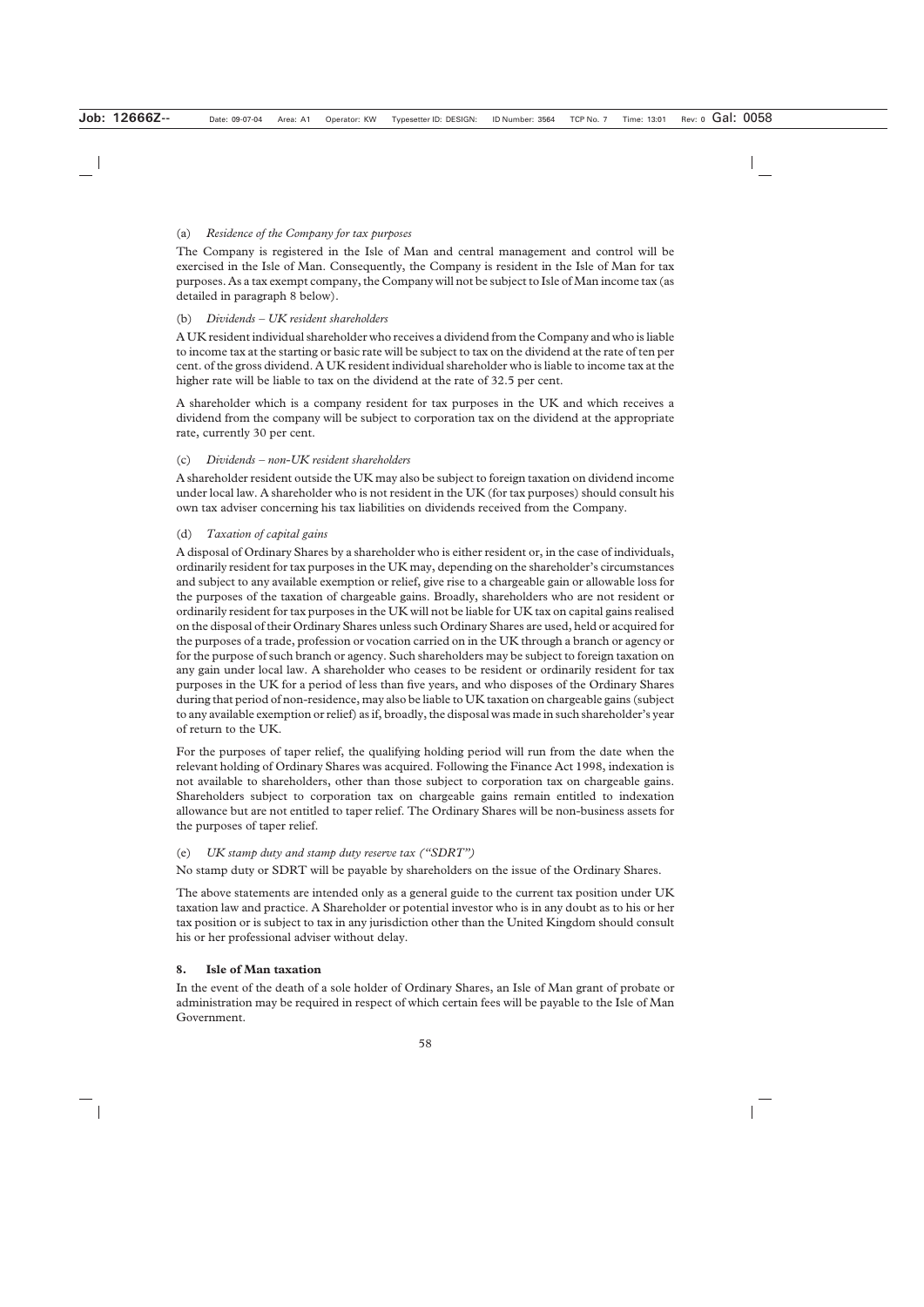(a) *Residence of the Company for tax purposes*

The Company is registered in the Isle of Man and central management and control will be exercised in the Isle of Man. Consequently, the Company is resident in the Isle of Man for tax purposes. As a tax exempt company, the Company will not be subject to Isle of Man income tax (as detailed in paragraph 8 below).

(b) *Dividends – UK resident shareholders*

A UK resident individual shareholder who receives a dividend from the Company and who is liable to income tax at the starting or basic rate will be subject to tax on the dividend at the rate of ten per cent. of the gross dividend. A UK resident individual shareholder who is liable to income tax at the higher rate will be liable to tax on the dividend at the rate of 32.5 per cent.

A shareholder which is a company resident for tax purposes in the UK and which receives a dividend from the company will be subject to corporation tax on the dividend at the appropriate rate, currently 30 per cent.

(c) *Dividends – non-UK resident shareholders*

A shareholder resident outside the UK may also be subject to foreign taxation on dividend income under local law. A shareholder who is not resident in the UK (for tax purposes) should consult his own tax adviser concerning his tax liabilities on dividends received from the Company.

(d) *Taxation of capital gains*

A disposal of Ordinary Shares by a shareholder who is either resident or, in the case of individuals, ordinarily resident for tax purposes in the UK may, depending on the shareholder's circumstances and subject to any available exemption or relief, give rise to a chargeable gain or allowable loss for the purposes of the taxation of chargeable gains. Broadly, shareholders who are not resident or ordinarily resident for tax purposes in the UK will not be liable for UK tax on capital gains realised on the disposal of their Ordinary Shares unless such Ordinary Shares are used, held or acquired for the purposes of a trade, profession or vocation carried on in the UK through a branch or agency or for the purpose of such branch or agency. Such shareholders may be subject to foreign taxation on any gain under local law. A shareholder who ceases to be resident or ordinarily resident for tax purposes in the UK for a period of less than five years, and who disposes of the Ordinary Shares during that period of non-residence, may also be liable to UK taxation on chargeable gains (subject to any available exemption or relief) as if, broadly, the disposal was made in such shareholder's year of return to the UK.

For the purposes of taper relief, the qualifying holding period will run from the date when the relevant holding of Ordinary Shares was acquired. Following the Finance Act 1998, indexation is not available to shareholders, other than those subject to corporation tax on chargeable gains. Shareholders subject to corporation tax on chargeable gains remain entitled to indexation allowance but are not entitled to taper relief. The Ordinary Shares will be non-business assets for the purposes of taper relief.

(e) *UK stamp duty and stamp duty reserve tax ("SDRT")*

No stamp duty or SDRT will be payable by shareholders on the issue of the Ordinary Shares.

The above statements are intended only as a general guide to the current tax position under UK taxation law and practice. A Shareholder or potential investor who is in any doubt as to his or her tax position or is subject to tax in any jurisdiction other than the United Kingdom should consult his or her professional adviser without delay.

## 8. Isle of Man taxation

In the event of the death of a sole holder of Ordinary Shares, an Isle of Man grant of probate or administration may be required in respect of which certain fees will be payable to the Isle of Man Government.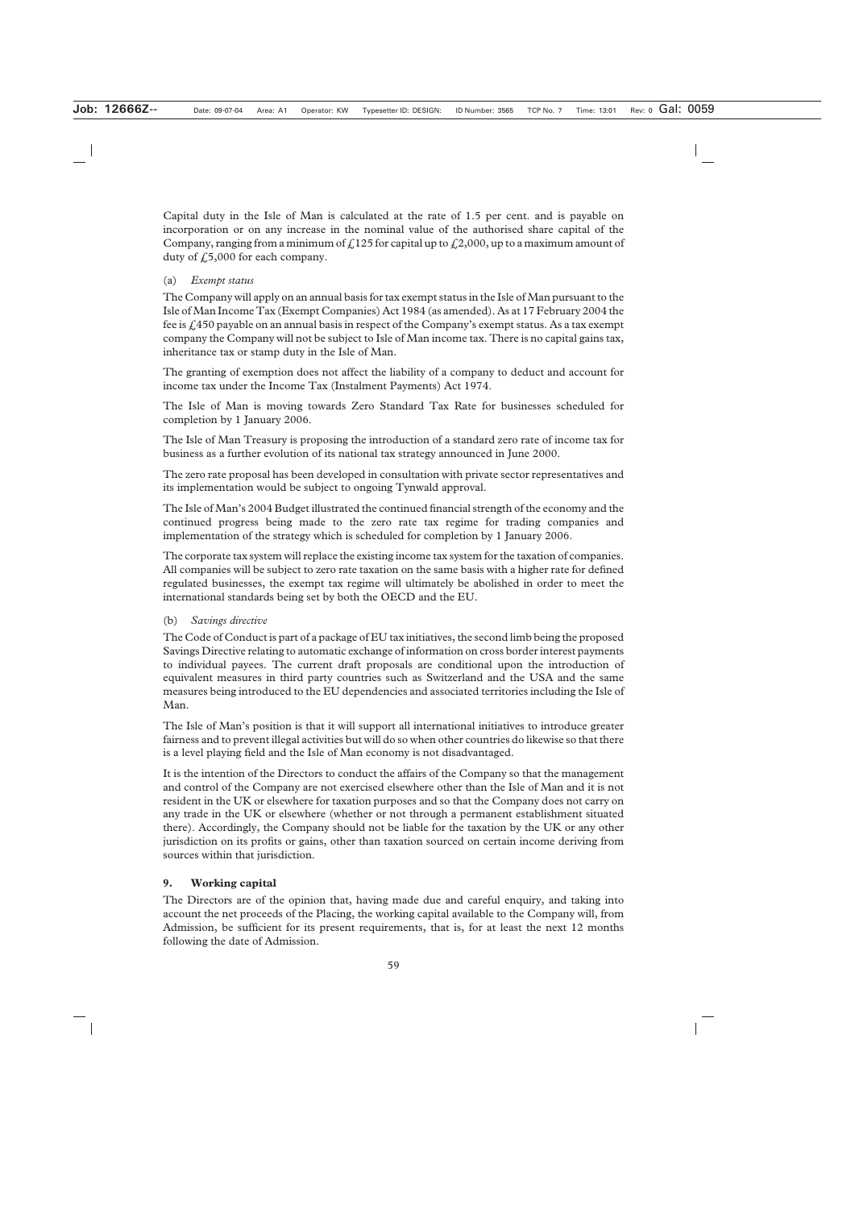Capital duty in the Isle of Man is calculated at the rate of 1.5 per cent. and is payable on incorporation or on any increase in the nominal value of the authorised share capital of the Company, ranging from a minimum of £125 for capital up to £2,000, up to a maximum amount of duty of £5,000 for each company.

(a) *Exempt status*

The Company will apply on an annual basis for tax exempt status in the Isle of Man pursuant to the Isle of Man Income Tax (Exempt Companies) Act 1984 (as amended). As at 17 February 2004 the fee is £450 payable on an annual basis in respect of the Company's exempt status. As a tax exempt company the Company will not be subject to Isle of Man income tax. There is no capital gains tax, inheritance tax or stamp duty in the Isle of Man.

The granting of exemption does not affect the liability of a company to deduct and account for income tax under the Income Tax (Instalment Payments) Act 1974.

The Isle of Man is moving towards Zero Standard Tax Rate for businesses scheduled for completion by 1 January 2006.

The Isle of Man Treasury is proposing the introduction of a standard zero rate of income tax for business as a further evolution of its national tax strategy announced in June 2000.

The zero rate proposal has been developed in consultation with private sector representatives and its implementation would be subject to ongoing Tynwald approval.

The Isle of Man's 2004 Budget illustrated the continued financial strength of the economy and the continued progress being made to the zero rate tax regime for trading companies and implementation of the strategy which is scheduled for completion by 1 January 2006.

The corporate tax system will replace the existing income tax system for the taxation of companies. All companies will be subject to zero rate taxation on the same basis with a higher rate for defined regulated businesses, the exempt tax regime will ultimately be abolished in order to meet the international standards being set by both the OECD and the EU.

(b) *Savings directive*

The Code of Conduct is part of a package of EU tax initiatives, the second limb being the proposed Savings Directive relating to automatic exchange of information on cross border interest payments to individual payees. The current draft proposals are conditional upon the introduction of equivalent measures in third party countries such as Switzerland and the USA and the same measures being introduced to the EU dependencies and associated territories including the Isle of Man.

The Isle of Man's position is that it will support all international initiatives to introduce greater fairness and to prevent illegal activities but will do so when other countries do likewise so that there is a level playing field and the Isle of Man economy is not disadvantaged.

It is the intention of the Directors to conduct the affairs of the Company so that the management and control of the Company are not exercised elsewhere other than the Isle of Man and it is not resident in the UK or elsewhere for taxation purposes and so that the Company does not carry on any trade in the UK or elsewhere (whether or not through a permanent establishment situated there). Accordingly, the Company should not be liable for the taxation by the UK or any other jurisdiction on its profits or gains, other than taxation sourced on certain income deriving from sources within that jurisdiction.

## 9. Working capital

The Directors are of the opinion that, having made due and careful enquiry, and taking into account the net proceeds of the Placing, the working capital available to the Company will, from Admission, be sufficient for its present requirements, that is, for at least the next 12 months following the date of Admission.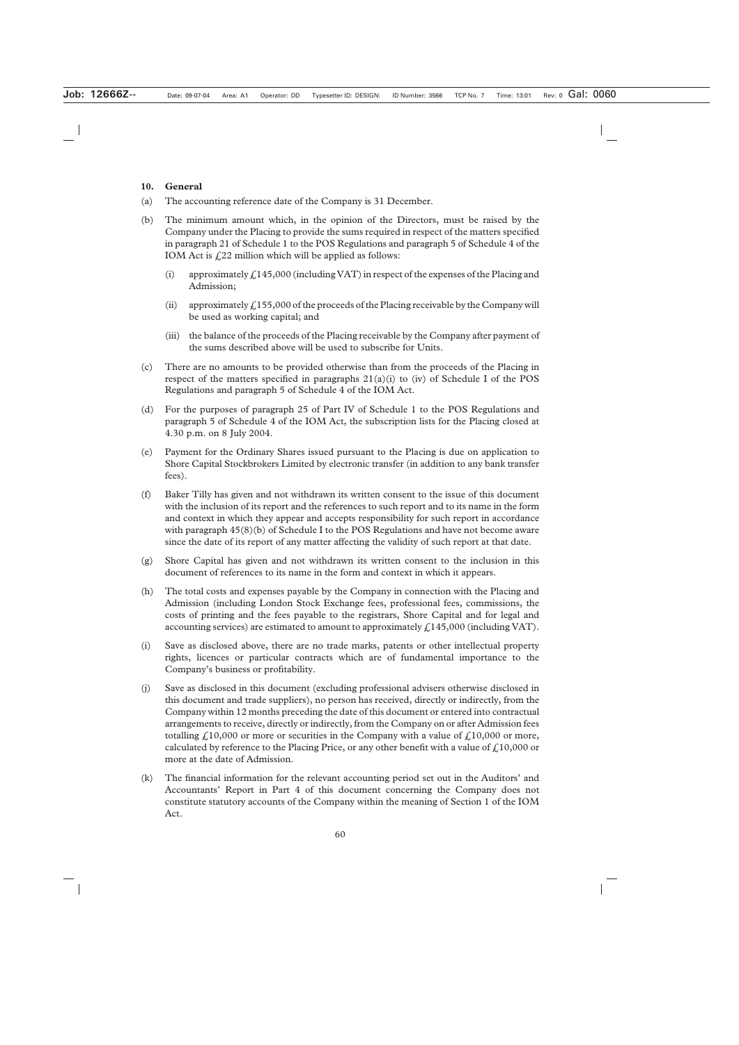**10. General**

(a) The accounting reference date of the Company is 31 December.

(b) The minimum amount which, in the opinion of the Directors, must be raised by the Company under the Placing to provide the sums required in respect of the matters specified in paragraph 21 of Schedule 1 to the POS Regulations and paragraph 5 of Schedule 4 of the IOM Act is £22 million which will be applied as follows:

   (i) approximately £145,000 (including VAT) in respect of the expenses of the Placing and Admission;

   (ii) approximately £155,000 of the proceeds of the Placing receivable by the Company will be used as working capital; and

   (iii) the balance of the proceeds of the Placing receivable by the Company after payment of the sums described above will be used to subscribe for Units.

(c) There are no amounts to be provided otherwise than from the proceeds of the Placing in respect of the matters specified in paragraphs 21(a)(i) to (iv) of Schedule I of the POS Regulations and paragraph 5 of Schedule 4 of the IOM Act.

(d) For the purposes of paragraph 25 of Part IV of Schedule 1 to the POS Regulations and paragraph 5 of Schedule 4 of the IOM Act, the subscription lists for the Placing closed at 4.30 p.m. on 8 July 2004.

(e) Payment for the Ordinary Shares issued pursuant to the Placing is due on application to Shore Capital Stockbrokers Limited by electronic transfer (in addition to any bank transfer fees).

(f) Baker Tilly has given and not withdrawn its written consent to the issue of this document with the inclusion of its report and the references to such report and to its name in the form and context in which they appear and accepts responsibility for such report in accordance with paragraph 45(8)(b) of Schedule I to the POS Regulations and have not become aware since the date of its report of any matter affecting the validity of such report at that date.

(g) Shore Capital has given and not withdrawn its written consent to the inclusion in this document of references to its name in the form and context in which it appears.

(h) The total costs and expenses payable by the Company in connection with the Placing and Admission (including London Stock Exchange fees, professional fees, commissions, the costs of printing and the fees payable to the registrars, Shore Capital and for legal and accounting services) are estimated to amount to approximately £145,000 (including VAT).

(i) Save as disclosed above, there are no trade marks, patents or other intellectual property rights, licences or particular contracts which are of fundamental importance to the Company's business or profitability.

(j) Save as disclosed in this document (excluding professional advisers otherwise disclosed in this document and trade suppliers), no person has received, directly or indirectly, from the Company within 12 months preceding the date of this document or entered into contractual arrangements to receive, directly or indirectly, from the Company on or after Admission fees totalling £10,000 or more or securities in the Company with a value of £10,000 or more, calculated by reference to the Placing Price, or any other benefit with a value of £10,000 or more at the date of Admission.

(k) The financial information for the relevant accounting period set out in the Auditors' and Accountants' Report in Part 4 of this document concerning the Company does not constitute statutory accounts of the Company within the meaning of Section 1 of the IOM Act.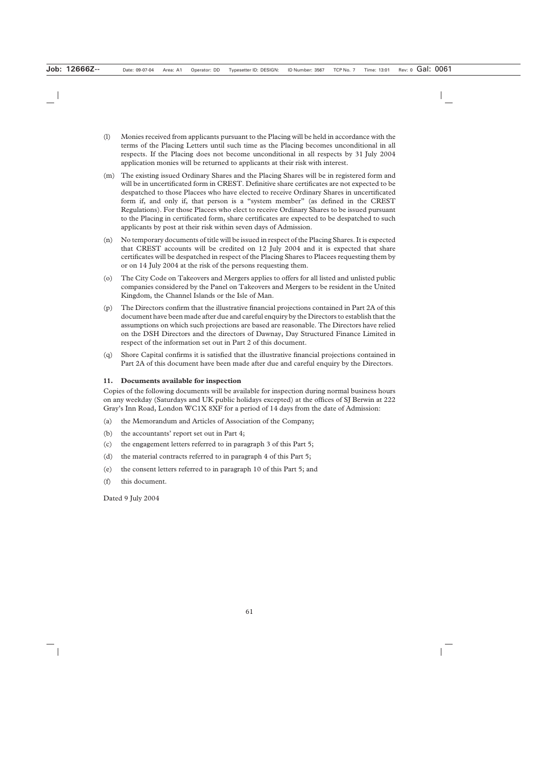(l) Monies received from applicants pursuant to the Placing will be held in accordance with the terms of the Placing Letters until such time as the Placing becomes unconditional in all respects. If the Placing does not become unconditional in all respects by 31 July 2004 application monies will be returned to applicants at their risk with interest.

(m) The existing issued Ordinary Shares and the Placing Shares will be in registered form and will be in uncertificated form in CREST. Definitive share certificates are not expected to be despatched to those Placees who have elected to receive Ordinary Shares in uncertificated form if, and only if, that person is a "system member" (as defined in the CREST Regulations). For those Placees who elect to receive Ordinary Shares to be issued pursuant to the Placing in certificated form, share certificates are expected to be despatched to such applicants by post at their risk within seven days of Admission.

(n) No temporary documents of title will be issued in respect of the Placing Shares. It is expected that CREST accounts will be credited on 12 July 2004 and it is expected that share certificates will be despatched in respect of the Placing Shares to Placees requesting them by or on 14 July 2004 at the risk of the persons requesting them.

(o) The City Code on Takeovers and Mergers applies to offers for all listed and unlisted public companies considered by the Panel on Takeovers and Mergers to be resident in the United Kingdom, the Channel Islands or the Isle of Man.

(p) The Directors confirm that the illustrative financial projections contained in Part 2A of this document have been made after due and careful enquiry by the Directors to establish that the assumptions on which such projections are based are reasonable. The Directors have relied on the DSH Directors and the directors of Dawnay, Day Structured Finance Limited in respect of the information set out in Part 2 of this document.

(q) Shore Capital confirms it is satisfied that the illustrative financial projections contained in Part 2A of this document have been made after due and careful enquiry by the Directors.

**11. Documents available for inspection**

Copies of the following documents will be available for inspection during normal business hours on any weekday (Saturdays and UK public holidays excepted) at the offices of SJ Berwin at 222 Gray's Inn Road, London WC1X 8XF for a period of 14 days from the date of Admission:

(a) the Memorandum and Articles of Association of the Company;

(b) the accountants' report set out in Part 4;

(c) the engagement letters referred to in paragraph 3 of this Part 5;

(d) the material contracts referred to in paragraph 4 of this Part 5;

(e) the consent letters referred to in paragraph 10 of this Part 5; and

(f) this document.

Dated 9 July 2004